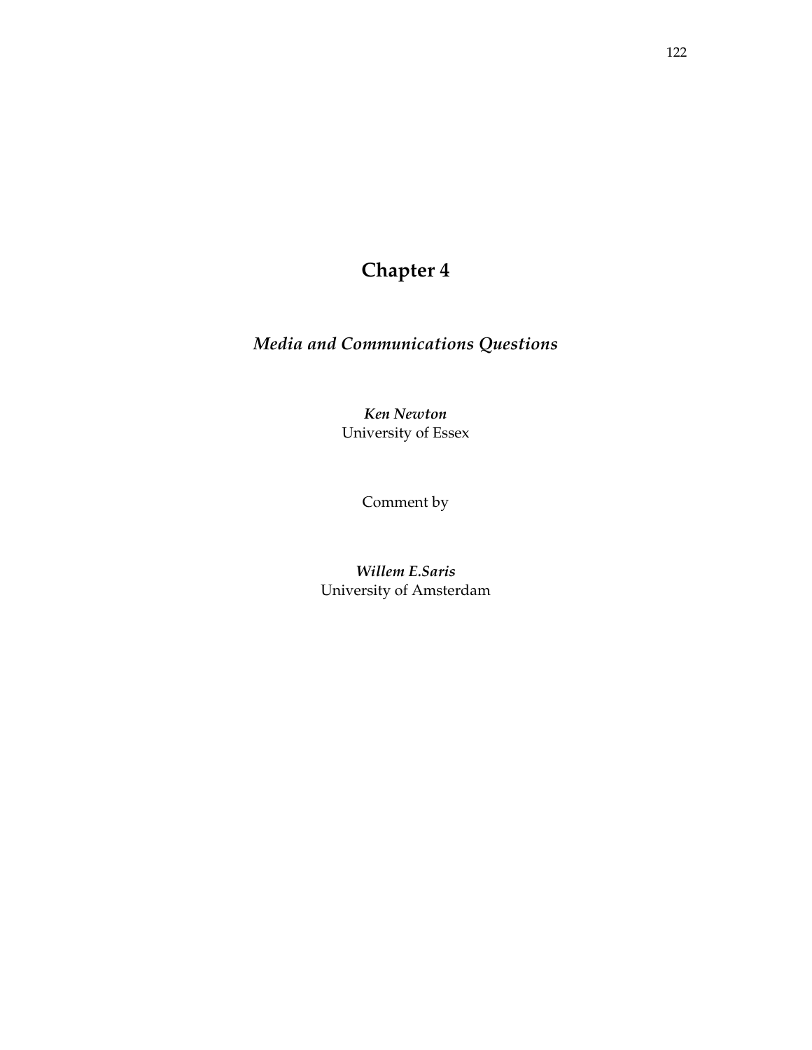# Chapter 4

## *Media and Communications Questions*

***Ken Newton***
University of Essex

Comment by

***Willem E.Saris***
University of Amsterdam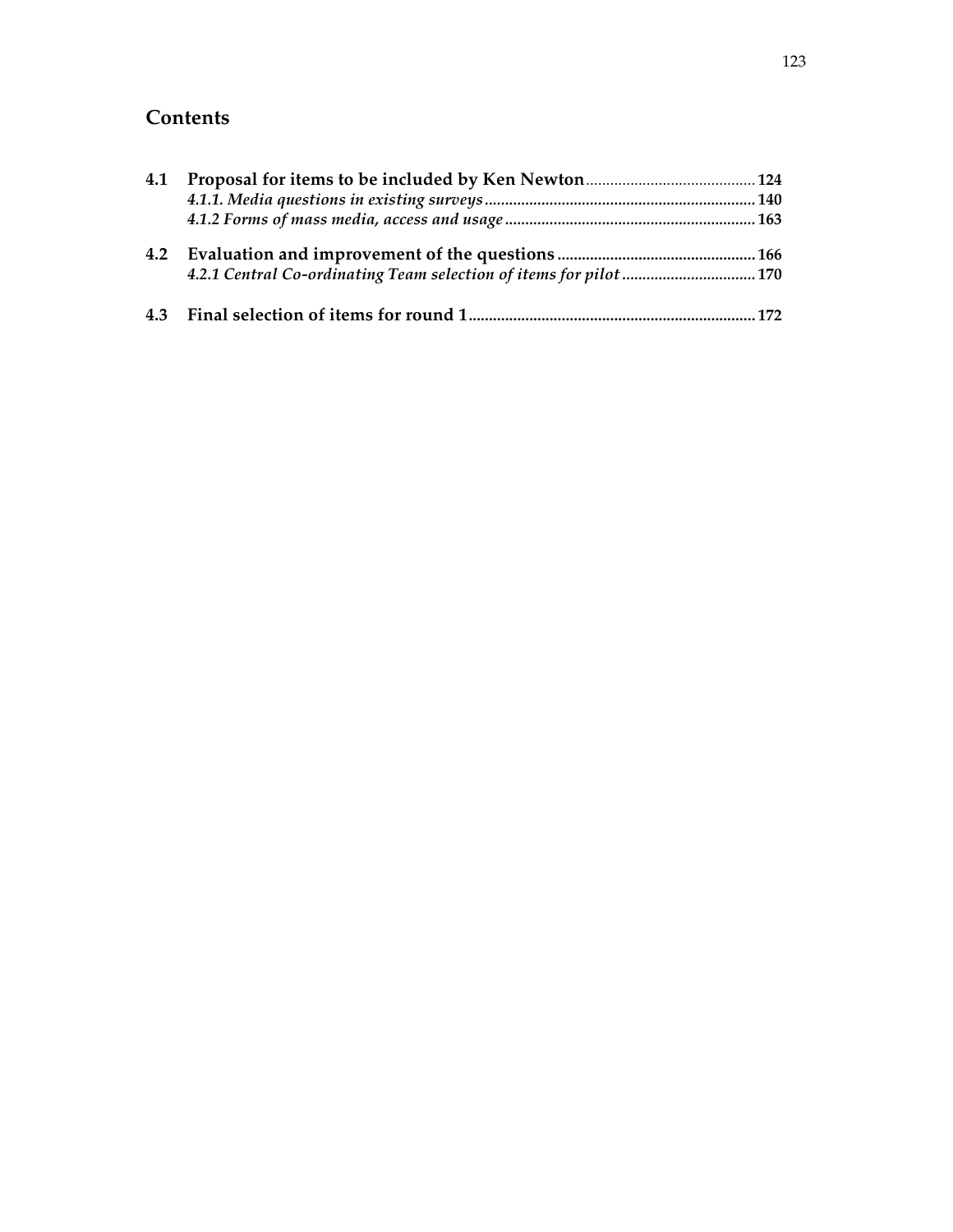## Contents

| | | |
|---|---|---|
| **4.1** | **Proposal for items to be included by Ken Newton** | **124** |
| | ***4.1.1. Media questions in existing surveys*** | **140** |
| | ***4.1.2 Forms of mass media, access and usage*** | **163** |
| **4.2** | **Evaluation and improvement of the questions** | **166** |
| | ***4.2.1 Central Co-ordinating Team selection of items for pilot*** | **170** |
| **4.3** | **Final selection of items for round 1** | **172** |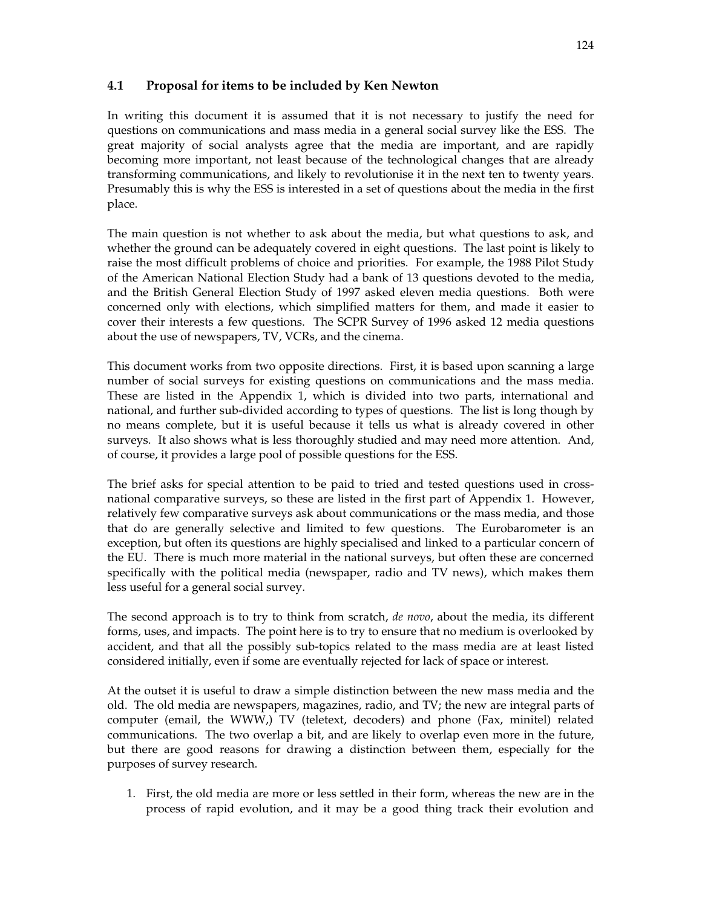### 4.1 Proposal for items to be included by Ken Newton

In writing this document it is assumed that it is not necessary to justify the need for questions on communications and mass media in a general social survey like the ESS. The great majority of social analysts agree that the media are important, and are rapidly becoming more important, not least because of the technological changes that are already transforming communications, and likely to revolutionise it in the next ten to twenty years. Presumably this is why the ESS is interested in a set of questions about the media in the first place.

The main question is not whether to ask about the media, but what questions to ask, and whether the ground can be adequately covered in eight questions. The last point is likely to raise the most difficult problems of choice and priorities. For example, the 1988 Pilot Study of the American National Election Study had a bank of 13 questions devoted to the media, and the British General Election Study of 1997 asked eleven media questions. Both were concerned only with elections, which simplified matters for them, and made it easier to cover their interests a few questions. The SCPR Survey of 1996 asked 12 media questions about the use of newspapers, TV, VCRs, and the cinema.

This document works from two opposite directions. First, it is based upon scanning a large number of social surveys for existing questions on communications and the mass media. These are listed in the Appendix 1, which is divided into two parts, international and national, and further sub-divided according to types of questions. The list is long though by no means complete, but it is useful because it tells us what is already covered in other surveys. It also shows what is less thoroughly studied and may need more attention. And, of course, it provides a large pool of possible questions for the ESS.

The brief asks for special attention to be paid to tried and tested questions used in cross-national comparative surveys, so these are listed in the first part of Appendix 1. However, relatively few comparative surveys ask about communications or the mass media, and those that do are generally selective and limited to few questions. The Eurobarometer is an exception, but often its questions are highly specialised and linked to a particular concern of the EU. There is much more material in the national surveys, but often these are concerned specifically with the political media (newspaper, radio and TV news), which makes them less useful for a general social survey.

The second approach is to try to think from scratch, *de novo*, about the media, its different forms, uses, and impacts. The point here is to try to ensure that no medium is overlooked by accident, and that all the possibly sub-topics related to the mass media are at least listed considered initially, even if some are eventually rejected for lack of space or interest.

At the outset it is useful to draw a simple distinction between the new mass media and the old. The old media are newspapers, magazines, radio, and TV; the new are integral parts of computer (email, the WWW,) TV (teletext, decoders) and phone (Fax, minitel) related communications. The two overlap a bit, and are likely to overlap even more in the future, but there are good reasons for drawing a distinction between them, especially for the purposes of survey research.

1. First, the old media are more or less settled in their form, whereas the new are in the process of rapid evolution, and it may be a good thing track their evolution and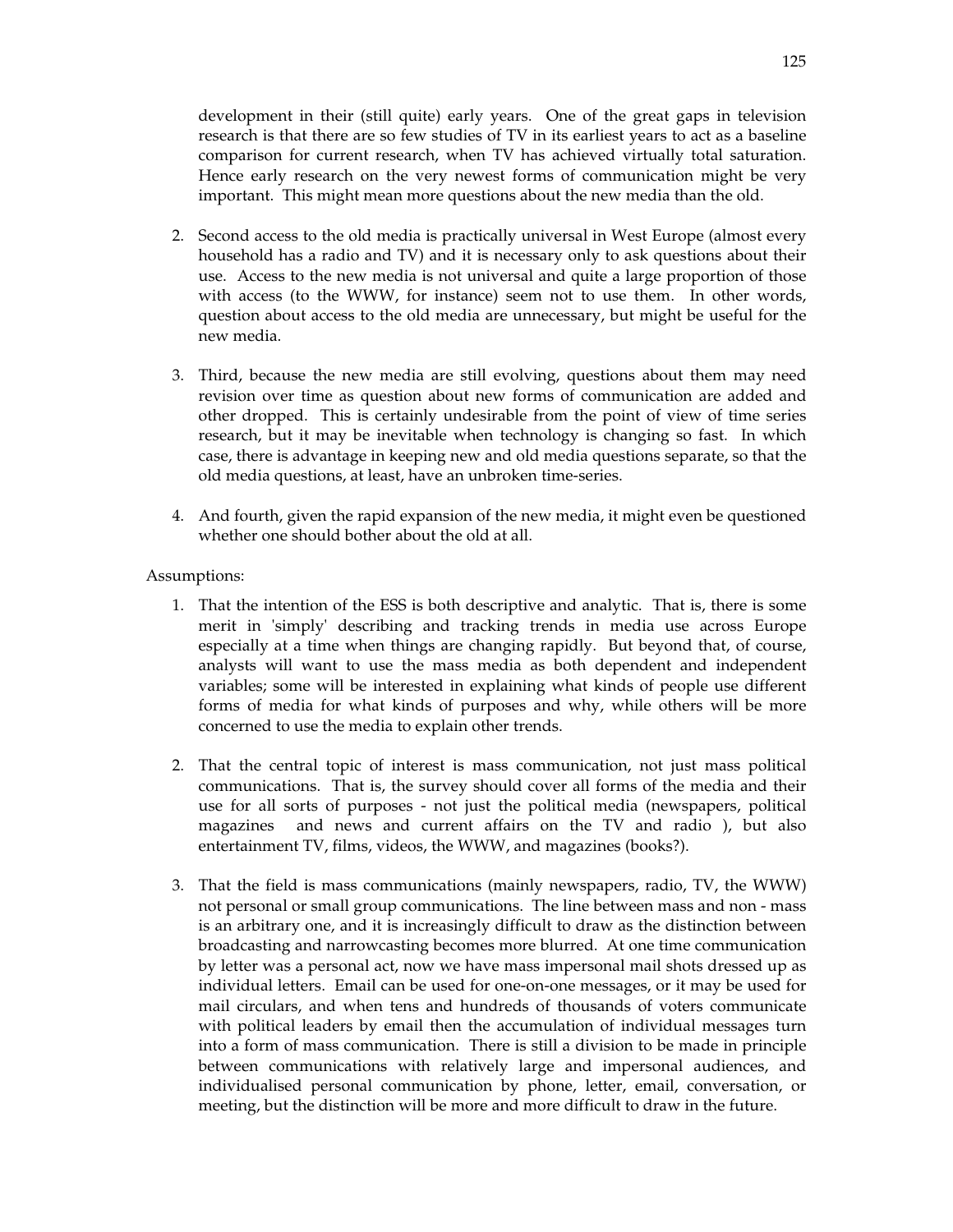development in their (still quite) early years. One of the great gaps in television research is that there are so few studies of TV in its earliest years to act as a baseline comparison for current research, when TV has achieved virtually total saturation. Hence early research on the very newest forms of communication might be very important. This might mean more questions about the new media than the old.

2. Second access to the old media is practically universal in West Europe (almost every household has a radio and TV) and it is necessary only to ask questions about their use. Access to the new media is not universal and quite a large proportion of those with access (to the WWW, for instance) seem not to use them. In other words, question about access to the old media are unnecessary, but might be useful for the new media.

3. Third, because the new media are still evolving, questions about them may need revision over time as question about new forms of communication are added and other dropped. This is certainly undesirable from the point of view of time series research, but it may be inevitable when technology is changing so fast. In which case, there is advantage in keeping new and old media questions separate, so that the old media questions, at least, have an unbroken time-series.

4. And fourth, given the rapid expansion of the new media, it might even be questioned whether one should bother about the old at all.

Assumptions:

1. That the intention of the ESS is both descriptive and analytic. That is, there is some merit in 'simply' describing and tracking trends in media use across Europe especially at a time when things are changing rapidly. But beyond that, of course, analysts will want to use the mass media as both dependent and independent variables; some will be interested in explaining what kinds of people use different forms of media for what kinds of purposes and why, while others will be more concerned to use the media to explain other trends.

2. That the central topic of interest is mass communication, not just mass political communications. That is, the survey should cover all forms of the media and their use for all sorts of purposes - not just the political media (newspapers, political magazines and news and current affairs on the TV and radio ), but also entertainment TV, films, videos, the WWW, and magazines (books?).

3. That the field is mass communications (mainly newspapers, radio, TV, the WWW) not personal or small group communications. The line between mass and non - mass is an arbitrary one, and it is increasingly difficult to draw as the distinction between broadcasting and narrowcasting becomes more blurred. At one time communication by letter was a personal act, now we have mass impersonal mail shots dressed up as individual letters. Email can be used for one-on-one messages, or it may be used for mail circulars, and when tens and hundreds of thousands of voters communicate with political leaders by email then the accumulation of individual messages turn into a form of mass communication. There is still a division to be made in principle between communications with relatively large and impersonal audiences, and individualised personal communication by phone, letter, email, conversation, or meeting, but the distinction will be more and more difficult to draw in the future.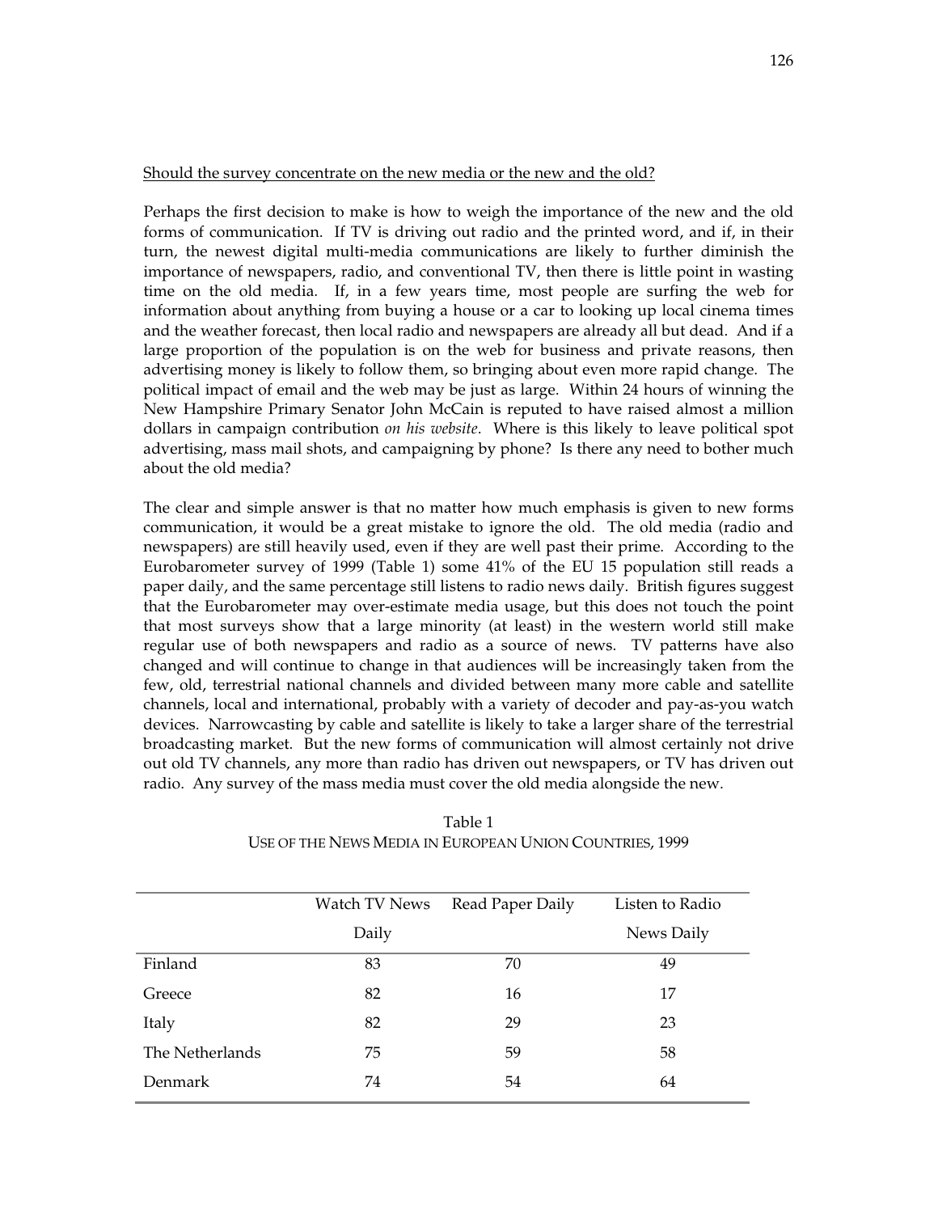Should the survey concentrate on the new media or the new and the old?

Perhaps the first decision to make is how to weigh the importance of the new and the old forms of communication. If TV is driving out radio and the printed word, and if, in their turn, the newest digital multi-media communications are likely to further diminish the importance of newspapers, radio, and conventional TV, then there is little point in wasting time on the old media. If, in a few years time, most people are surfing the web for information about anything from buying a house or a car to looking up local cinema times and the weather forecast, then local radio and newspapers are already all but dead. And if a large proportion of the population is on the web for business and private reasons, then advertising money is likely to follow them, so bringing about even more rapid change. The political impact of email and the web may be just as large. Within 24 hours of winning the New Hampshire Primary Senator John McCain is reputed to have raised almost a million dollars in campaign contribution *on his website*. Where is this likely to leave political spot advertising, mass mail shots, and campaigning by phone? Is there any need to bother much about the old media?

The clear and simple answer is that no matter how much emphasis is given to new forms communication, it would be a great mistake to ignore the old. The old media (radio and newspapers) are still heavily used, even if they are well past their prime. According to the Eurobarometer survey of 1999 (Table 1) some 41% of the EU 15 population still reads a paper daily, and the same percentage still listens to radio news daily. British figures suggest that the Eurobarometer may over-estimate media usage, but this does not touch the point that most surveys show that a large minority (at least) in the western world still make regular use of both newspapers and radio as a source of news. TV patterns have also changed and will continue to change in that audiences will be increasingly taken from the few, old, terrestrial national channels and divided between many more cable and satellite channels, local and international, probably with a variety of decoder and pay-as-you watch devices. Narrowcasting by cable and satellite is likely to take a larger share of the terrestrial broadcasting market. But the new forms of communication will almost certainly not drive out old TV channels, any more than radio has driven out newspapers, or TV has driven out radio. Any survey of the mass media must cover the old media alongside the new.

Table 1
USE OF THE NEWS MEDIA IN EUROPEAN UNION COUNTRIES, 1999

| | Watch TV News Daily | Read Paper Daily | Listen to Radio News Daily |
|---|---|---|---|
| Finland | 83 | 70 | 49 |
| Greece | 82 | 16 | 17 |
| Italy | 82 | 29 | 23 |
| The Netherlands | 75 | 59 | 58 |
| Denmark | 74 | 54 | 64 |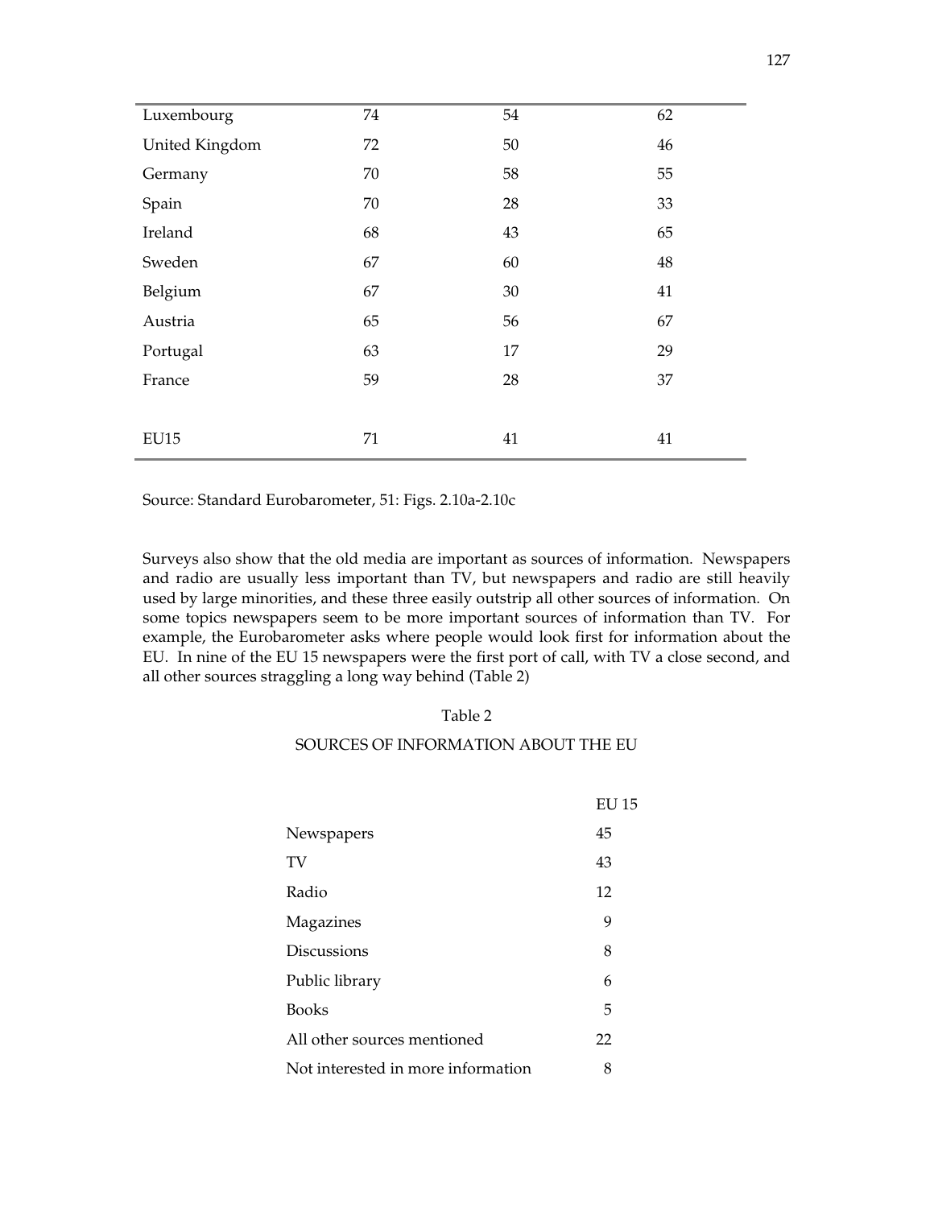| | | | |
|---|---|---|---|
| Luxembourg | 74 | 54 | 62 |
| United Kingdom | 72 | 50 | 46 |
| Germany | 70 | 58 | 55 |
| Spain | 70 | 28 | 33 |
| Ireland | 68 | 43 | 65 |
| Sweden | 67 | 60 | 48 |
| Belgium | 67 | 30 | 41 |
| Austria | 65 | 56 | 67 |
| Portugal | 63 | 17 | 29 |
| France | 59 | 28 | 37 |
| | | | |
| EU15 | 71 | 41 | 41 |

Source: Standard Eurobarometer, 51: Figs. 2.10a-2.10c

Surveys also show that the old media are important as sources of information. Newspapers and radio are usually less important than TV, but newspapers and radio are still heavily used by large minorities, and these three easily outstrip all other sources of information. On some topics newspapers seem to be more important sources of information than TV. For example, the Eurobarometer asks where people would look first for information about the EU. In nine of the EU 15 newspapers were the first port of call, with TV a close second, and all other sources straggling a long way behind (Table 2)

Table 2

SOURCES OF INFORMATION ABOUT THE EU

| | EU 15 |
|---|---|
| Newspapers | 45 |
| TV | 43 |
| Radio | 12 |
| Magazines | 9 |
| Discussions | 8 |
| Public library | 6 |
| Books | 5 |
| All other sources mentioned | 22 |
| Not interested in more information | 8 |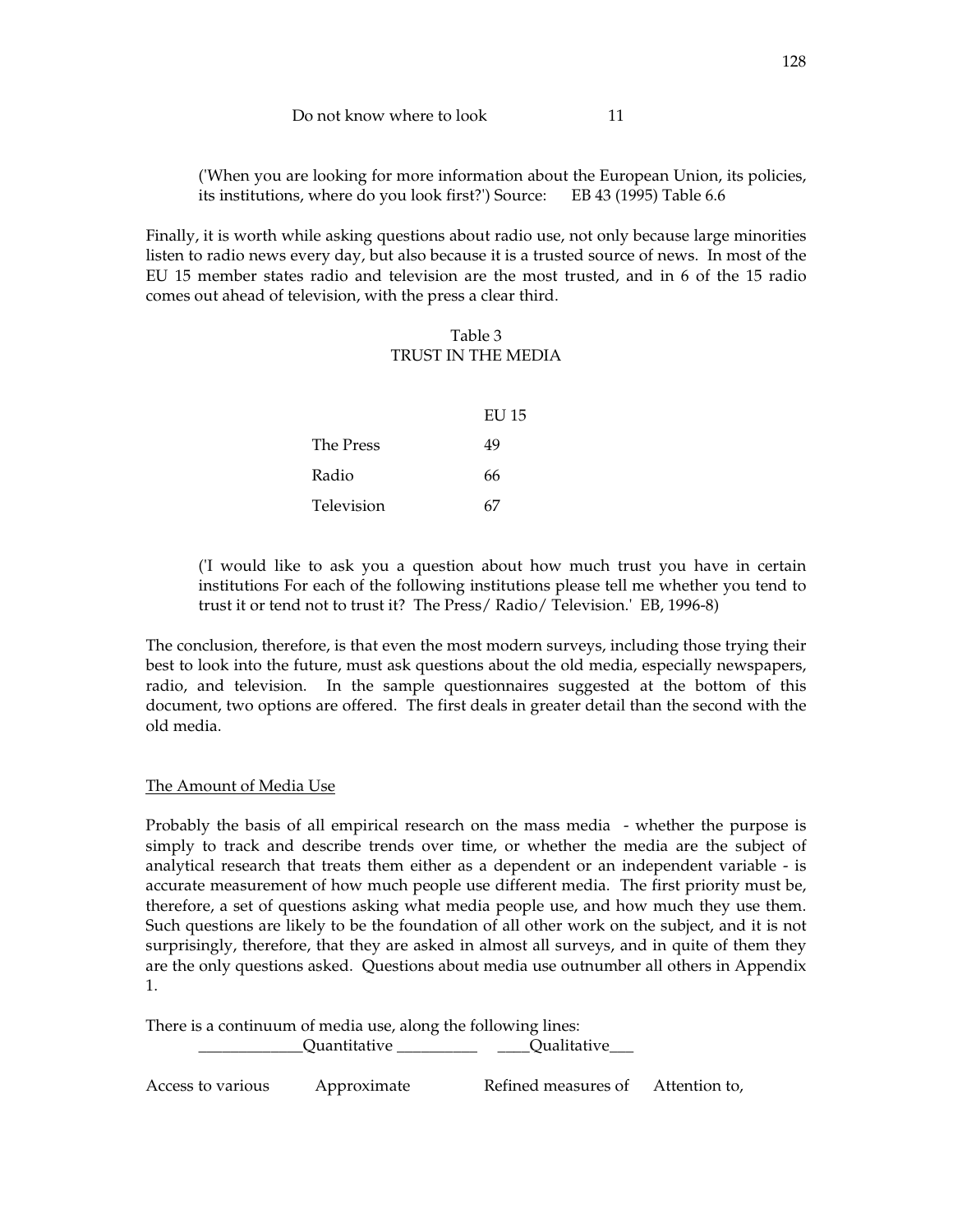Do not know where to look 11

('When you are looking for more information about the European Union, its policies, its institutions, where do you look first?') Source: EB 43 (1995) Table 6.6

Finally, it is worth while asking questions about radio use, not only because large minorities listen to radio news every day, but also because it is a trusted source of news. In most of the EU 15 member states radio and television are the most trusted, and in 6 of the 15 radio comes out ahead of television, with the press a clear third.

Table 3
TRUST IN THE MEDIA

| | EU 15 |
|---|---|
| The Press | 49 |
| Radio | 66 |
| Television | 67 |

('I would like to ask you a question about how much trust you have in certain institutions For each of the following institutions please tell me whether you tend to trust it or tend not to trust it? The Press/ Radio/ Television.' EB, 1996-8)

The conclusion, therefore, is that even the most modern surveys, including those trying their best to look into the future, must ask questions about the old media, especially newspapers, radio, and television. In the sample questionnaires suggested at the bottom of this document, two options are offered. The first deals in greater detail than the second with the old media.

## The Amount of Media Use

Probably the basis of all empirical research on the mass media - whether the purpose is simply to track and describe trends over time, or whether the media are the subject of analytical research that treats them either as a dependent or an independent variable - is accurate measurement of how much people use different media. The first priority must be, therefore, a set of questions asking what media people use, and how much they use them. Such questions are likely to be the foundation of all other work on the subject, and it is not surprisingly, therefore, that they are asked in almost all surveys, and in quite of them they are the only questions asked. Questions about media use outnumber all others in Appendix 1.

There is a continuum of media use, along the following lines:

_____________Quantitative __________ ____Qualitative___

Access to various Approximate Refined measures of Attention to,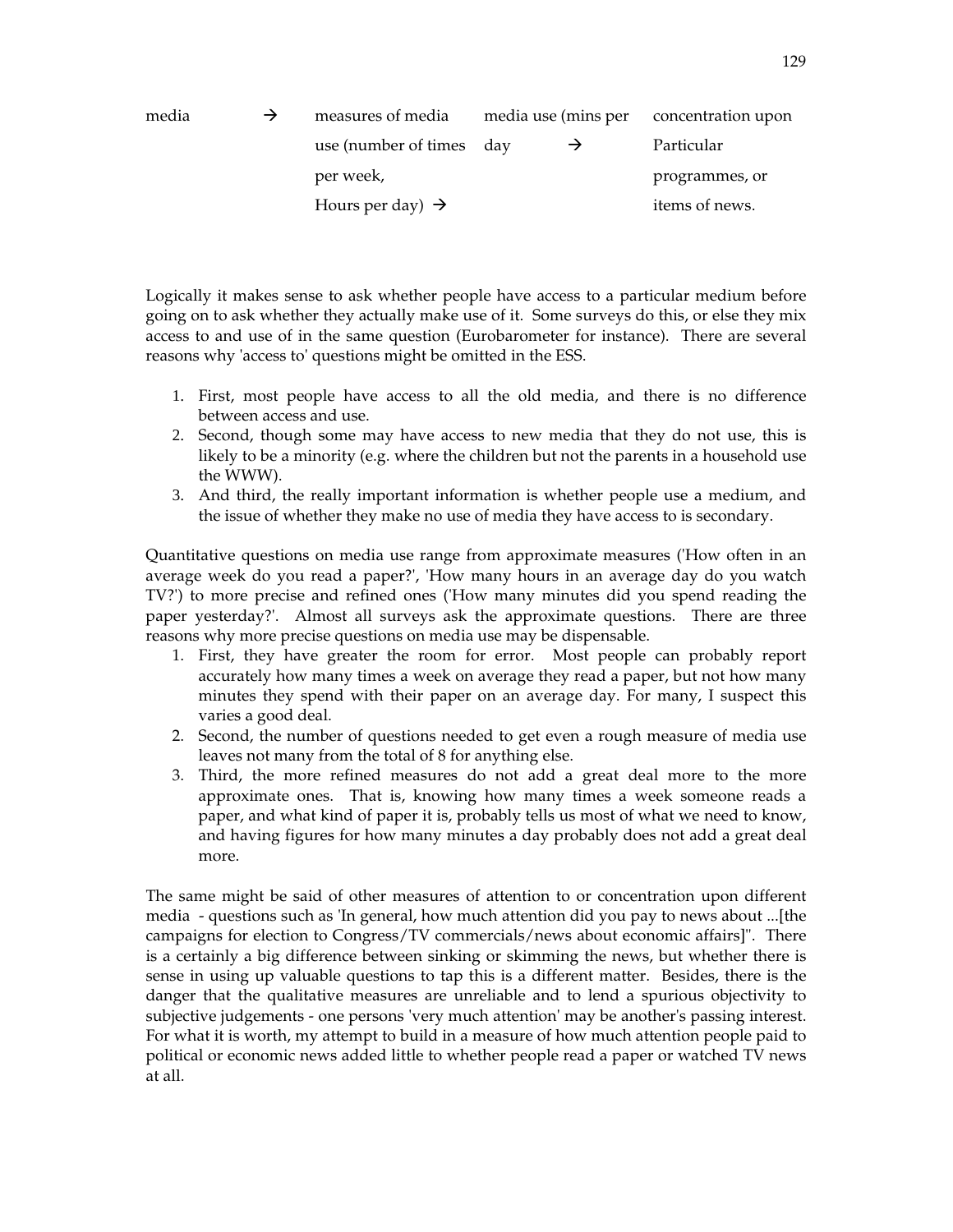| media | → | measures of media use (number of times per week, Hours per day) → | media use (mins per day → | concentration upon Particular programmes, or items of news. |
|---|---|---|---|---|

Logically it makes sense to ask whether people have access to a particular medium before going on to ask whether they actually make use of it. Some surveys do this, or else they mix access to and use of in the same question (Eurobarometer for instance). There are several reasons why 'access to' questions might be omitted in the ESS.

1. First, most people have access to all the old media, and there is no difference between access and use.
2. Second, though some may have access to new media that they do not use, this is likely to be a minority (e.g. where the children but not the parents in a household use the WWW).
3. And third, the really important information is whether people use a medium, and the issue of whether they make no use of media they have access to is secondary.

Quantitative questions on media use range from approximate measures ('How often in an average week do you read a paper?', 'How many hours in an average day do you watch TV?') to more precise and refined ones ('How many minutes did you spend reading the paper yesterday?'. Almost all surveys ask the approximate questions. There are three reasons why more precise questions on media use may be dispensable.

1. First, they have greater the room for error. Most people can probably report accurately how many times a week on average they read a paper, but not how many minutes they spend with their paper on an average day. For many, I suspect this varies a good deal.
2. Second, the number of questions needed to get even a rough measure of media use leaves not many from the total of 8 for anything else.
3. Third, the more refined measures do not add a great deal more to the more approximate ones. That is, knowing how many times a week someone reads a paper, and what kind of paper it is, probably tells us most of what we need to know, and having figures for how many minutes a day probably does not add a great deal more.

The same might be said of other measures of attention to or concentration upon different media - questions such as 'In general, how much attention did you pay to news about ...[the campaigns for election to Congress/TV commercials/news about economic affairs]''. There is a certainly a big difference between sinking or skimming the news, but whether there is sense in using up valuable questions to tap this is a different matter. Besides, there is the danger that the qualitative measures are unreliable and to lend a spurious objectivity to subjective judgements - one persons 'very much attention' may be another's passing interest. For what it is worth, my attempt to build in a measure of how much attention people paid to political or economic news added little to whether people read a paper or watched TV news at all.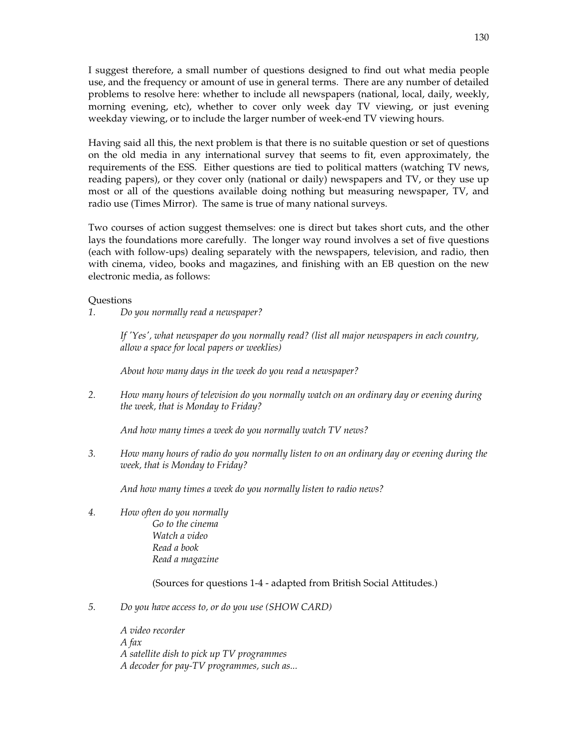I suggest therefore, a small number of questions designed to find out what media people use, and the frequency or amount of use in general terms. There are any number of detailed problems to resolve here: whether to include all newspapers (national, local, daily, weekly, morning evening, etc), whether to cover only week day TV viewing, or just evening weekday viewing, or to include the larger number of week-end TV viewing hours.

Having said all this, the next problem is that there is no suitable question or set of questions on the old media in any international survey that seems to fit, even approximately, the requirements of the ESS. Either questions are tied to political matters (watching TV news, reading papers), or they cover only (national or daily) newspapers and TV, or they use up most or all of the questions available doing nothing but measuring newspaper, TV, and radio use (Times Mirror). The same is true of many national surveys.

Two courses of action suggest themselves: one is direct but takes short cuts, and the other lays the foundations more carefully. The longer way round involves a set of five questions (each with follow-ups) dealing separately with the newspapers, television, and radio, then with cinema, video, books and magazines, and finishing with an EB question on the new electronic media, as follows:

Questions

1. *Do you normally read a newspaper?*

   *If 'Yes', what newspaper do you normally read? (list all major newspapers in each country, allow a space for local papers or weeklies)*

   *About how many days in the week do you read a newspaper?*

2. *How many hours of television do you normally watch on an ordinary day or evening during the week, that is Monday to Friday?*

   *And how many times a week do you normally watch TV news?*

3. *How many hours of radio do you normally listen to on an ordinary day or evening during the week, that is Monday to Friday?*

   *And how many times a week do you normally listen to radio news?*

4. *How often do you normally*
   - *Go to the cinema*
   - *Watch a video*
   - *Read a book*
   - *Read a magazine*

   (Sources for questions 1-4 - adapted from British Social Attitudes.)

5. *Do you have access to, or do you use (SHOW CARD)*

   *A video recorder*
   *A fax*
   *A satellite dish to pick up TV programmes*
   *A decoder for pay-TV programmes, such as...*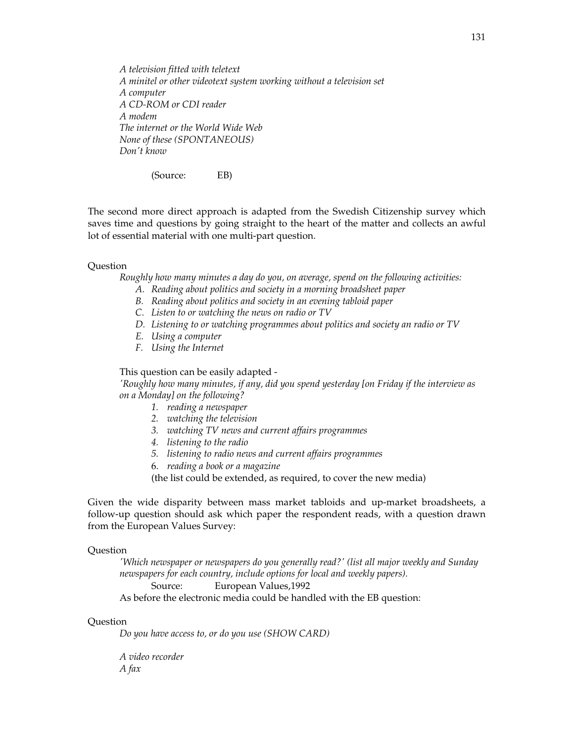*A television fitted with teletext*
*A minitel or other videotext system working without a television set*
*A computer*
*A CD-ROM or CDI reader*
*A modem*
*The internet or the World Wide Web*
*None of these (SPONTANEOUS)*
*Don't know*

(Source: EB)

The second more direct approach is adapted from the Swedish Citizenship survey which saves time and questions by going straight to the heart of the matter and collects an awful lot of essential material with one multi-part question.

Question

*Roughly how many minutes a day do you, on average, spend on the following activities:*

A. *Reading about politics and society in a morning broadsheet paper*
B. *Reading about politics and society in an evening tabloid paper*
C. *Listen to or watching the news on radio or TV*
D. *Listening to or watching programmes about politics and society an radio or TV*
E. *Using a computer*
F. *Using the Internet*

This question can be easily adapted -

*'Roughly how many minutes, if any, did you spend yesterday [on Friday if the interview as on a Monday] on the following?*

1. *reading a newspaper*
2. *watching the television*
3. *watching TV news and current affairs programmes*
4. *listening to the radio*
5. *listening to radio news and current affairs programmes*
6. *reading a book or a magazine*

(the list could be extended, as required, to cover the new media)

Given the wide disparity between mass market tabloids and up-market broadsheets, a follow-up question should ask which paper the respondent reads, with a question drawn from the European Values Survey:

Question

*'Which newspaper or newspapers do you generally read?' (list all major weekly and Sunday newspapers for each country, include options for local and weekly papers).*

Source: European Values,1992

As before the electronic media could be handled with the EB question:

Question

*Do you have access to, or do you use (SHOW CARD)*

*A video recorder*
*A fax*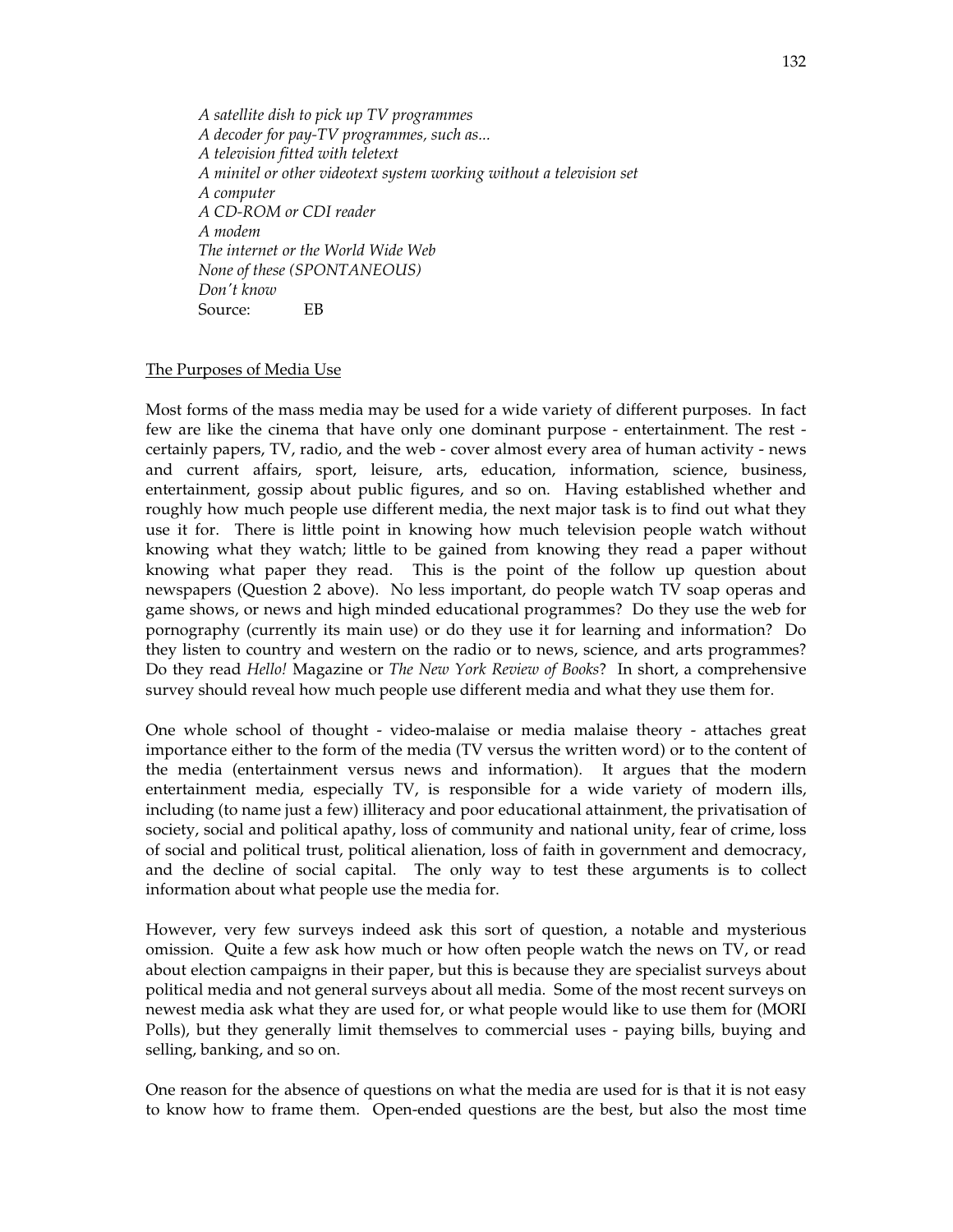*A satellite dish to pick up TV programmes*
*A decoder for pay-TV programmes, such as...*
*A television fitted with teletext*
*A minitel or other videotext system working without a television set*
*A computer*
*A CD-ROM or CDI reader*
*A modem*
*The internet or the World Wide Web*
*None of these (SPONTANEOUS)*
*Don't know*
Source: EB

## The Purposes of Media Use

Most forms of the mass media may be used for a wide variety of different purposes. In fact few are like the cinema that have only one dominant purpose - entertainment. The rest - certainly papers, TV, radio, and the web - cover almost every area of human activity - news and current affairs, sport, leisure, arts, education, information, science, business, entertainment, gossip about public figures, and so on. Having established whether and roughly how much people use different media, the next major task is to find out what they use it for. There is little point in knowing how much television people watch without knowing what they watch; little to be gained from knowing they read a paper without knowing what paper they read. This is the point of the follow up question about newspapers (Question 2 above). No less important, do people watch TV soap operas and game shows, or news and high minded educational programmes? Do they use the web for pornography (currently its main use) or do they use it for learning and information? Do they listen to country and western on the radio or to news, science, and arts programmes? Do they read *Hello!* Magazine or *The New York Review of Books*? In short, a comprehensive survey should reveal how much people use different media and what they use them for.

One whole school of thought - video-malaise or media malaise theory - attaches great importance either to the form of the media (TV versus the written word) or to the content of the media (entertainment versus news and information). It argues that the modern entertainment media, especially TV, is responsible for a wide variety of modern ills, including (to name just a few) illiteracy and poor educational attainment, the privatisation of society, social and political apathy, loss of community and national unity, fear of crime, loss of social and political trust, political alienation, loss of faith in government and democracy, and the decline of social capital. The only way to test these arguments is to collect information about what people use the media for.

However, very few surveys indeed ask this sort of question, a notable and mysterious omission. Quite a few ask how much or how often people watch the news on TV, or read about election campaigns in their paper, but this is because they are specialist surveys about political media and not general surveys about all media. Some of the most recent surveys on newest media ask what they are used for, or what people would like to use them for (MORI Polls), but they generally limit themselves to commercial uses - paying bills, buying and selling, banking, and so on.

One reason for the absence of questions on what the media are used for is that it is not easy to know how to frame them. Open-ended questions are the best, but also the most time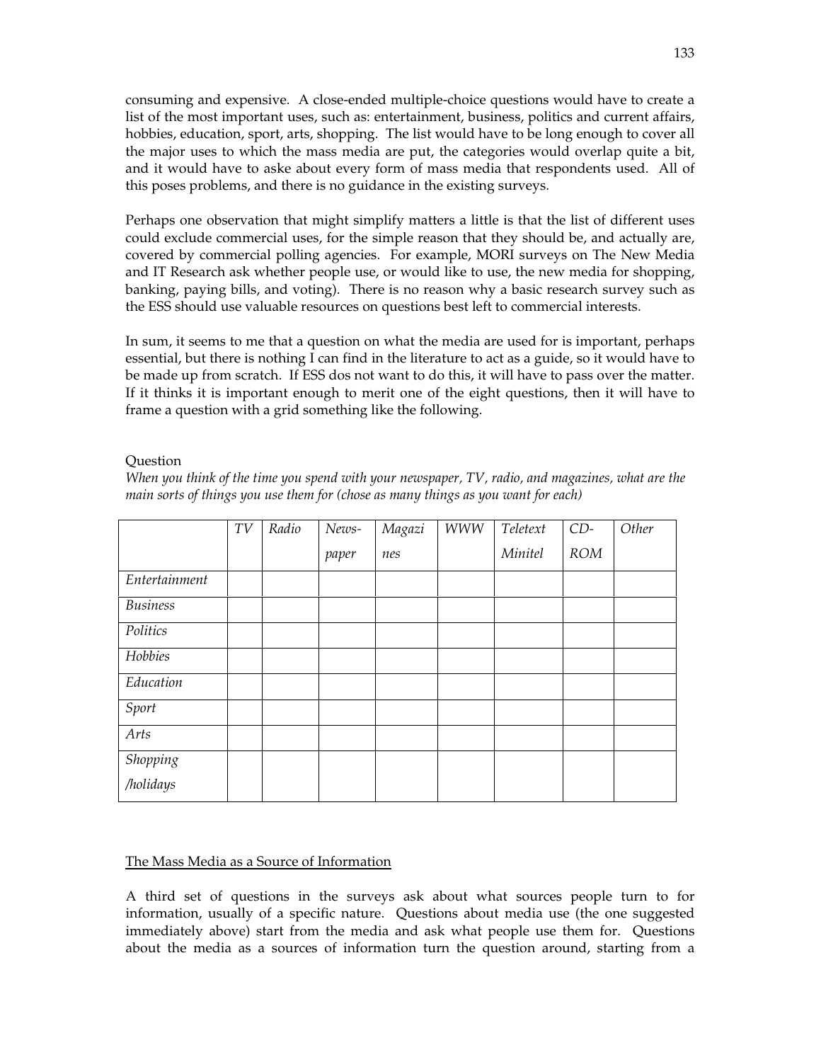consuming and expensive. A close-ended multiple-choice questions would have to create a list of the most important uses, such as: entertainment, business, politics and current affairs, hobbies, education, sport, arts, shopping. The list would have to be long enough to cover all the major uses to which the mass media are put, the categories would overlap quite a bit, and it would have to aske about every form of mass media that respondents used. All of this poses problems, and there is no guidance in the existing surveys.

Perhaps one observation that might simplify matters a little is that the list of different uses could exclude commercial uses, for the simple reason that they should be, and actually are, covered by commercial polling agencies. For example, MORI surveys on The New Media and IT Research ask whether people use, or would like to use, the new media for shopping, banking, paying bills, and voting). There is no reason why a basic research survey such as the ESS should use valuable resources on questions best left to commercial interests.

In sum, it seems to me that a question on what the media are used for is important, perhaps essential, but there is nothing I can find in the literature to act as a guide, so it would have to be made up from scratch. If ESS dos not want to do this, it will have to pass over the matter. If it thinks it is important enough to merit one of the eight questions, then it will have to frame a question with a grid something like the following.

Question

*When you think of the time you spend with your newspaper, TV, radio, and magazines, what are the main sorts of things you use them for (chose as many things as you want for each)*

| | *TV* | *Radio* | *News-paper* | *Magazines* | *WWW* | *Teletext Minitel* | *CD-ROM* | *Other* |
|---|---|---|---|---|---|---|---|---|
| *Entertainment* | | | | | | | | |
| *Business* | | | | | | | | |
| *Politics* | | | | | | | | |
| *Hobbies* | | | | | | | | |
| *Education* | | | | | | | | |
| *Sport* | | | | | | | | |
| *Arts* | | | | | | | | |
| *Shopping /holidays* | | | | | | | | |

<u>The Mass Media as a Source of Information</u>

A third set of questions in the surveys ask about what sources people turn to for information, usually of a specific nature. Questions about media use (the one suggested immediately above) start from the media and ask what people use them for. Questions about the media as a sources of information turn the question around, starting from a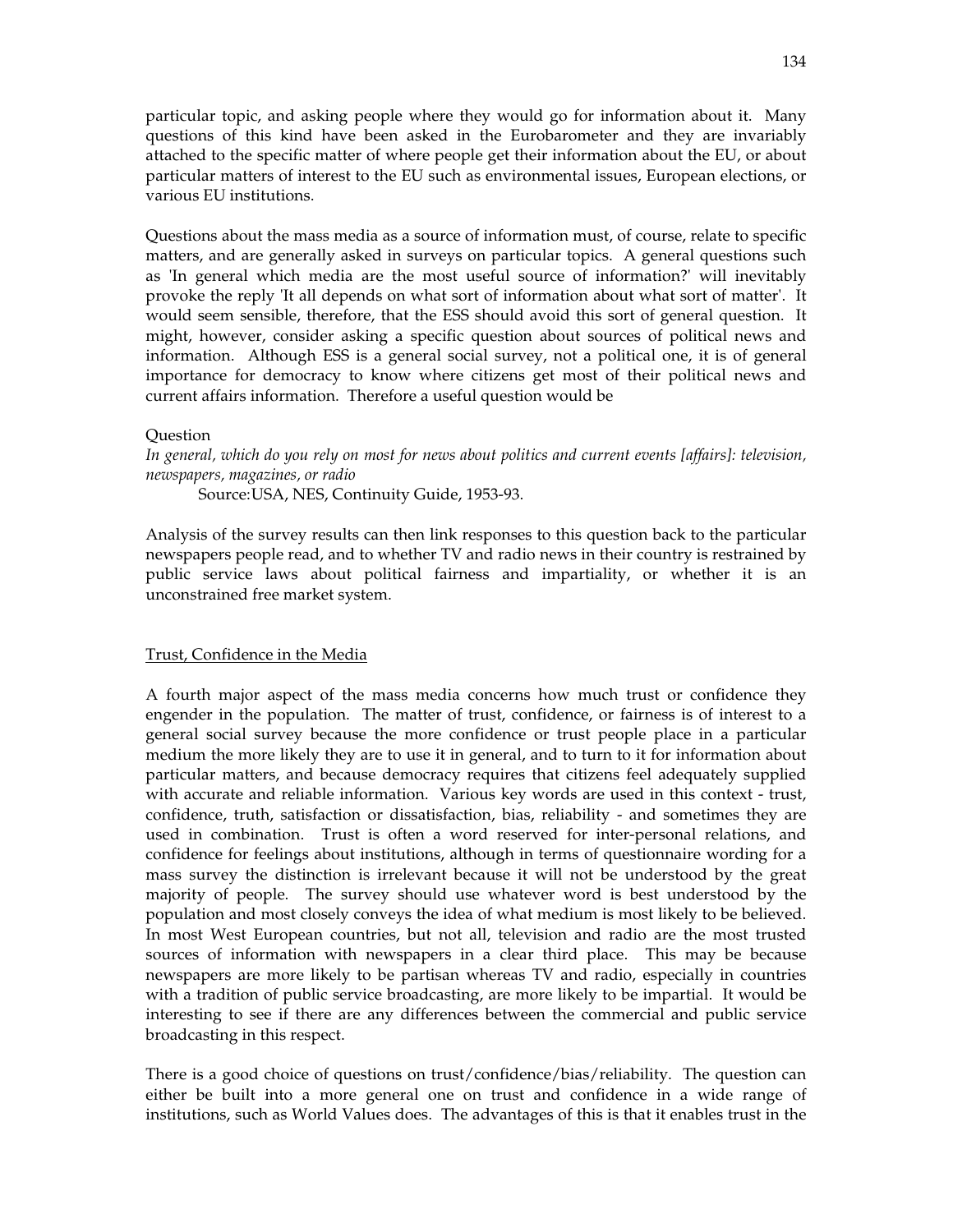particular topic, and asking people where they would go for information about it. Many questions of this kind have been asked in the Eurobarometer and they are invariably attached to the specific matter of where people get their information about the EU, or about particular matters of interest to the EU such as environmental issues, European elections, or various EU institutions.

Questions about the mass media as a source of information must, of course, relate to specific matters, and are generally asked in surveys on particular topics. A general questions such as 'In general which media are the most useful source of information?' will inevitably provoke the reply 'It all depends on what sort of information about what sort of matter'. It would seem sensible, therefore, that the ESS should avoid this sort of general question. It might, however, consider asking a specific question about sources of political news and information. Although ESS is a general social survey, not a political one, it is of general importance for democracy to know where citizens get most of their political news and current affairs information. Therefore a useful question would be

Question

*In general, which do you rely on most for news about politics and current events [affairs]: television, newspapers, magazines, or radio*

Source:USA, NES, Continuity Guide, 1953-93.

Analysis of the survey results can then link responses to this question back to the particular newspapers people read, and to whether TV and radio news in their country is restrained by public service laws about political fairness and impartiality, or whether it is an unconstrained free market system.

## Trust, Confidence in the Media

A fourth major aspect of the mass media concerns how much trust or confidence they engender in the population. The matter of trust, confidence, or fairness is of interest to a general social survey because the more confidence or trust people place in a particular medium the more likely they are to use it in general, and to turn to it for information about particular matters, and because democracy requires that citizens feel adequately supplied with accurate and reliable information. Various key words are used in this context - trust, confidence, truth, satisfaction or dissatisfaction, bias, reliability - and sometimes they are used in combination. Trust is often a word reserved for inter-personal relations, and confidence for feelings about institutions, although in terms of questionnaire wording for a mass survey the distinction is irrelevant because it will not be understood by the great majority of people. The survey should use whatever word is best understood by the population and most closely conveys the idea of what medium is most likely to be believed. In most West European countries, but not all, television and radio are the most trusted sources of information with newspapers in a clear third place. This may be because newspapers are more likely to be partisan whereas TV and radio, especially in countries with a tradition of public service broadcasting, are more likely to be impartial. It would be interesting to see if there are any differences between the commercial and public service broadcasting in this respect.

There is a good choice of questions on trust/confidence/bias/reliability. The question can either be built into a more general one on trust and confidence in a wide range of institutions, such as World Values does. The advantages of this is that it enables trust in the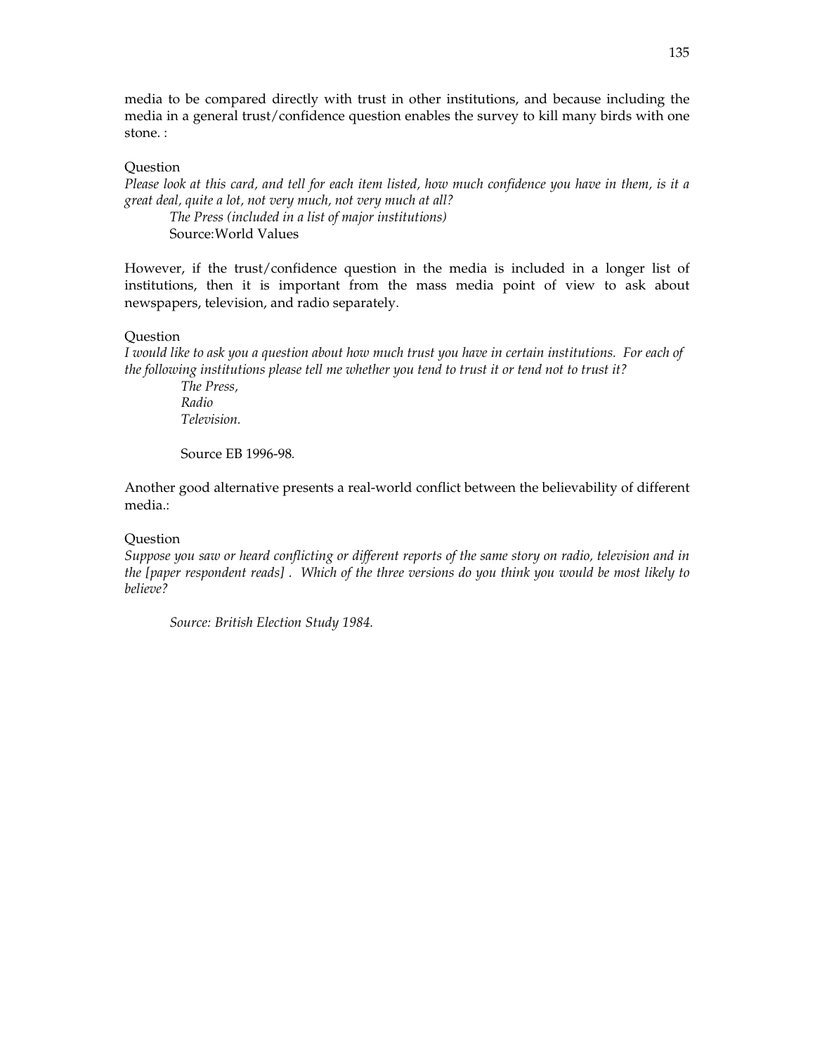media to be compared directly with trust in other institutions, and because including the media in a general trust/confidence question enables the survey to kill many birds with one stone. :

Question

*Please look at this card, and tell for each item listed, how much confidence you have in them, is it a great deal, quite a lot, not very much, not very much at all?*

*The Press (included in a list of major institutions)*

Source:World Values

However, if the trust/confidence question in the media is included in a longer list of institutions, then it is important from the mass media point of view to ask about newspapers, television, and radio separately.

Question

*I would like to ask you a question about how much trust you have in certain institutions. For each of the following institutions please tell me whether you tend to trust it or tend not to trust it?*

*The Press,*
*Radio*
*Television.*

Source EB 1996-98.

Another good alternative presents a real-world conflict between the believability of different media.:

Question

*Suppose you saw or heard conflicting or different reports of the same story on radio, television and in the [paper respondent reads] . Which of the three versions do you think you would be most likely to believe?*

*Source: British Election Study 1984.*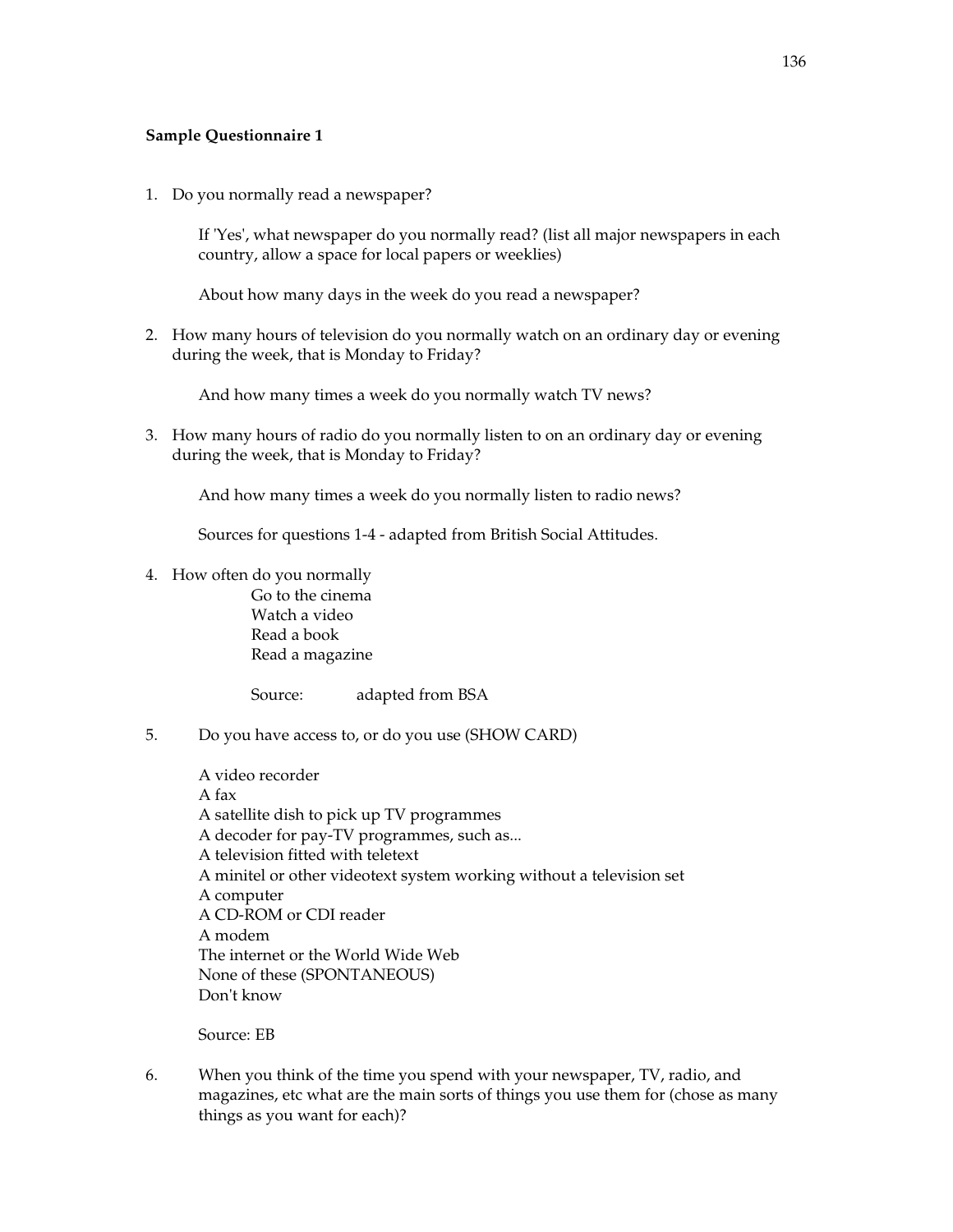**Sample Questionnaire 1**

1. Do you normally read a newspaper?

   If 'Yes', what newspaper do you normally read? (list all major newspapers in each country, allow a space for local papers or weeklies)

   About how many days in the week do you read a newspaper?

2. How many hours of television do you normally watch on an ordinary day or evening during the week, that is Monday to Friday?

   And how many times a week do you normally watch TV news?

3. How many hours of radio do you normally listen to on an ordinary day or evening during the week, that is Monday to Friday?

   And how many times a week do you normally listen to radio news?

   Sources for questions 1-4 - adapted from British Social Attitudes.

4. How often do you normally
   - Go to the cinema
   - Watch a video
   - Read a book
   - Read a magazine

   Source: adapted from BSA

5. Do you have access to, or do you use (SHOW CARD)

   A video recorder
   A fax
   A satellite dish to pick up TV programmes
   A decoder for pay-TV programmes, such as...
   A television fitted with teletext
   A minitel or other videotext system working without a television set
   A computer
   A CD-ROM or CDI reader
   A modem
   The internet or the World Wide Web
   None of these (SPONTANEOUS)
   Don't know

   Source: EB

6. When you think of the time you spend with your newspaper, TV, radio, and magazines, etc what are the main sorts of things you use them for (chose as many things as you want for each)?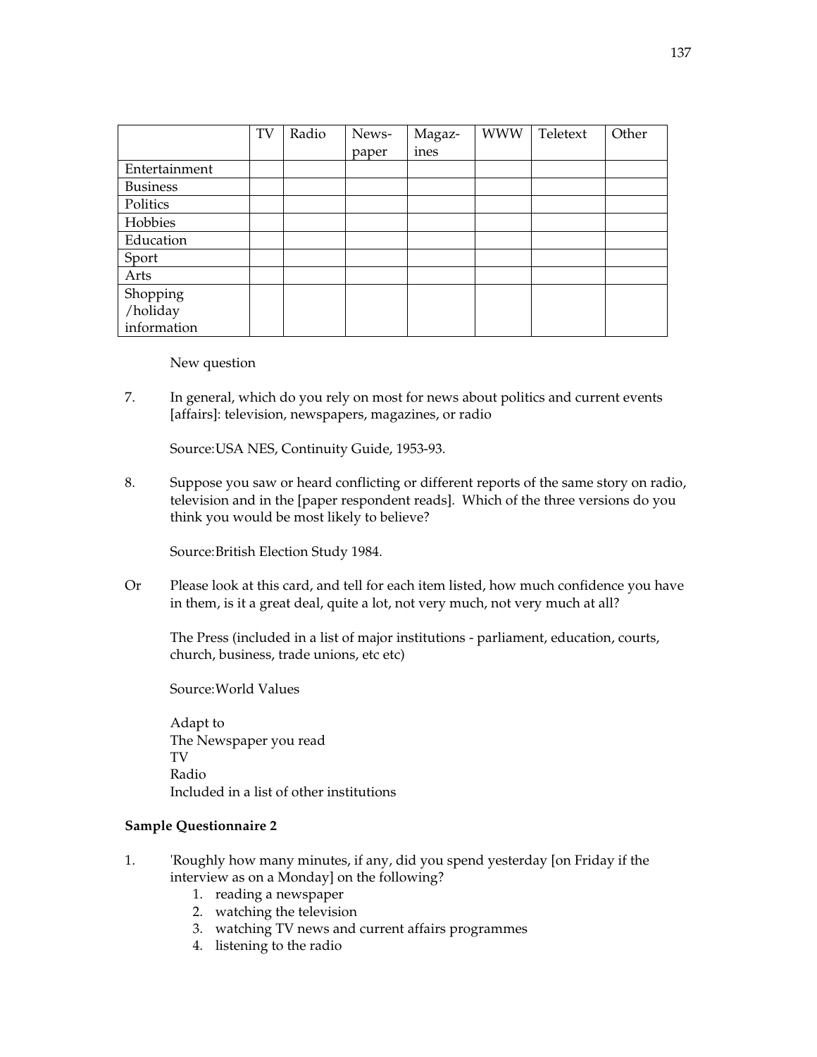| | TV | Radio | News-paper | Magaz-ines | WWW | Teletext | Other |
|---|---|---|---|---|---|---|---|
| Entertainment | | | | | | | |
| Business | | | | | | | |
| Politics | | | | | | | |
| Hobbies | | | | | | | |
| Education | | | | | | | |
| Sport | | | | | | | |
| Arts | | | | | | | |
| Shopping /holiday information | | | | | | | |

New question

7. In general, which do you rely on most for news about politics and current events [affairs]: television, newspapers, magazines, or radio

   Source:USA NES, Continuity Guide, 1953-93.

8. Suppose you saw or heard conflicting or different reports of the same story on radio, television and in the [paper respondent reads]. Which of the three versions do you think you would be most likely to believe?

   Source:British Election Study 1984.

Or Please look at this card, and tell for each item listed, how much confidence you have in them, is it a great deal, quite a lot, not very much, not very much at all?

   The Press (included in a list of major institutions - parliament, education, courts, church, business, trade unions, etc etc)

   Source:World Values

   Adapt to
   The Newspaper you read
   TV
   Radio
   Included in a list of other institutions

**Sample Questionnaire 2**

1. 'Roughly how many minutes, if any, did you spend yesterday [on Friday if the interview as on a Monday] on the following?
   1. reading a newspaper
   2. watching the television
   3. watching TV news and current affairs programmes
   4. listening to the radio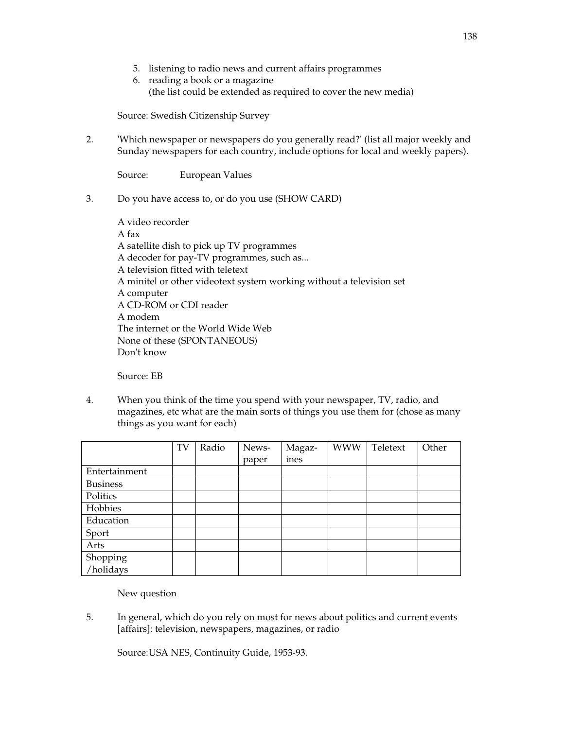5. listening to radio news and current affairs programmes
6. reading a book or a magazine
   (the list could be extended as required to cover the new media)

Source: Swedish Citizenship Survey

2. 'Which newspaper or newspapers do you generally read?' (list all major weekly and Sunday newspapers for each country, include options for local and weekly papers).

   Source: European Values

3. Do you have access to, or do you use (SHOW CARD)

   A video recorder
   A fax
   A satellite dish to pick up TV programmes
   A decoder for pay-TV programmes, such as...
   A television fitted with teletext
   A minitel or other videotext system working without a television set
   A computer
   A CD-ROM or CDI reader
   A modem
   The internet or the World Wide Web
   None of these (SPONTANEOUS)
   Don't know

   Source: EB

4. When you think of the time you spend with your newspaper, TV, radio, and magazines, etc what are the main sorts of things you use them for (chose as many things as you want for each)

| | TV | Radio | News-paper | Magaz-ines | WWW | Teletext | Other |
|---|---|---|---|---|---|---|---|
| Entertainment | | | | | | | |
| Business | | | | | | | |
| Politics | | | | | | | |
| Hobbies | | | | | | | |
| Education | | | | | | | |
| Sport | | | | | | | |
| Arts | | | | | | | |
| Shopping /holidays | | | | | | | |

   New question

5. In general, which do you rely on most for news about politics and current events [affairs]: television, newspapers, magazines, or radio

   Source:USA NES, Continuity Guide, 1953-93.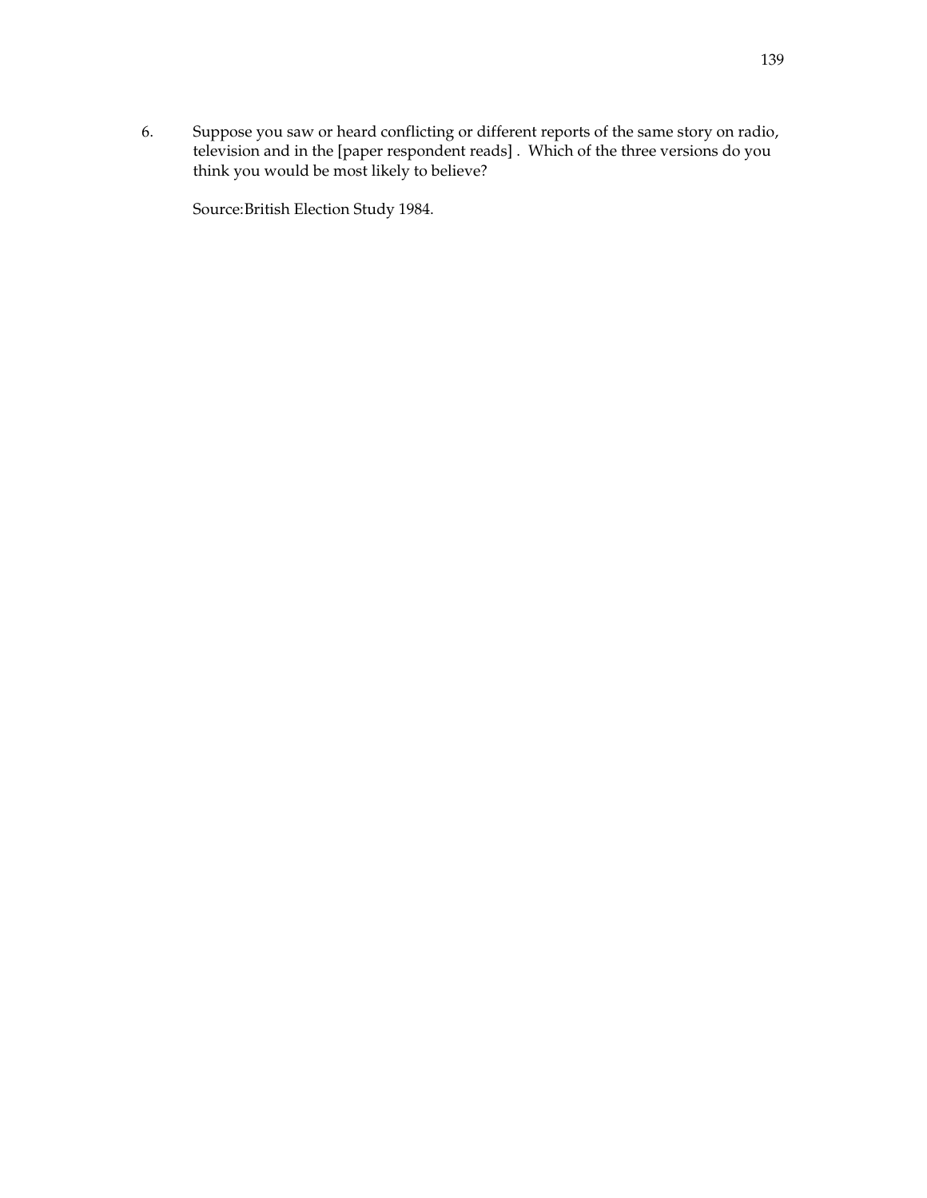6. Suppose you saw or heard conflicting or different reports of the same story on radio, television and in the [paper respondent reads] . Which of the three versions do you think you would be most likely to believe?

   Source:British Election Study 1984.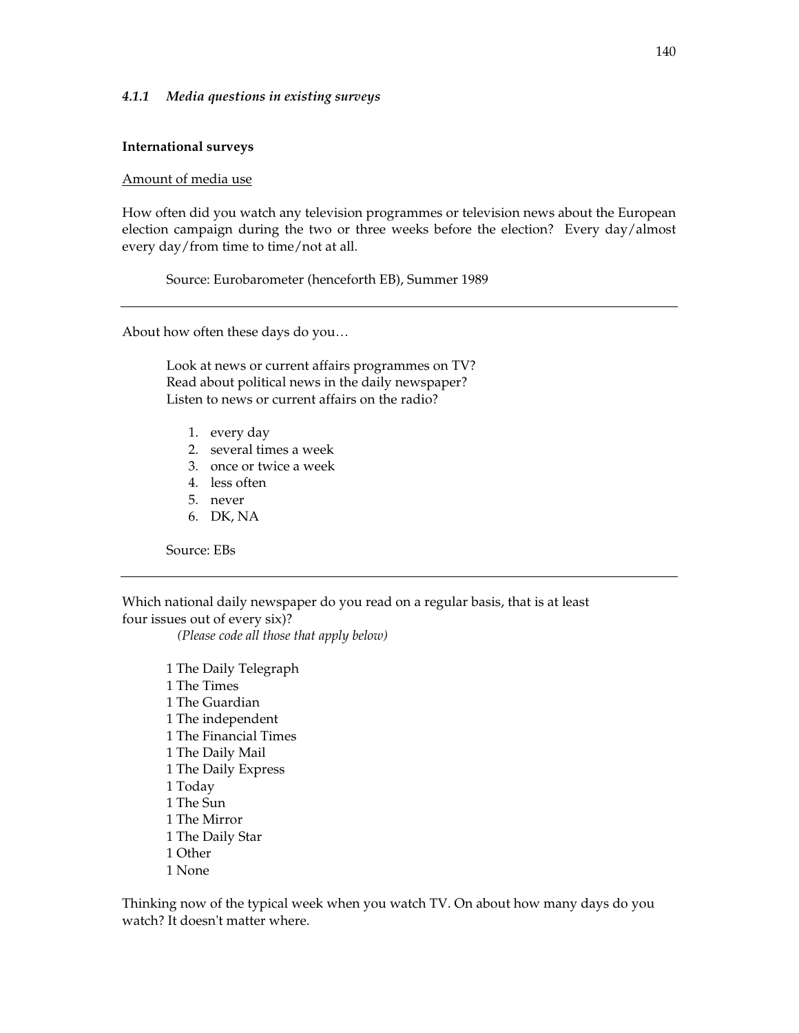### *4.1.1 Media questions in existing surveys*

**International surveys**

Amount of media use

How often did you watch any television programmes or television news about the European election campaign during the two or three weeks before the election? Every day/almost every day/from time to time/not at all.

Source: Eurobarometer (henceforth EB), Summer 1989

---

About how often these days do you…

Look at news or current affairs programmes on TV?
Read about political news in the daily newspaper?
Listen to news or current affairs on the radio?

1. every day
2. several times a week
3. once or twice a week
4. less often
5. never
6. DK, NA

Source: EBs

---

Which national daily newspaper do you read on a regular basis, that is at least four issues out of every six)?
*(Please code all those that apply below)*

1 The Daily Telegraph
1 The Times
1 The Guardian
1 The independent
1 The Financial Times
1 The Daily Mail
1 The Daily Express
1 Today
1 The Sun
1 The Mirror
1 The Daily Star
1 Other
1 None

Thinking now of the typical week when you watch TV. On about how many days do you watch? It doesn't matter where.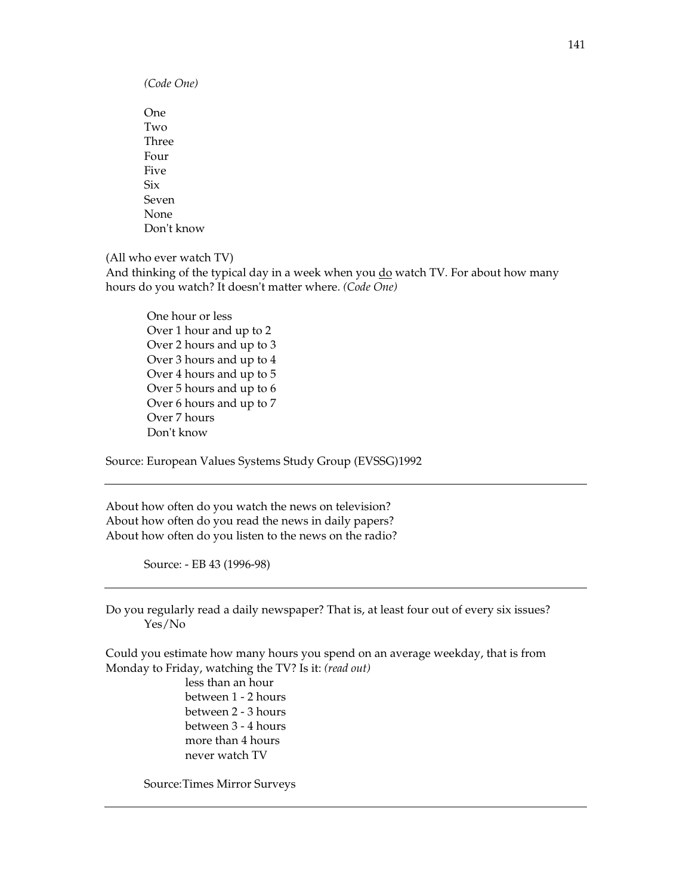*(Code One)*

One
Two
Three
Four
Five
Six
Seven
None
Don't know

(All who ever watch TV)
And thinking of the typical day in a week when you do watch TV. For about how many hours do you watch? It doesn't matter where. *(Code One)*

One hour or less
Over 1 hour and up to 2
Over 2 hours and up to 3
Over 3 hours and up to 4
Over 4 hours and up to 5
Over 5 hours and up to 6
Over 6 hours and up to 7
Over 7 hours
Don't know

Source: European Values Systems Study Group (EVSSG)1992

---

About how often do you watch the news on television?
About how often do you read the news in daily papers?
About how often do you listen to the news on the radio?

Source: - EB 43 (1996-98)

---

Do you regularly read a daily newspaper? That is, at least four out of every six issues?
Yes/No

Could you estimate how many hours you spend on an average weekday, that is from Monday to Friday, watching the TV? Is it: *(read out)*

less than an hour
between 1 - 2 hours
between 2 - 3 hours
between 3 - 4 hours
more than 4 hours
never watch TV

Source:Times Mirror Surveys

---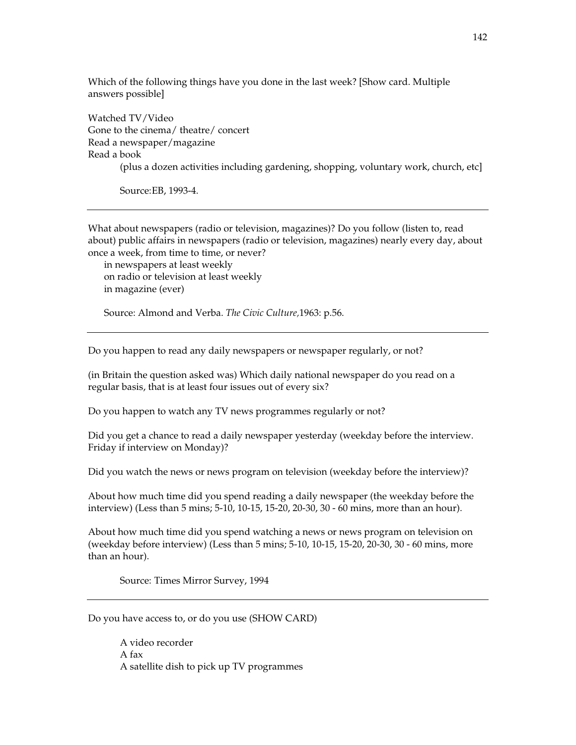Which of the following things have you done in the last week? [Show card. Multiple answers possible]

Watched TV/Video
Gone to the cinema/ theatre/ concert
Read a newspaper/magazine
Read a book

(plus a dozen activities including gardening, shopping, voluntary work, church, etc]

Source:EB, 1993-4.

---

What about newspapers (radio or television, magazines)? Do you follow (listen to, read about) public affairs in newspapers (radio or television, magazines) nearly every day, about once a week, from time to time, or never?

in newspapers at least weekly
on radio or television at least weekly
in magazine (ever)

Source: Almond and Verba. *The Civic Culture,*1963: p.56.

---

Do you happen to read any daily newspapers or newspaper regularly, or not?

(in Britain the question asked was) Which daily national newspaper do you read on a regular basis, that is at least four issues out of every six?

Do you happen to watch any TV news programmes regularly or not?

Did you get a chance to read a daily newspaper yesterday (weekday before the interview. Friday if interview on Monday)?

Did you watch the news or news program on television (weekday before the interview)?

About how much time did you spend reading a daily newspaper (the weekday before the interview) (Less than 5 mins; 5-10, 10-15, 15-20, 20-30, 30 - 60 mins, more than an hour).

About how much time did you spend watching a news or news program on television on (weekday before interview) (Less than 5 mins; 5-10, 10-15, 15-20, 20-30, 30 - 60 mins, more than an hour).

Source: Times Mirror Survey, 1994

---

Do you have access to, or do you use (SHOW CARD)

A video recorder
A fax
A satellite dish to pick up TV programmes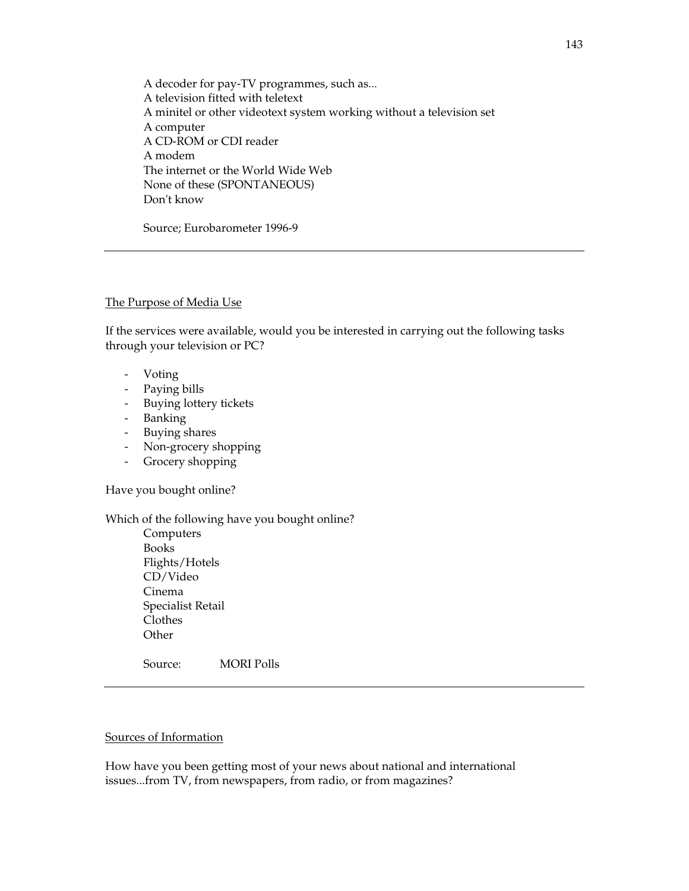A decoder for pay-TV programmes, such as...
A television fitted with teletext
A minitel or other videotext system working without a television set
A computer
A CD-ROM or CDI reader
A modem
The internet or the World Wide Web
None of these (SPONTANEOUS)
Don't know

Source; Eurobarometer 1996-9

---

<u>The Purpose of Media Use</u>

If the services were available, would you be interested in carrying out the following tasks through your television or PC?

- Voting
- Paying bills
- Buying lottery tickets
- Banking
- Buying shares
- Non-grocery shopping
- Grocery shopping

Have you bought online?

Which of the following have you bought online?

Computers
Books
Flights/Hotels
CD/Video
Cinema
Specialist Retail
Clothes
Other

Source: MORI Polls

---

<u>Sources of Information</u>

How have you been getting most of your news about national and international issues...from TV, from newspapers, from radio, or from magazines?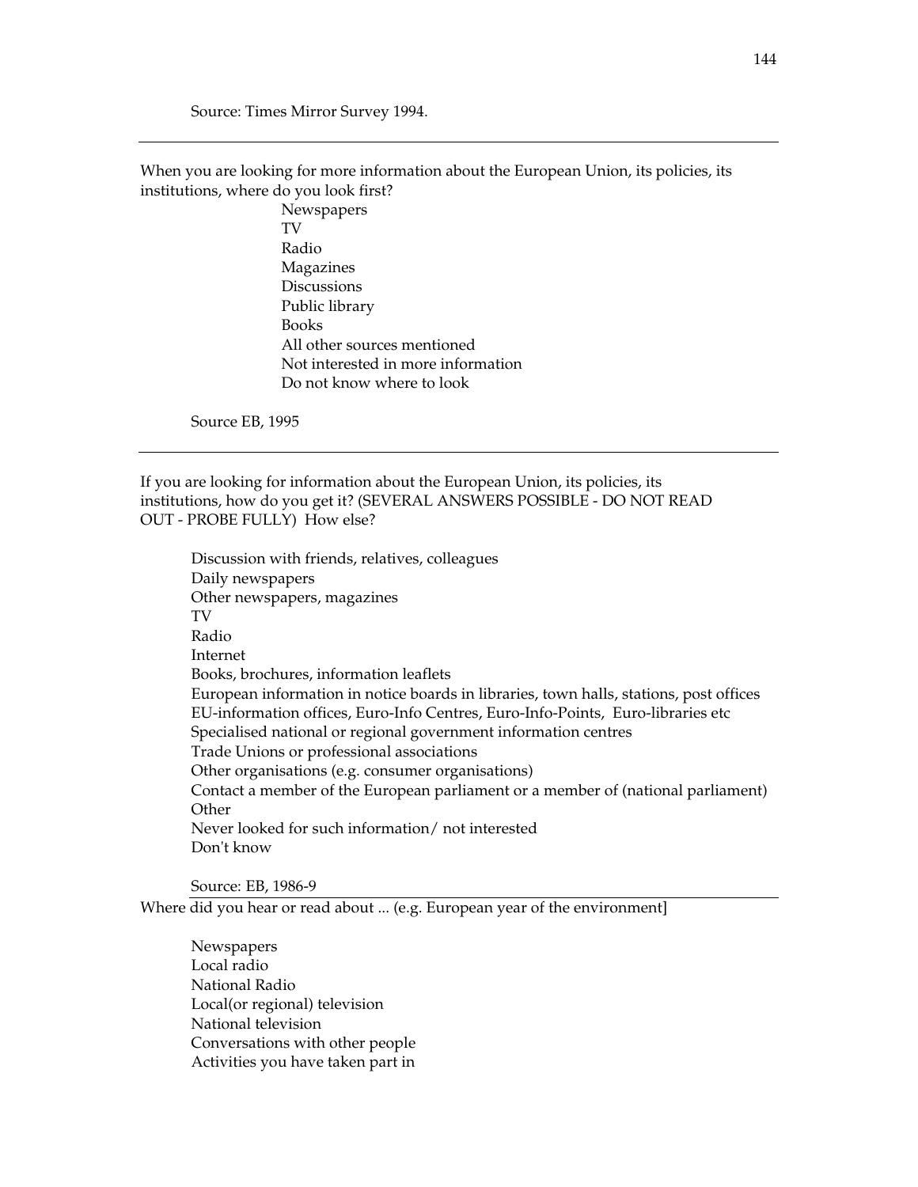Source: Times Mirror Survey 1994.

---

When you are looking for more information about the European Union, its policies, its institutions, where do you look first?

- Newspapers
- TV
- Radio
- Magazines
- Discussions
- Public library
- Books
- All other sources mentioned
- Not interested in more information
- Do not know where to look

Source EB, 1995

---

If you are looking for information about the European Union, its policies, its institutions, how do you get it? (SEVERAL ANSWERS POSSIBLE - DO NOT READ OUT - PROBE FULLY) How else?

- Discussion with friends, relatives, colleagues
- Daily newspapers
- Other newspapers, magazines
- TV
- Radio
- Internet
- Books, brochures, information leaflets
- European information in notice boards in libraries, town halls, stations, post offices
- EU-information offices, Euro-Info Centres, Euro-Info-Points, Euro-libraries etc
- Specialised national or regional government information centres
- Trade Unions or professional associations
- Other organisations (e.g. consumer organisations)
- Contact a member of the European parliament or a member of (national parliament)
- Other
- Never looked for such information/ not interested
- Don't know

Source: EB, 1986-9

---

Where did you hear or read about ... (e.g. European year of the environment]

- Newspapers
- Local radio
- National Radio
- Local(or regional) television
- National television
- Conversations with other people
- Activities you have taken part in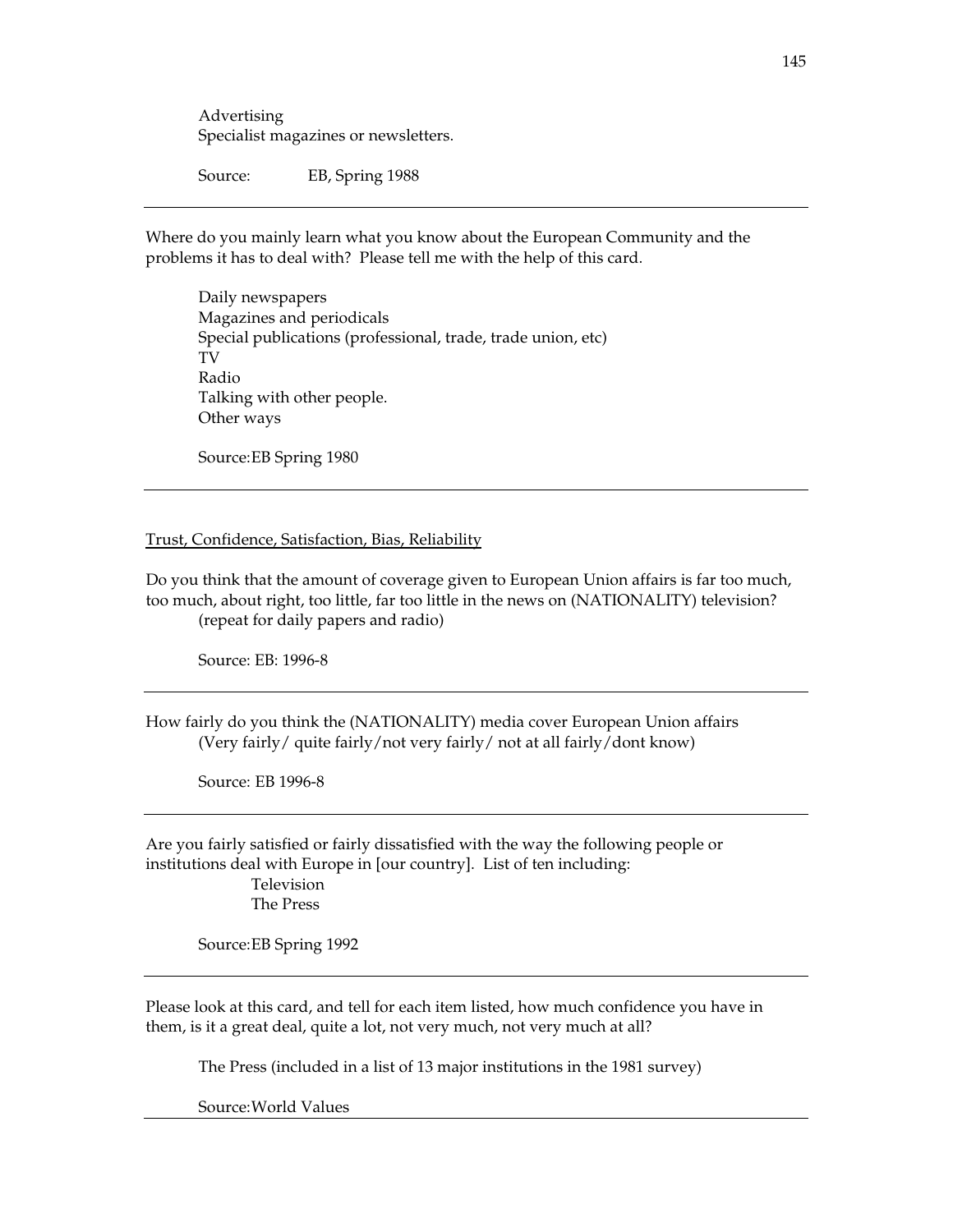Advertising
Specialist magazines or newsletters.

Source: EB, Spring 1988

---

Where do you mainly learn what you know about the European Community and the problems it has to deal with? Please tell me with the help of this card.

Daily newspapers
Magazines and periodicals
Special publications (professional, trade, trade union, etc)
TV
Radio
Talking with other people.
Other ways

Source:EB Spring 1980

---

<u>Trust, Confidence, Satisfaction, Bias, Reliability</u>

Do you think that the amount of coverage given to European Union affairs is far too much, too much, about right, too little, far too little in the news on (NATIONALITY) television?
(repeat for daily papers and radio)

Source: EB: 1996-8

---

How fairly do you think the (NATIONALITY) media cover European Union affairs
(Very fairly/ quite fairly/not very fairly/ not at all fairly/dont know)

Source: EB 1996-8

---

Are you fairly satisfied or fairly dissatisfied with the way the following people or institutions deal with Europe in [our country]. List of ten including:
Television
The Press

Source:EB Spring 1992

---

Please look at this card, and tell for each item listed, how much confidence you have in them, is it a great deal, quite a lot, not very much, not very much at all?

The Press (included in a list of 13 major institutions in the 1981 survey)

Source:World Values

---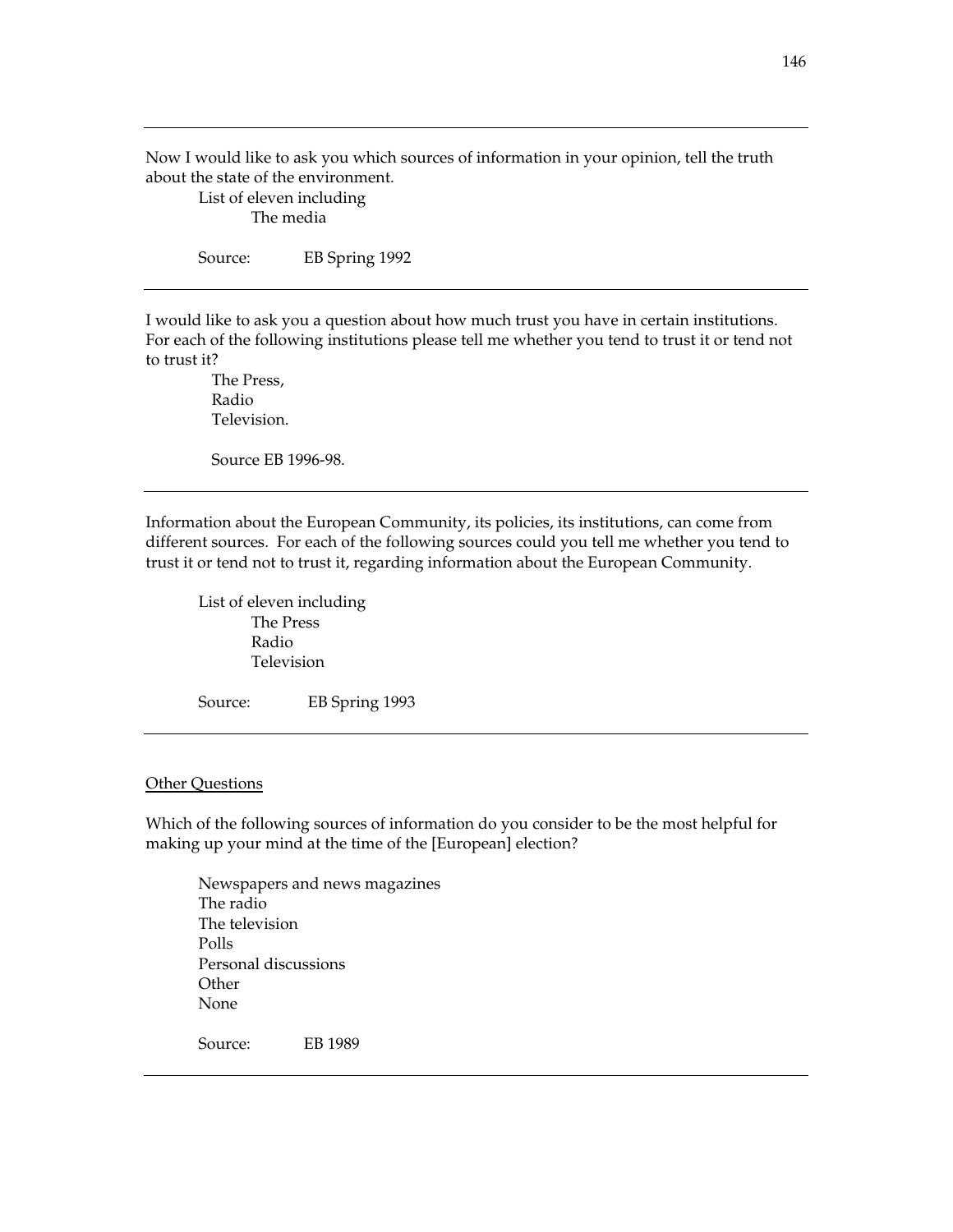---

Now I would like to ask you which sources of information in your opinion, tell the truth about the state of the environment.

List of eleven including

The media

Source: EB Spring 1992

---

I would like to ask you a question about how much trust you have in certain institutions. For each of the following institutions please tell me whether you tend to trust it or tend not to trust it?

The Press,
Radio
Television.

Source EB 1996-98.

---

Information about the European Community, its policies, its institutions, can come from different sources. For each of the following sources could you tell me whether you tend to trust it or tend not to trust it, regarding information about the European Community.

List of eleven including

The Press
Radio
Television

Source: EB Spring 1993

---

Other Questions

Which of the following sources of information do you consider to be the most helpful for making up your mind at the time of the [European] election?

Newspapers and news magazines
The radio
The television
Polls
Personal discussions
Other
None

Source: EB 1989

---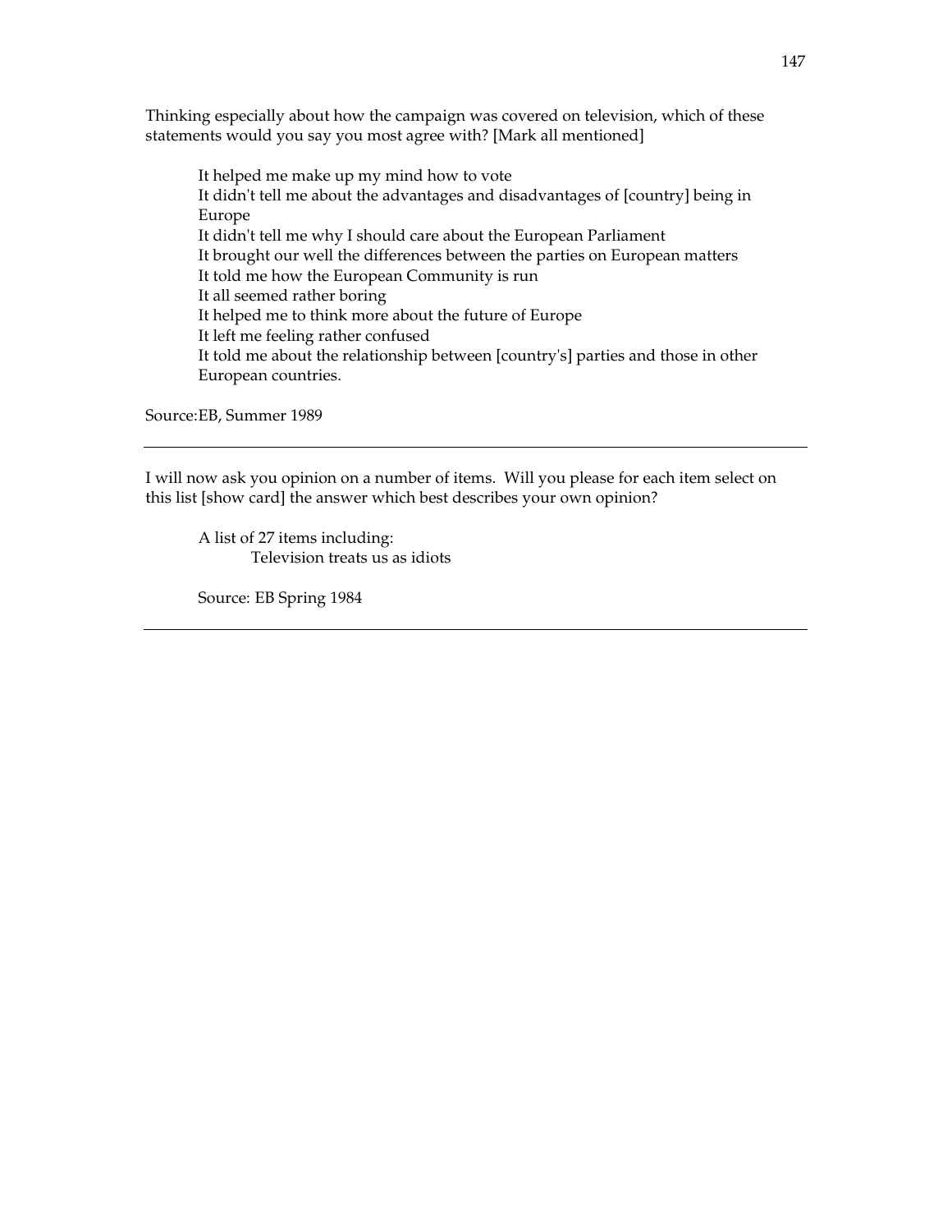Thinking especially about how the campaign was covered on television, which of these statements would you say you most agree with? [Mark all mentioned]

It helped me make up my mind how to vote
It didn't tell me about the advantages and disadvantages of [country] being in Europe
It didn't tell me why I should care about the European Parliament
It brought our well the differences between the parties on European matters
It told me how the European Community is run
It all seemed rather boring
It helped me to think more about the future of Europe
It left me feeling rather confused
It told me about the relationship between [country's] parties and those in other European countries.

Source:EB, Summer 1989

---

I will now ask you opinion on a number of items. Will you please for each item select on this list [show card] the answer which best describes your own opinion?

A list of 27 items including:
Television treats us as idiots

Source: EB Spring 1984

---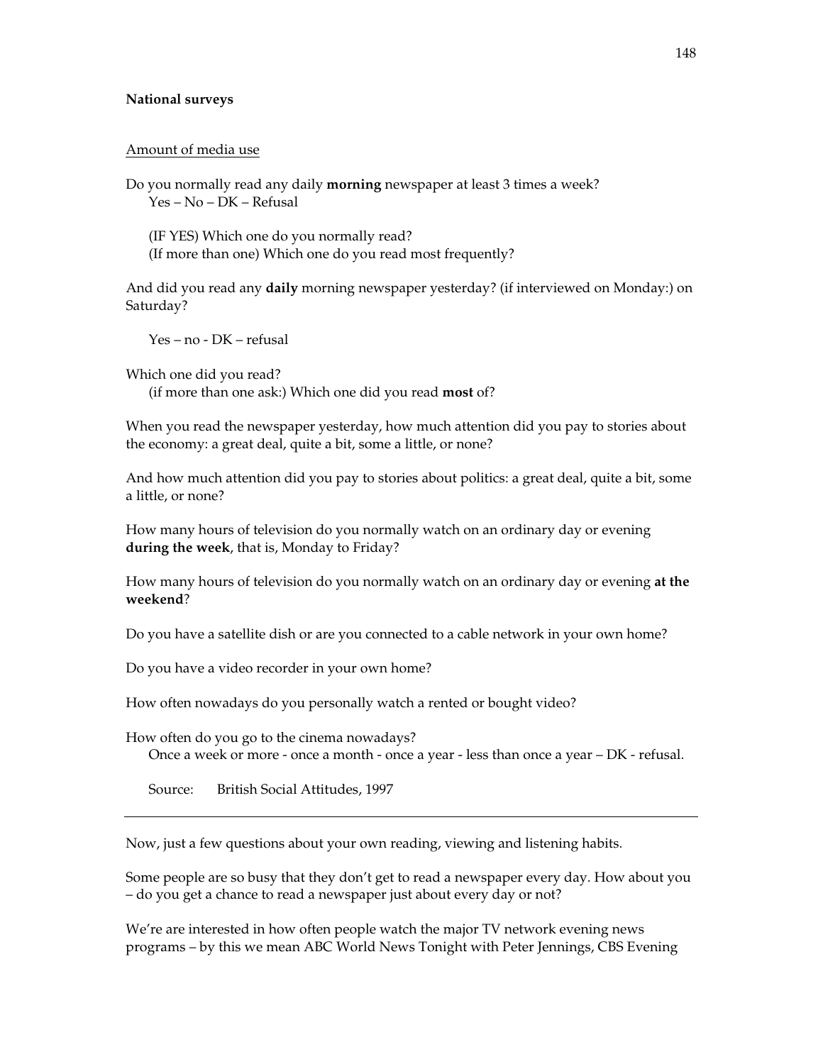**National surveys**

Amount of media use

Do you normally read any daily **morning** newspaper at least 3 times a week?
Yes – No – DK – Refusal

(IF YES) Which one do you normally read?
(If more than one) Which one do you read most frequently?

And did you read any **daily** morning newspaper yesterday? (if interviewed on Monday:) on Saturday?

Yes – no - DK – refusal

Which one did you read?
(if more than one ask:) Which one did you read **most** of?

When you read the newspaper yesterday, how much attention did you pay to stories about the economy: a great deal, quite a bit, some a little, or none?

And how much attention did you pay to stories about politics: a great deal, quite a bit, some a little, or none?

How many hours of television do you normally watch on an ordinary day or evening **during the week**, that is, Monday to Friday?

How many hours of television do you normally watch on an ordinary day or evening **at the weekend**?

Do you have a satellite dish or are you connected to a cable network in your own home?

Do you have a video recorder in your own home?

How often nowadays do you personally watch a rented or bought video?

How often do you go to the cinema nowadays?
Once a week or more - once a month - once a year - less than once a year – DK - refusal.

Source: British Social Attitudes, 1997

---

Now, just a few questions about your own reading, viewing and listening habits.

Some people are so busy that they don't get to read a newspaper every day. How about you – do you get a chance to read a newspaper just about every day or not?

We're are interested in how often people watch the major TV network evening news programs – by this we mean ABC World News Tonight with Peter Jennings, CBS Evening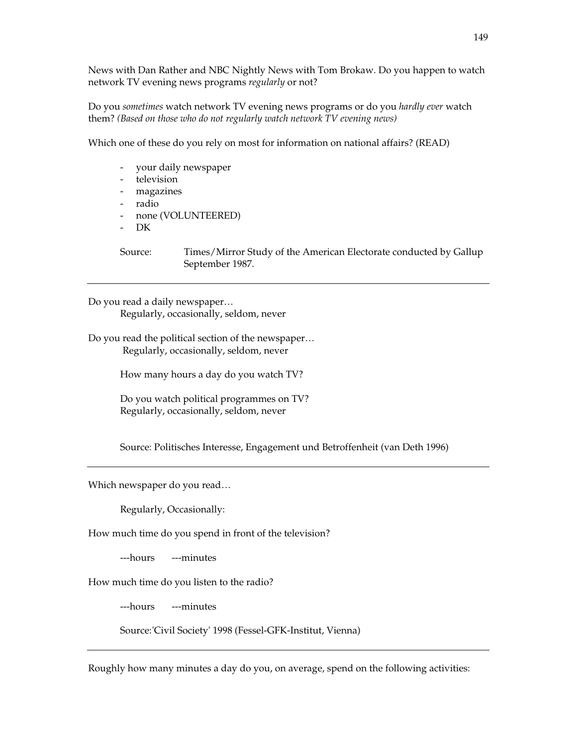News with Dan Rather and NBC Nightly News with Tom Brokaw. Do you happen to watch network TV evening news programs *regularly* or not?

Do you *sometimes* watch network TV evening news programs or do you *hardly ever* watch them? *(Based on those who do not regularly watch network TV evening news)*

Which one of these do you rely on most for information on national affairs? (READ)

- your daily newspaper
- television
- magazines
- radio
- none (VOLUNTEERED)
- DK

Source: Times/Mirror Study of the American Electorate conducted by Gallup September 1987.

---

Do you read a daily newspaper…
Regularly, occasionally, seldom, never

Do you read the political section of the newspaper…
Regularly, occasionally, seldom, never

How many hours a day do you watch TV?

Do you watch political programmes on TV?
Regularly, occasionally, seldom, never

Source: Politisches Interesse, Engagement und Betroffenheit (van Deth 1996)

---

Which newspaper do you read…

Regularly, Occasionally:

How much time do you spend in front of the television?

---hours ---minutes

How much time do you listen to the radio?

---hours ---minutes

Source:'Civil Society' 1998 (Fessel-GFK-Institut, Vienna)

---

Roughly how many minutes a day do you, on average, spend on the following activities: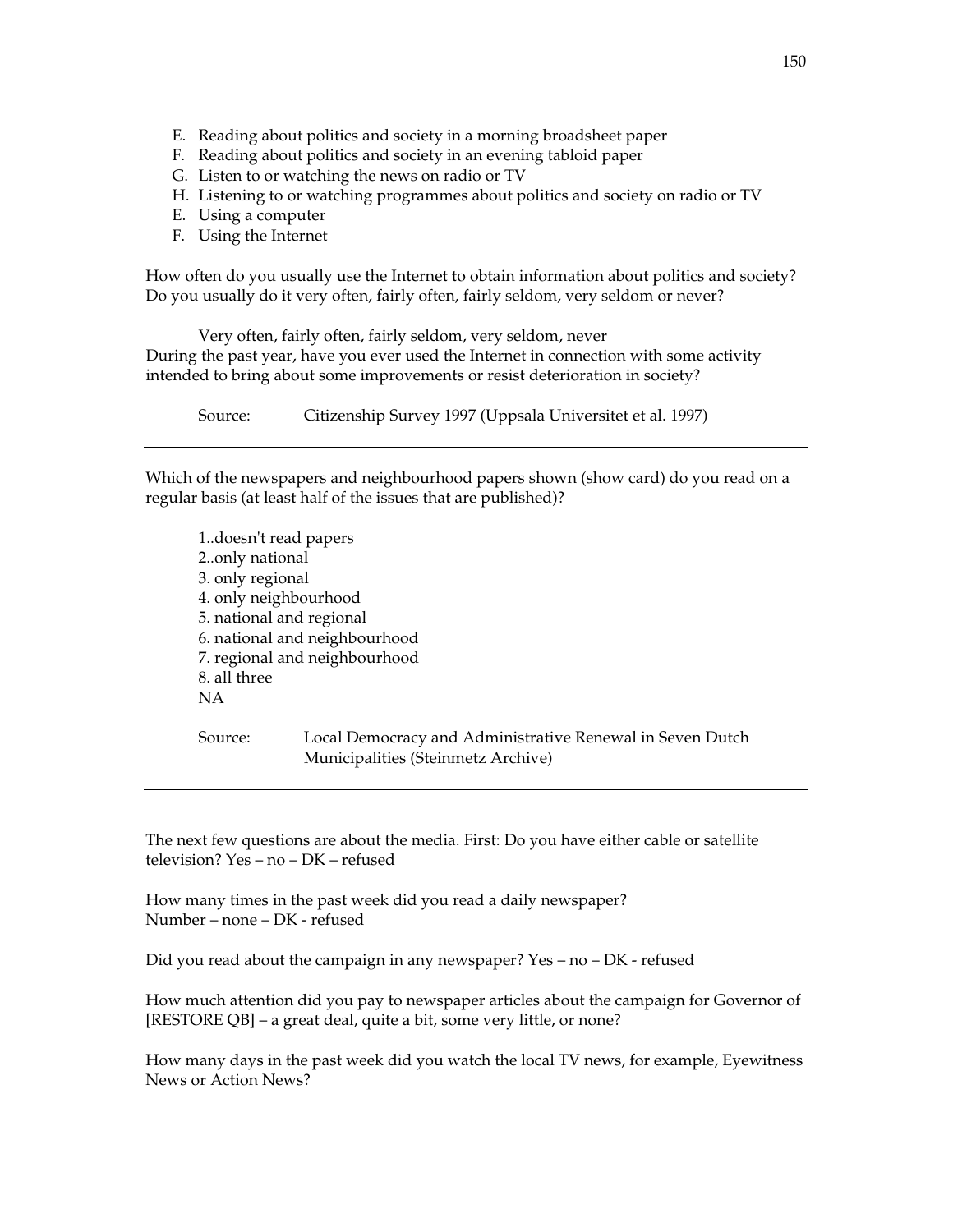E. Reading about politics and society in a morning broadsheet paper
F. Reading about politics and society in an evening tabloid paper
G. Listen to or watching the news on radio or TV
H. Listening to or watching programmes about politics and society on radio or TV
E. Using a computer
F. Using the Internet

How often do you usually use the Internet to obtain information about politics and society? Do you usually do it very often, fairly often, fairly seldom, very seldom or never?

Very often, fairly often, fairly seldom, very seldom, never

During the past year, have you ever used the Internet in connection with some activity intended to bring about some improvements or resist deterioration in society?

Source: Citizenship Survey 1997 (Uppsala Universitet et al. 1997)

---

Which of the newspapers and neighbourhood papers shown (show card) do you read on a regular basis (at least half of the issues that are published)?

1..doesn't read papers
2..only national
3. only regional
4. only neighbourhood
5. national and regional
6. national and neighbourhood
7. regional and neighbourhood
8. all three
NA

Source: Local Democracy and Administrative Renewal in Seven Dutch Municipalities (Steinmetz Archive)

---

The next few questions are about the media. First: Do you have either cable or satellite television? Yes – no – DK – refused

How many times in the past week did you read a daily newspaper?
Number – none – DK - refused

Did you read about the campaign in any newspaper? Yes – no – DK - refused

How much attention did you pay to newspaper articles about the campaign for Governor of [RESTORE QB] – a great deal, quite a bit, some very little, or none?

How many days in the past week did you watch the local TV news, for example, Eyewitness News or Action News?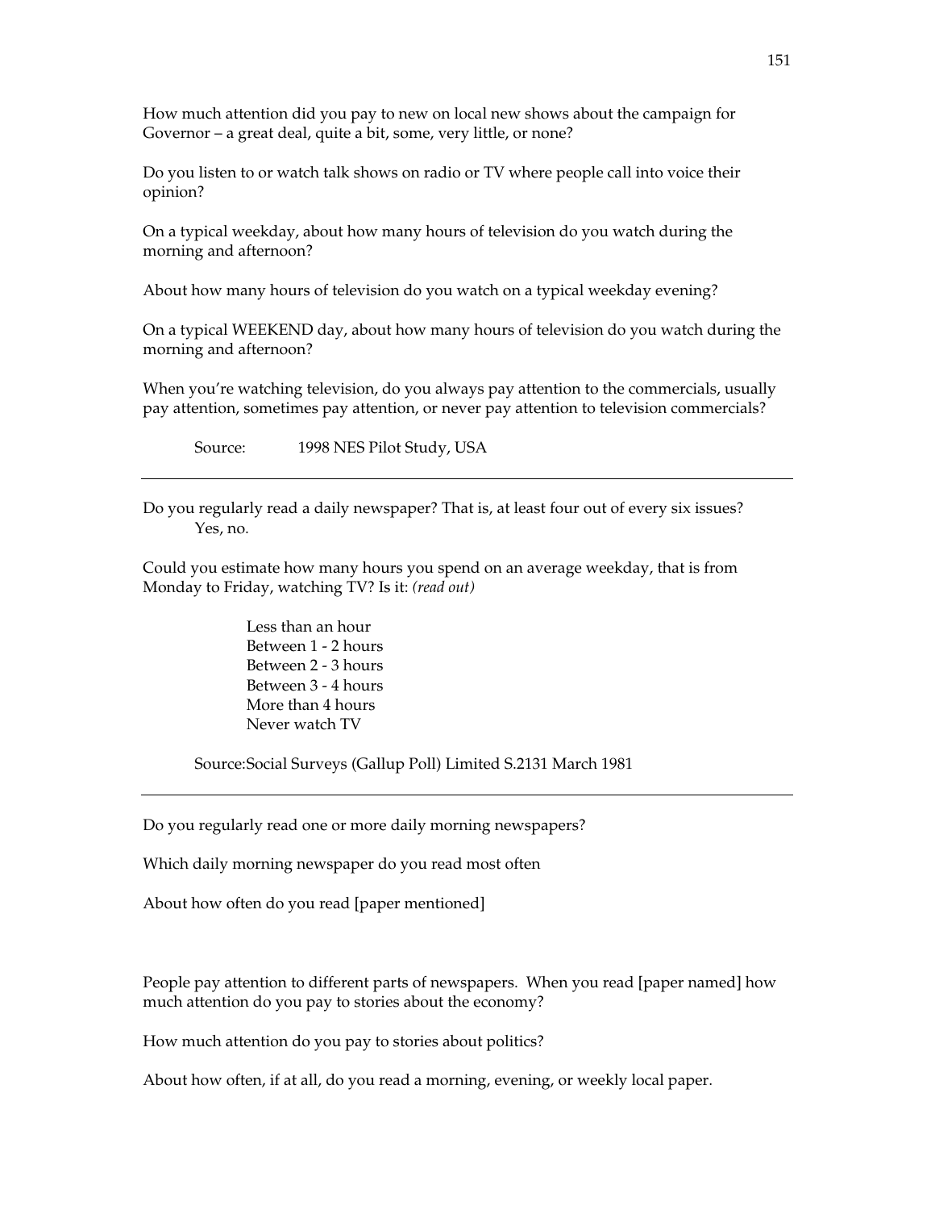How much attention did you pay to new on local new shows about the campaign for Governor – a great deal, quite a bit, some, very little, or none?

Do you listen to or watch talk shows on radio or TV where people call into voice their opinion?

On a typical weekday, about how many hours of television do you watch during the morning and afternoon?

About how many hours of television do you watch on a typical weekday evening?

On a typical WEEKEND day, about how many hours of television do you watch during the morning and afternoon?

When you're watching television, do you always pay attention to the commercials, usually pay attention, sometimes pay attention, or never pay attention to television commercials?

Source: 1998 NES Pilot Study, USA

---

Do you regularly read a daily newspaper? That is, at least four out of every six issues?
Yes, no.

Could you estimate how many hours you spend on an average weekday, that is from Monday to Friday, watching TV? Is it: *(read out)*

Less than an hour
Between 1 - 2 hours
Between 2 - 3 hours
Between 3 - 4 hours
More than 4 hours
Never watch TV

Source:Social Surveys (Gallup Poll) Limited S.2131 March 1981

---

Do you regularly read one or more daily morning newspapers?

Which daily morning newspaper do you read most often

About how often do you read [paper mentioned]

People pay attention to different parts of newspapers. When you read [paper named] how much attention do you pay to stories about the economy?

How much attention do you pay to stories about politics?

About how often, if at all, do you read a morning, evening, or weekly local paper.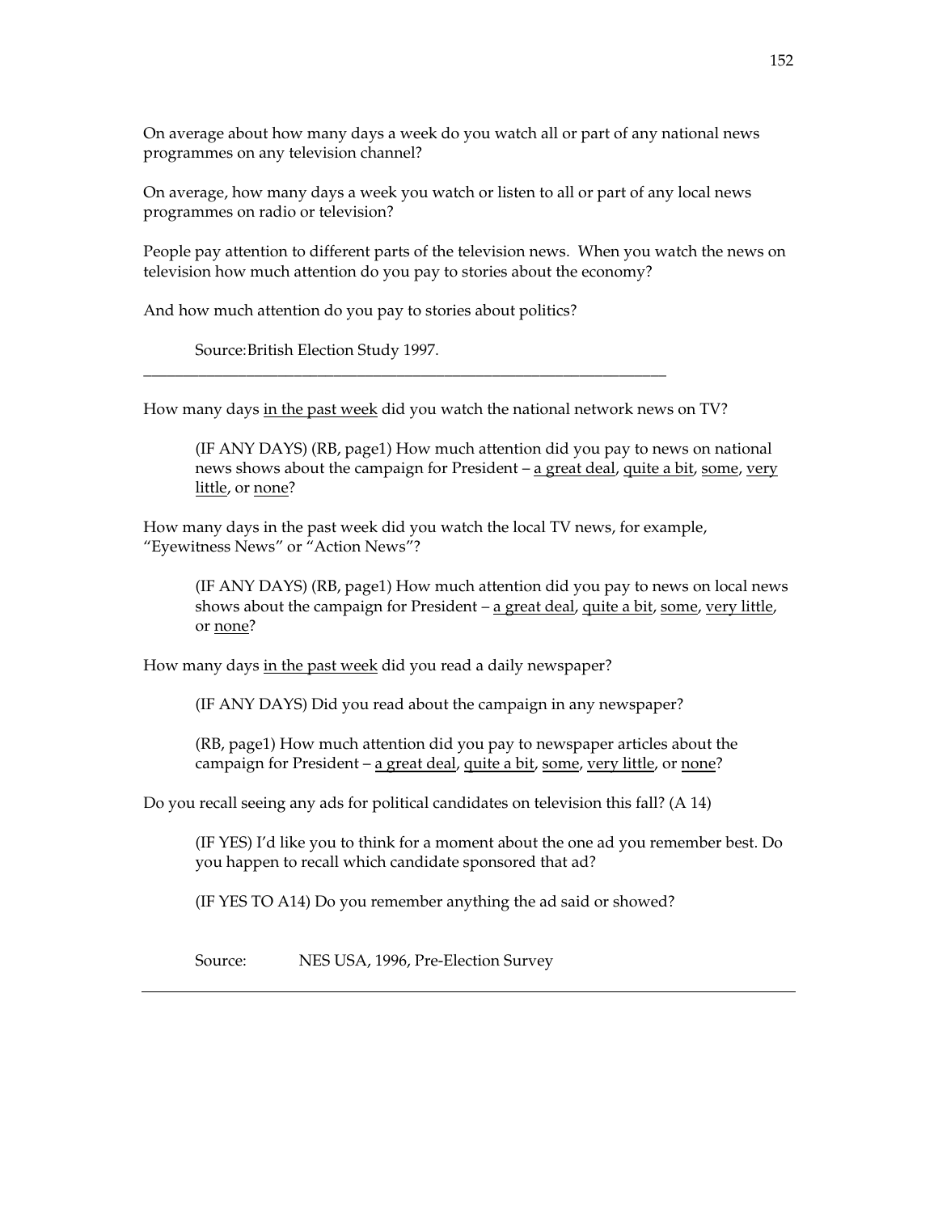On average about how many days a week do you watch all or part of any national news programmes on any television channel?

On average, how many days a week you watch or listen to all or part of any local news programmes on radio or television?

People pay attention to different parts of the television news. When you watch the news on television how much attention do you pay to stories about the economy?

And how much attention do you pay to stories about politics?

Source:British Election Study 1997.

---

How many days in the past week did you watch the national network news on TV?

(IF ANY DAYS) (RB, page1) How much attention did you pay to news on national news shows about the campaign for President – a great deal, quite a bit, some, very little, or none?

How many days in the past week did you watch the local TV news, for example, "Eyewitness News" or "Action News"?

(IF ANY DAYS) (RB, page1) How much attention did you pay to news on local news shows about the campaign for President – a great deal, quite a bit, some, very little, or none?

How many days in the past week did you read a daily newspaper?

(IF ANY DAYS) Did you read about the campaign in any newspaper?

(RB, page1) How much attention did you pay to newspaper articles about the campaign for President – a great deal, quite a bit, some, very little, or none?

Do you recall seeing any ads for political candidates on television this fall? (A 14)

(IF YES) I'd like you to think for a moment about the one ad you remember best. Do you happen to recall which candidate sponsored that ad?

(IF YES TO A14) Do you remember anything the ad said or showed?

Source: NES USA, 1996, Pre-Election Survey

---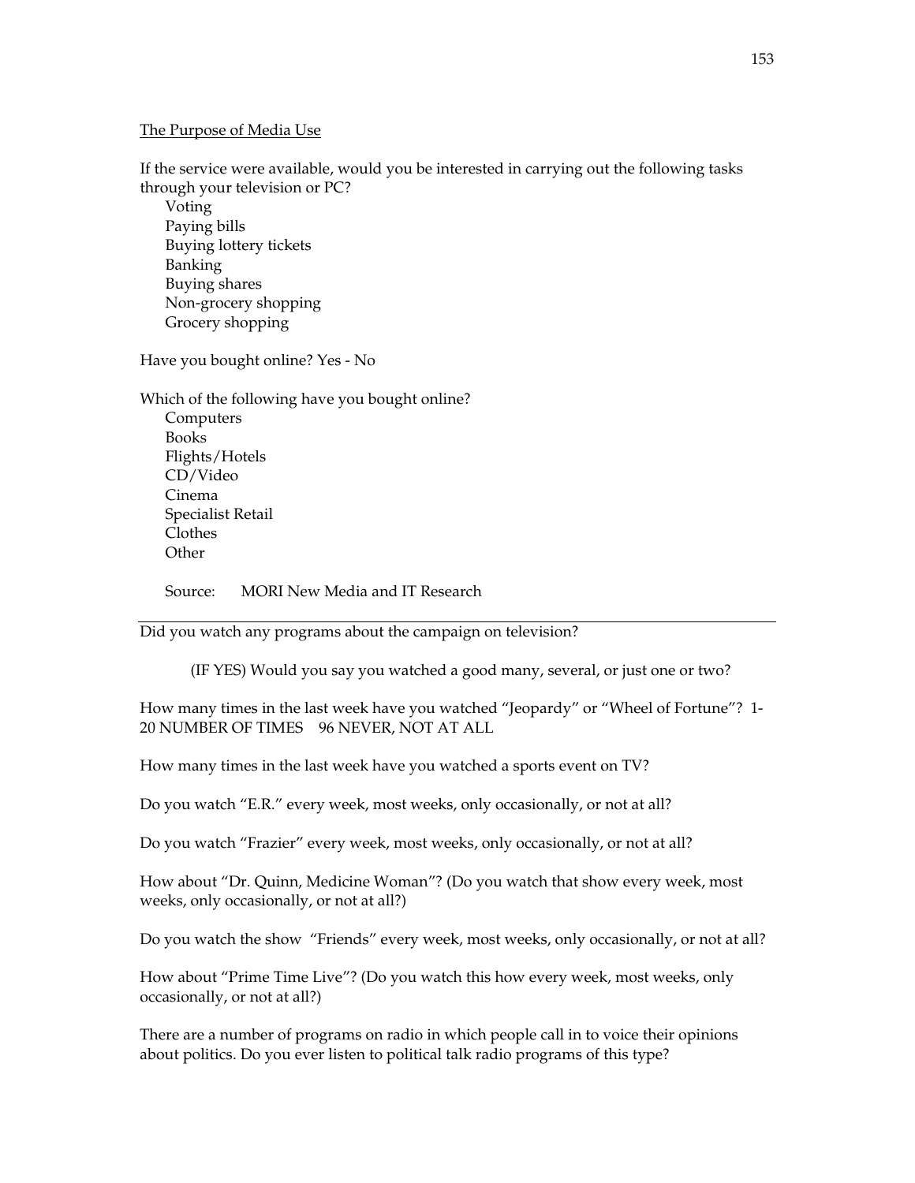The Purpose of Media Use

If the service were available, would you be interested in carrying out the following tasks through your television or PC?

- Voting
- Paying bills
- Buying lottery tickets
- Banking
- Buying shares
- Non-grocery shopping
- Grocery shopping

Have you bought online? Yes - No

Which of the following have you bought online?

- Computers
- Books
- Flights/Hotels
- CD/Video
- Cinema
- Specialist Retail
- Clothes
- Other

Source: MORI New Media and IT Research

---

Did you watch any programs about the campaign on television?

(IF YES) Would you say you watched a good many, several, or just one or two?

How many times in the last week have you watched "Jeopardy" or "Wheel of Fortune"? 1-20 NUMBER OF TIMES 96 NEVER, NOT AT ALL

How many times in the last week have you watched a sports event on TV?

Do you watch "E.R." every week, most weeks, only occasionally, or not at all?

Do you watch "Frazier" every week, most weeks, only occasionally, or not at all?

How about "Dr. Quinn, Medicine Woman"? (Do you watch that show every week, most weeks, only occasionally, or not at all?)

Do you watch the show "Friends" every week, most weeks, only occasionally, or not at all?

How about "Prime Time Live"? (Do you watch this how every week, most weeks, only occasionally, or not at all?)

There are a number of programs on radio in which people call in to voice their opinions about politics. Do you ever listen to political talk radio programs of this type?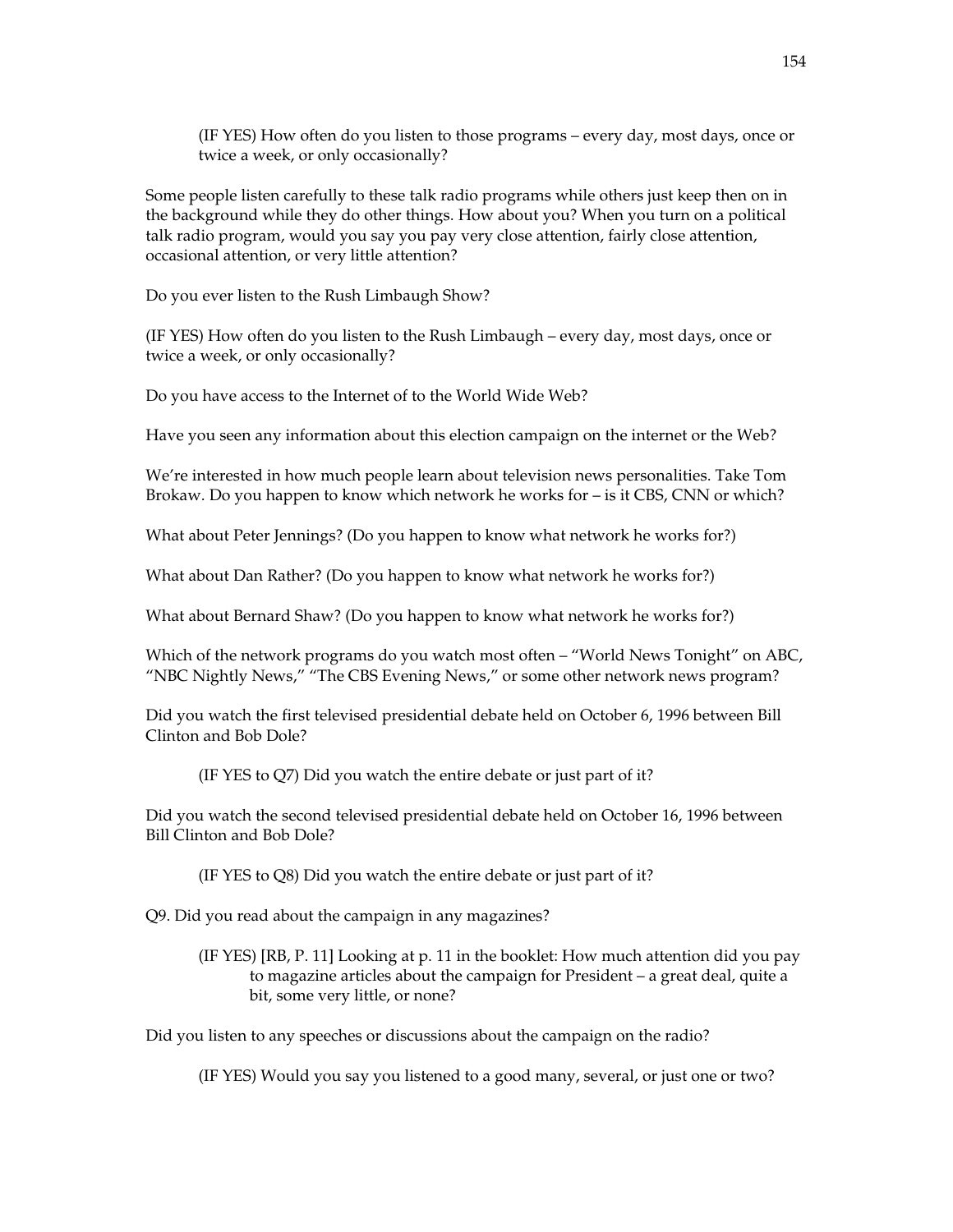(IF YES) How often do you listen to those programs – every day, most days, once or twice a week, or only occasionally?

Some people listen carefully to these talk radio programs while others just keep then on in the background while they do other things. How about you? When you turn on a political talk radio program, would you say you pay very close attention, fairly close attention, occasional attention, or very little attention?

Do you ever listen to the Rush Limbaugh Show?

(IF YES) How often do you listen to the Rush Limbaugh – every day, most days, once or twice a week, or only occasionally?

Do you have access to the Internet of to the World Wide Web?

Have you seen any information about this election campaign on the internet or the Web?

We're interested in how much people learn about television news personalities. Take Tom Brokaw. Do you happen to know which network he works for – is it CBS, CNN or which?

What about Peter Jennings? (Do you happen to know what network he works for?)

What about Dan Rather? (Do you happen to know what network he works for?)

What about Bernard Shaw? (Do you happen to know what network he works for?)

Which of the network programs do you watch most often – "World News Tonight" on ABC, "NBC Nightly News," "The CBS Evening News," or some other network news program?

Did you watch the first televised presidential debate held on October 6, 1996 between Bill Clinton and Bob Dole?

(IF YES to Q7) Did you watch the entire debate or just part of it?

Did you watch the second televised presidential debate held on October 16, 1996 between Bill Clinton and Bob Dole?

(IF YES to Q8) Did you watch the entire debate or just part of it?

Q9. Did you read about the campaign in any magazines?

(IF YES) [RB, P. 11] Looking at p. 11 in the booklet: How much attention did you pay to magazine articles about the campaign for President – a great deal, quite a bit, some very little, or none?

Did you listen to any speeches or discussions about the campaign on the radio?

(IF YES) Would you say you listened to a good many, several, or just one or two?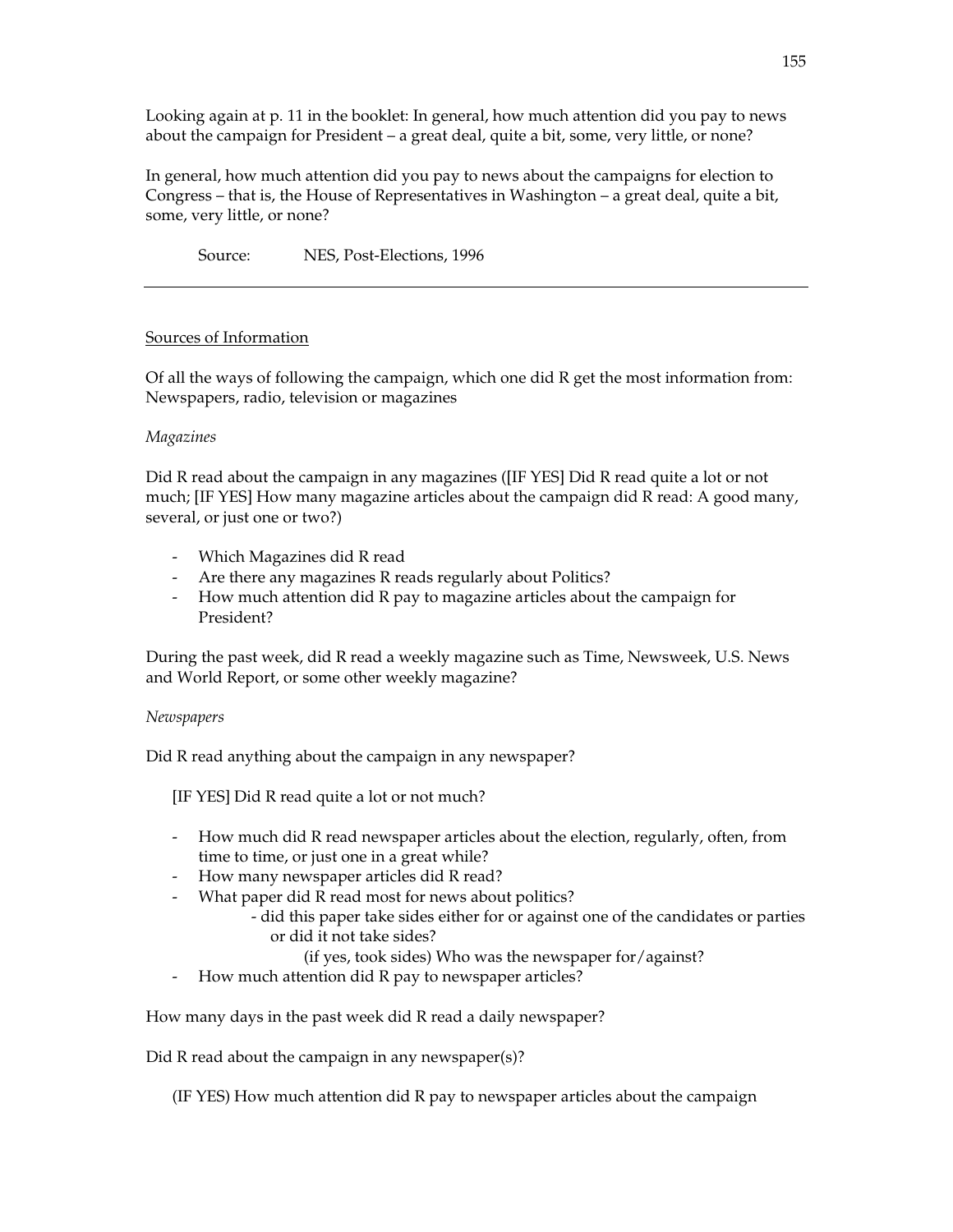Looking again at p. 11 in the booklet: In general, how much attention did you pay to news about the campaign for President – a great deal, quite a bit, some, very little, or none?

In general, how much attention did you pay to news about the campaigns for election to Congress – that is, the House of Representatives in Washington – a great deal, quite a bit, some, very little, or none?

Source: NES, Post-Elections, 1996

---

Sources of Information

Of all the ways of following the campaign, which one did R get the most information from: Newspapers, radio, television or magazines

*Magazines*

Did R read about the campaign in any magazines ([IF YES] Did R read quite a lot or not much; [IF YES] How many magazine articles about the campaign did R read: A good many, several, or just one or two?)

- Which Magazines did R read
- Are there any magazines R reads regularly about Politics?
- How much attention did R pay to magazine articles about the campaign for President?

During the past week, did R read a weekly magazine such as Time, Newsweek, U.S. News and World Report, or some other weekly magazine?

*Newspapers*

Did R read anything about the campaign in any newspaper?

[IF YES] Did R read quite a lot or not much?

- How much did R read newspaper articles about the election, regularly, often, from time to time, or just one in a great while?
- How many newspaper articles did R read?
- What paper did R read most for news about politics?
    - did this paper take sides either for or against one of the candidates or parties or did it not take sides?
        (if yes, took sides) Who was the newspaper for/against?
- How much attention did R pay to newspaper articles?

How many days in the past week did R read a daily newspaper?

Did R read about the campaign in any newspaper(s)?

(IF YES) How much attention did R pay to newspaper articles about the campaign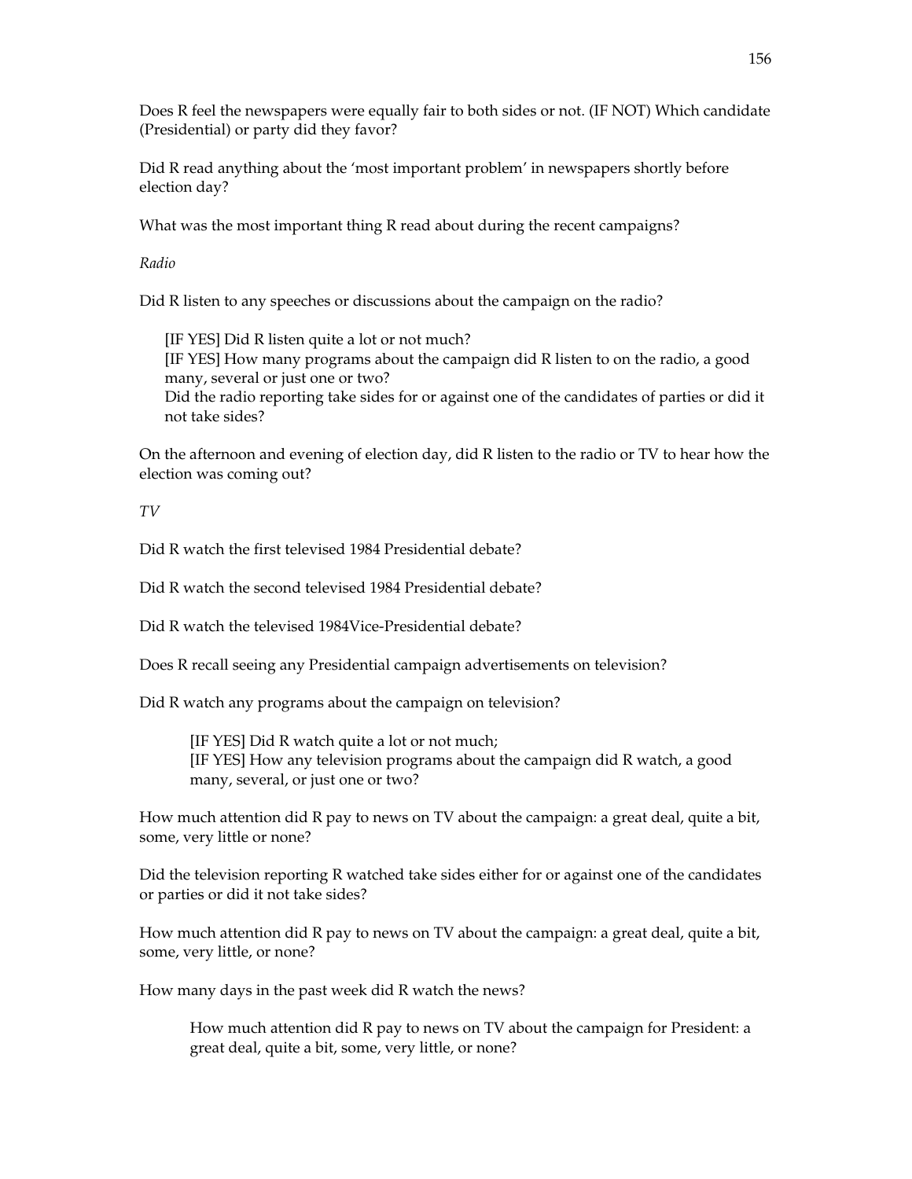Does R feel the newspapers were equally fair to both sides or not. (IF NOT) Which candidate (Presidential) or party did they favor?

Did R read anything about the 'most important problem' in newspapers shortly before election day?

What was the most important thing R read about during the recent campaigns?

*Radio*

Did R listen to any speeches or discussions about the campaign on the radio?

> [IF YES] Did R listen quite a lot or not much?
> [IF YES] How many programs about the campaign did R listen to on the radio, a good many, several or just one or two?
> Did the radio reporting take sides for or against one of the candidates of parties or did it not take sides?

On the afternoon and evening of election day, did R listen to the radio or TV to hear how the election was coming out?

*TV*

Did R watch the first televised 1984 Presidential debate?

Did R watch the second televised 1984 Presidential debate?

Did R watch the televised 1984Vice-Presidential debate?

Does R recall seeing any Presidential campaign advertisements on television?

Did R watch any programs about the campaign on television?

> [IF YES] Did R watch quite a lot or not much;
> [IF YES] How any television programs about the campaign did R watch, a good many, several, or just one or two?

How much attention did R pay to news on TV about the campaign: a great deal, quite a bit, some, very little or none?

Did the television reporting R watched take sides either for or against one of the candidates or parties or did it not take sides?

How much attention did R pay to news on TV about the campaign: a great deal, quite a bit, some, very little, or none?

How many days in the past week did R watch the news?

> How much attention did R pay to news on TV about the campaign for President: a great deal, quite a bit, some, very little, or none?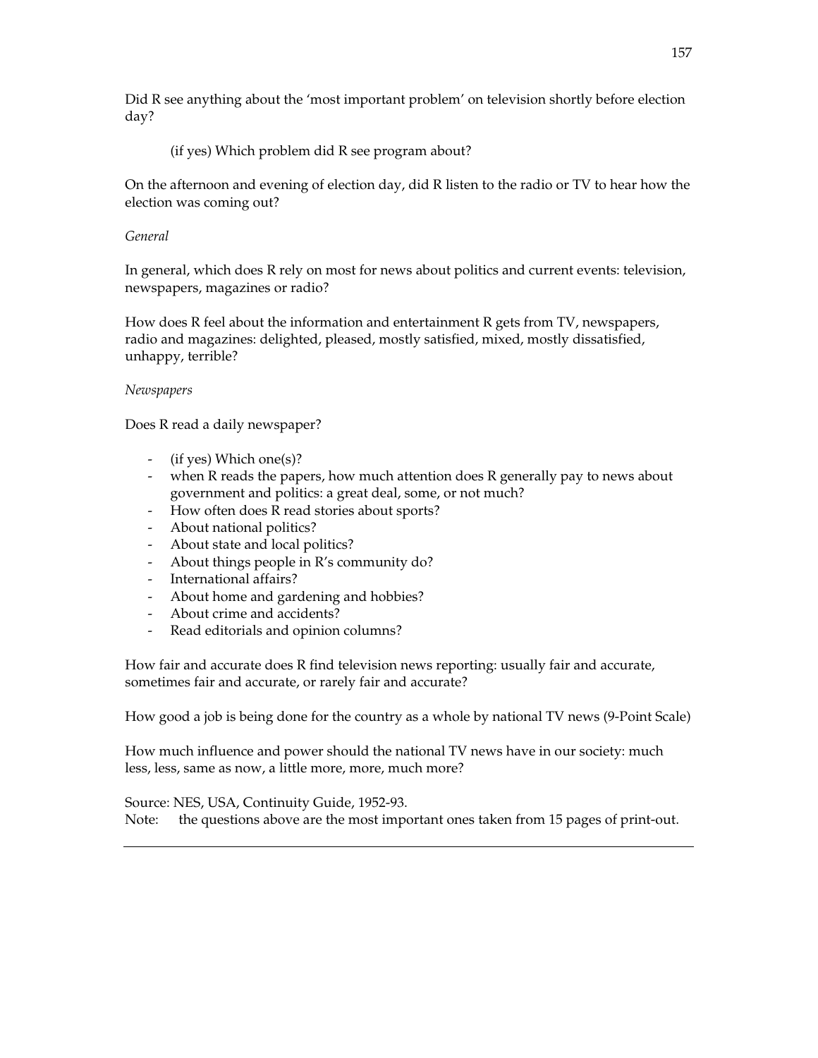Did R see anything about the 'most important problem' on television shortly before election day?

(if yes) Which problem did R see program about?

On the afternoon and evening of election day, did R listen to the radio or TV to hear how the election was coming out?

*General*

In general, which does R rely on most for news about politics and current events: television, newspapers, magazines or radio?

How does R feel about the information and entertainment R gets from TV, newspapers, radio and magazines: delighted, pleased, mostly satisfied, mixed, mostly dissatisfied, unhappy, terrible?

*Newspapers*

Does R read a daily newspaper?

- (if yes) Which one(s)?
- when R reads the papers, how much attention does R generally pay to news about government and politics: a great deal, some, or not much?
- How often does R read stories about sports?
- About national politics?
- About state and local politics?
- About things people in R's community do?
- International affairs?
- About home and gardening and hobbies?
- About crime and accidents?
- Read editorials and opinion columns?

How fair and accurate does R find television news reporting: usually fair and accurate, sometimes fair and accurate, or rarely fair and accurate?

How good a job is being done for the country as a whole by national TV news (9-Point Scale)

How much influence and power should the national TV news have in our society: much less, less, same as now, a little more, more, much more?

Source: NES, USA, Continuity Guide, 1952-93.
Note: the questions above are the most important ones taken from 15 pages of print-out.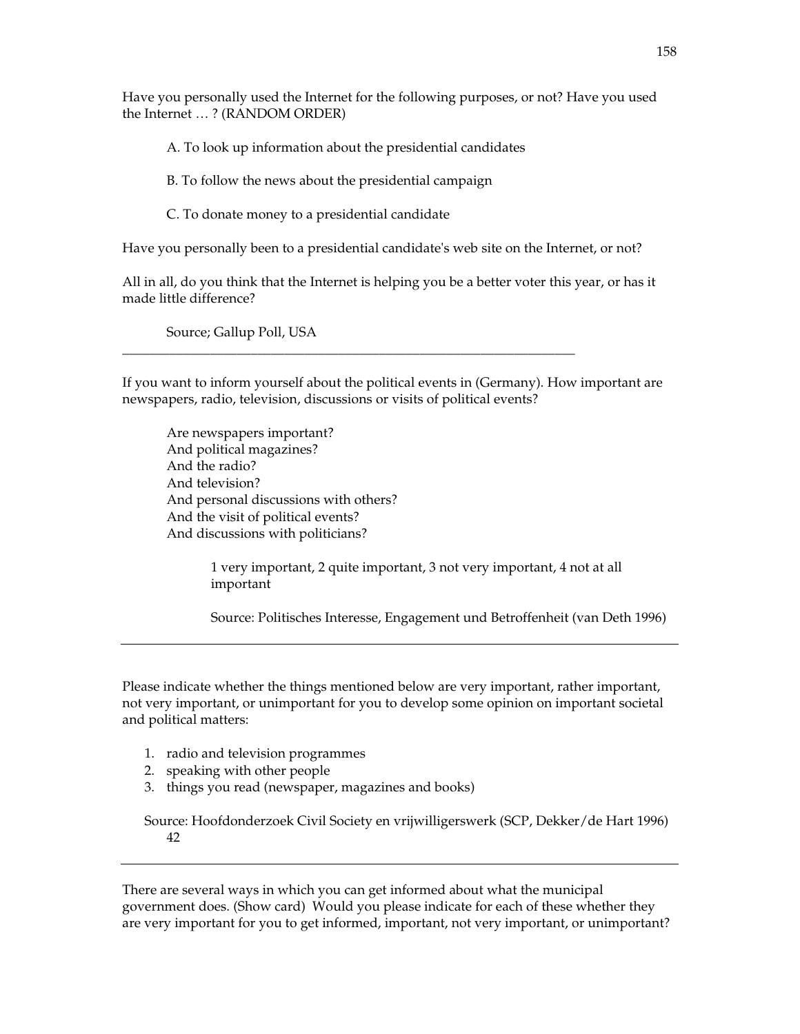Have you personally used the Internet for the following purposes, or not? Have you used the Internet … ? (RANDOM ORDER)

A. To look up information about the presidential candidates

B. To follow the news about the presidential campaign

C. To donate money to a presidential candidate

Have you personally been to a presidential candidate's web site on the Internet, or not?

All in all, do you think that the Internet is helping you be a better voter this year, or has it made little difference?

Source; Gallup Poll, USA

---

If you want to inform yourself about the political events in (Germany). How important are newspapers, radio, television, discussions or visits of political events?

Are newspapers important?
And political magazines?
And the radio?
And television?
And personal discussions with others?
And the visit of political events?
And discussions with politicians?

1 very important, 2 quite important, 3 not very important, 4 not at all important

Source: Politisches Interesse, Engagement und Betroffenheit (van Deth 1996)

---

Please indicate whether the things mentioned below are very important, rather important, not very important, or unimportant for you to develop some opinion on important societal and political matters:

1. radio and television programmes
2. speaking with other people
3. things you read (newspaper, magazines and books)

Source: Hoofdonderzoek Civil Society en vrijwilligerswerk (SCP, Dekker/de Hart 1996) 42

---

There are several ways in which you can get informed about what the municipal government does. (Show card) Would you please indicate for each of these whether they are very important for you to get informed, important, not very important, or unimportant?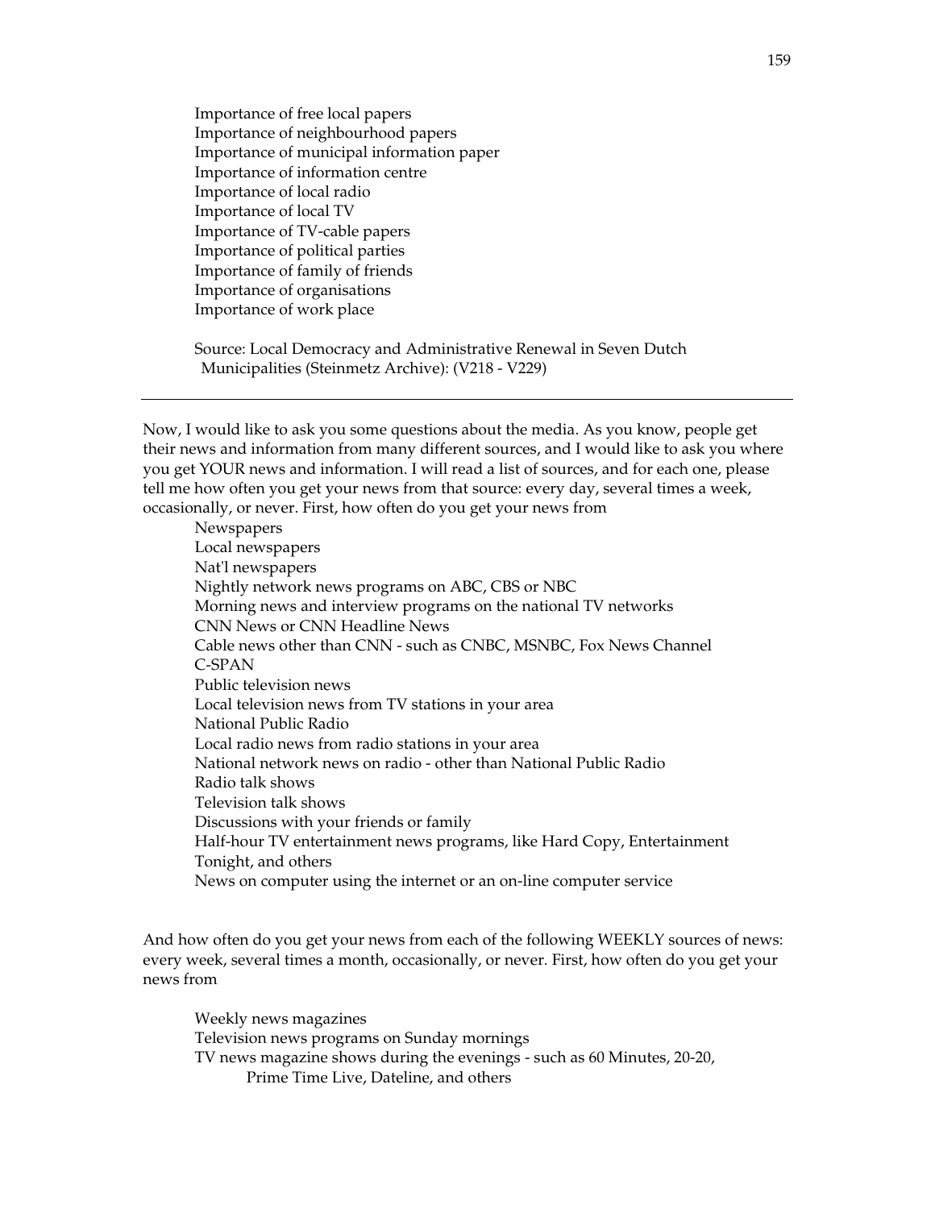Importance of free local papers
Importance of neighbourhood papers
Importance of municipal information paper
Importance of information centre
Importance of local radio
Importance of local TV
Importance of TV-cable papers
Importance of political parties
Importance of family of friends
Importance of organisations
Importance of work place

Source: Local Democracy and Administrative Renewal in Seven Dutch Municipalities (Steinmetz Archive): (V218 - V229)

---

Now, I would like to ask you some questions about the media. As you know, people get their news and information from many different sources, and I would like to ask you where you get YOUR news and information. I will read a list of sources, and for each one, please tell me how often you get your news from that source: every day, several times a week, occasionally, or never. First, how often do you get your news from

Newspapers
Local newspapers
Nat'l newspapers
Nightly network news programs on ABC, CBS or NBC
Morning news and interview programs on the national TV networks
CNN News or CNN Headline News
Cable news other than CNN - such as CNBC, MSNBC, Fox News Channel
C-SPAN
Public television news
Local television news from TV stations in your area
National Public Radio
Local radio news from radio stations in your area
National network news on radio - other than National Public Radio
Radio talk shows
Television talk shows
Discussions with your friends or family
Half-hour TV entertainment news programs, like Hard Copy, Entertainment Tonight, and others
News on computer using the internet or an on-line computer service

And how often do you get your news from each of the following WEEKLY sources of news: every week, several times a month, occasionally, or never. First, how often do you get your news from

Weekly news magazines
Television news programs on Sunday mornings
TV news magazine shows during the evenings - such as 60 Minutes, 20-20, Prime Time Live, Dateline, and others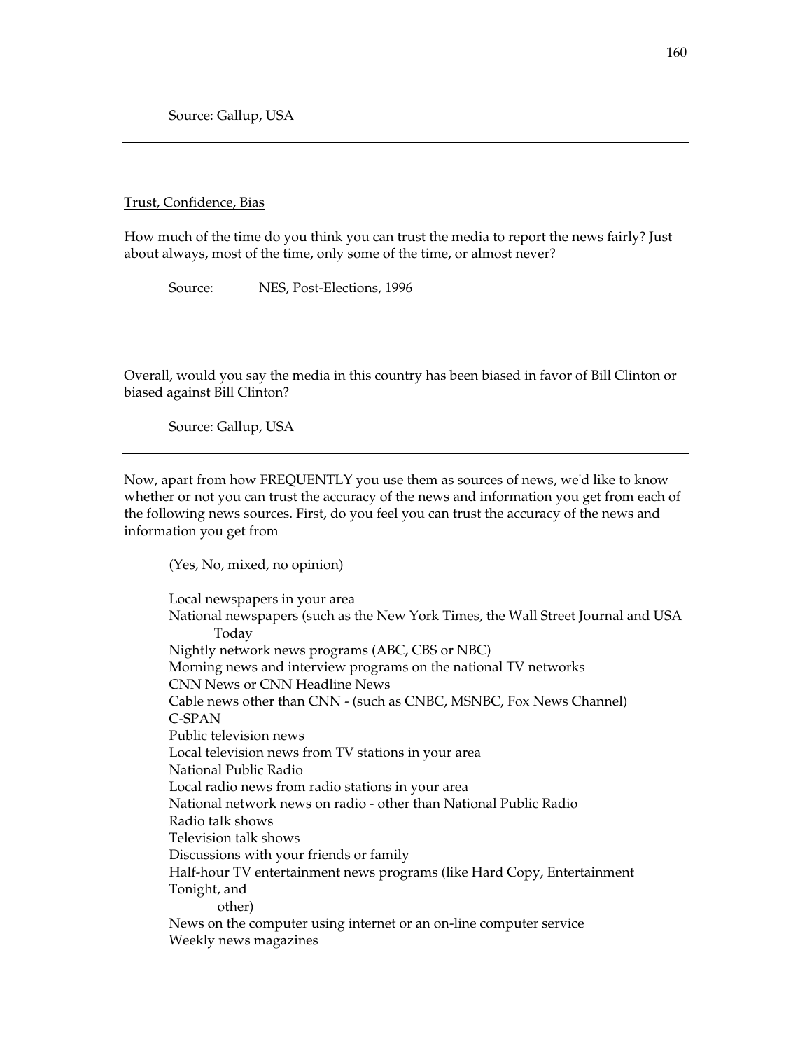Source: Gallup, USA

---

Trust, Confidence, Bias

How much of the time do you think you can trust the media to report the news fairly? Just about always, most of the time, only some of the time, or almost never?

Source: NES, Post-Elections, 1996

---

Overall, would you say the media in this country has been biased in favor of Bill Clinton or biased against Bill Clinton?

Source: Gallup, USA

---

Now, apart from how FREQUENTLY you use them as sources of news, we'd like to know whether or not you can trust the accuracy of the news and information you get from each of the following news sources. First, do you feel you can trust the accuracy of the news and information you get from

(Yes, No, mixed, no opinion)

Local newspapers in your area
National newspapers (such as the New York Times, the Wall Street Journal and USA Today
Nightly network news programs (ABC, CBS or NBC)
Morning news and interview programs on the national TV networks
CNN News or CNN Headline News
Cable news other than CNN - (such as CNBC, MSNBC, Fox News Channel)
C-SPAN
Public television news
Local television news from TV stations in your area
National Public Radio
Local radio news from radio stations in your area
National network news on radio - other than National Public Radio
Radio talk shows
Television talk shows
Discussions with your friends or family
Half-hour TV entertainment news programs (like Hard Copy, Entertainment Tonight, and other)
News on the computer using internet or an on-line computer service
Weekly news magazines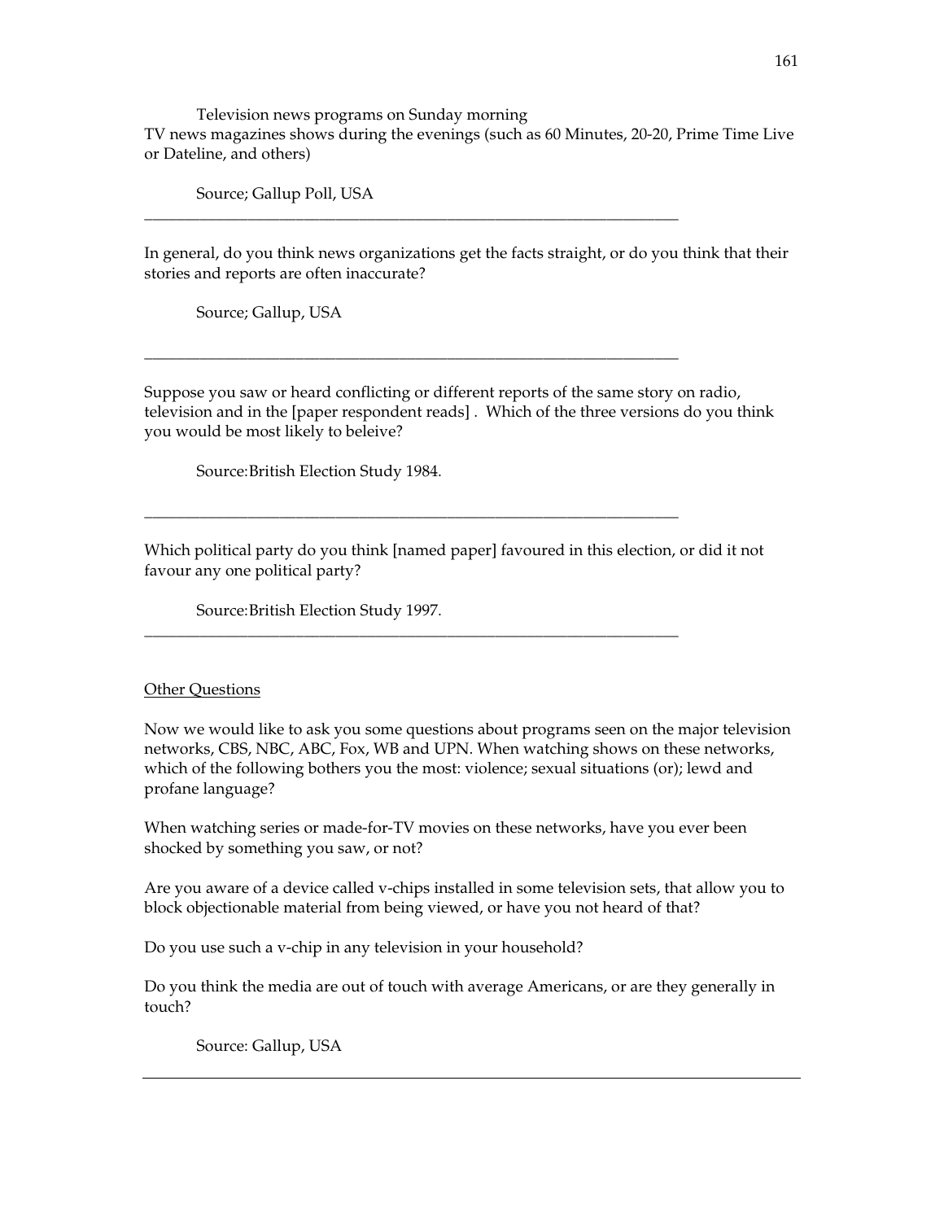Television news programs on Sunday morning
TV news magazines shows during the evenings (such as 60 Minutes, 20-20, Prime Time Live or Dateline, and others)

Source; Gallup Poll, USA

---

In general, do you think news organizations get the facts straight, or do you think that their stories and reports are often inaccurate?

Source; Gallup, USA

---

Suppose you saw or heard conflicting or different reports of the same story on radio, television and in the [paper respondent reads] . Which of the three versions do you think you would be most likely to beleive?

Source:British Election Study 1984.

---

Which political party do you think [named paper] favoured in this election, or did it not favour any one political party?

Source:British Election Study 1997.

---

Other Questions

Now we would like to ask you some questions about programs seen on the major television networks, CBS, NBC, ABC, Fox, WB and UPN. When watching shows on these networks, which of the following bothers you the most: violence; sexual situations (or); lewd and profane language?

When watching series or made-for-TV movies on these networks, have you ever been shocked by something you saw, or not?

Are you aware of a device called v-chips installed in some television sets, that allow you to block objectionable material from being viewed, or have you not heard of that?

Do you use such a v-chip in any television in your household?

Do you think the media are out of touch with average Americans, or are they generally in touch?

Source: Gallup, USA

---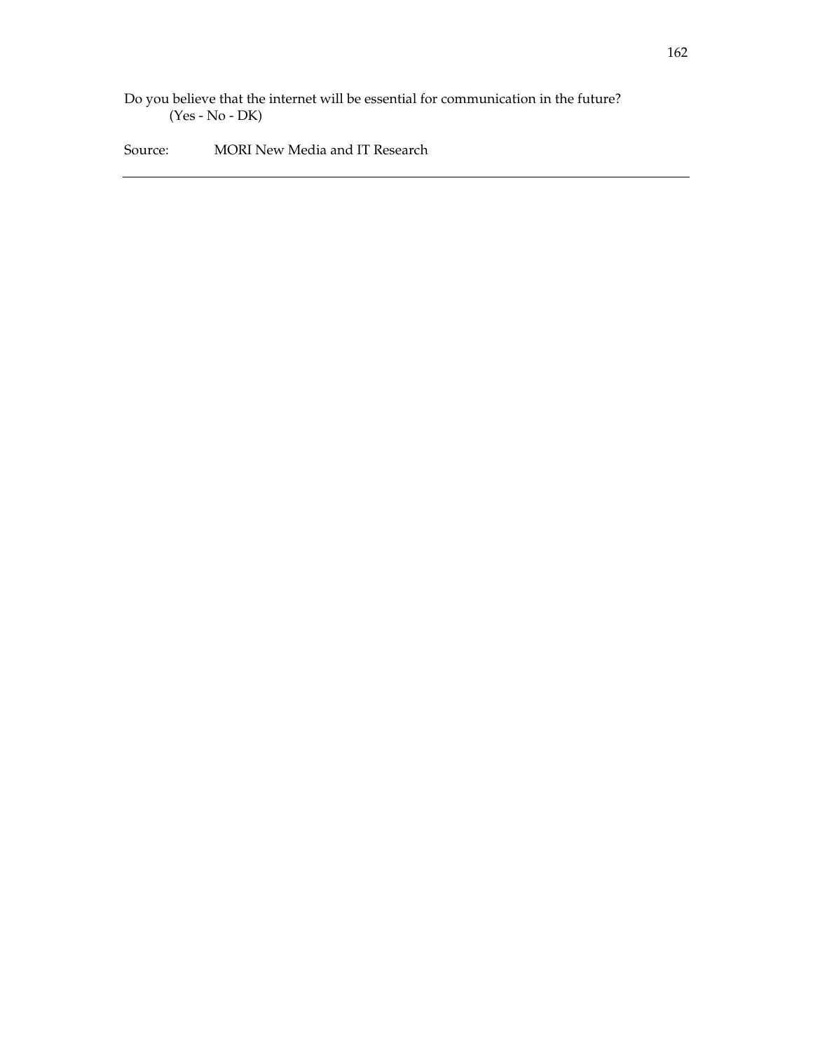Do you believe that the internet will be essential for communication in the future?
(Yes - No - DK)

Source: MORI New Media and IT Research

---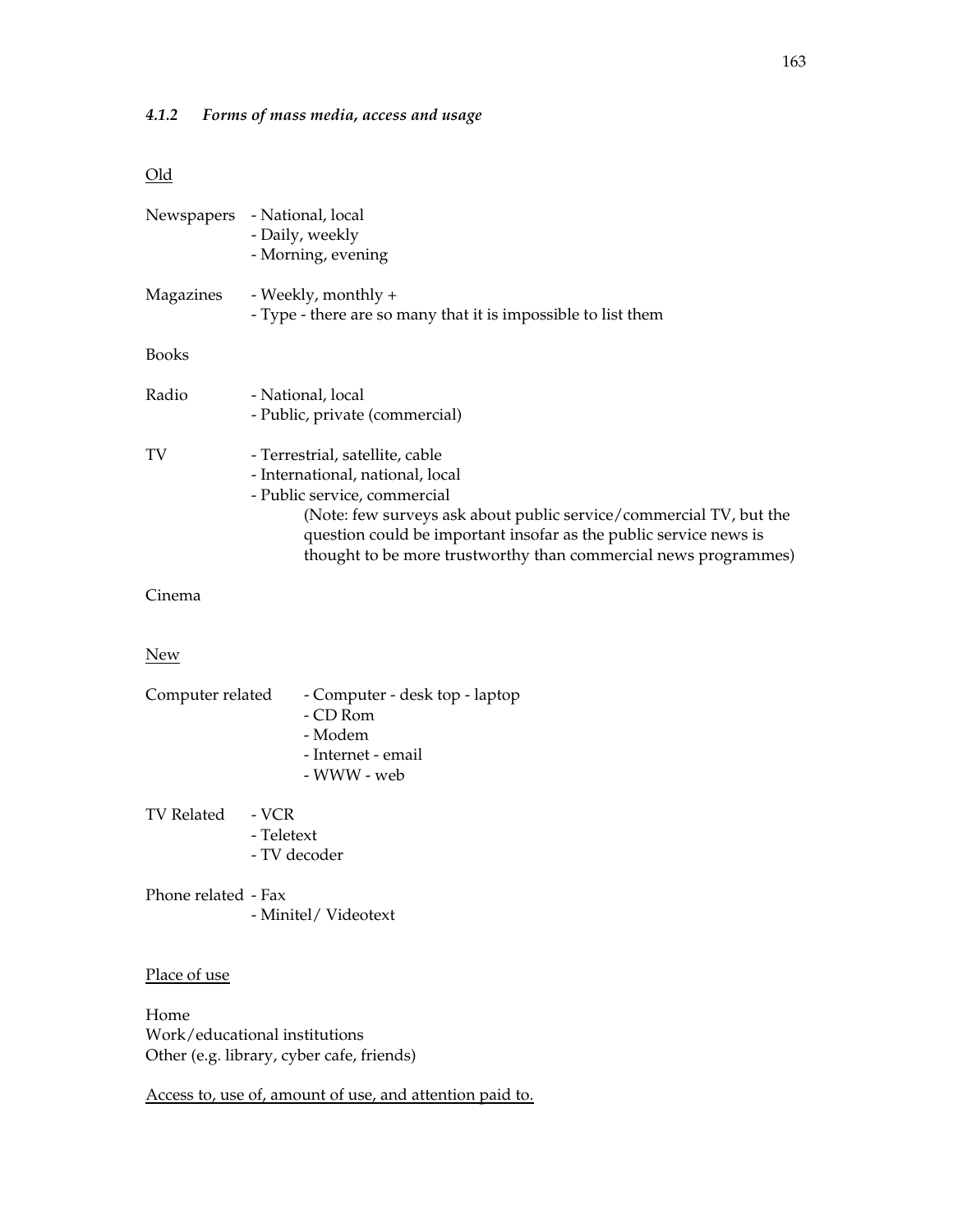#### *4.1.2 Forms of mass media, access and usage*

<u>Old</u>

Newspapers
- National, local
- Daily, weekly
- Morning, evening

Magazines
- Weekly, monthly +
- Type - there are so many that it is impossible to list them

Books

Radio
- National, local
- Public, private (commercial)

TV
- Terrestrial, satellite, cable
- International, national, local
- Public service, commercial

    (Note: few surveys ask about public service/commercial TV, but the question could be important insofar as the public service news is thought to be more trustworthy than commercial news programmes)

Cinema

<u>New</u>

Computer related
- Computer - desk top - laptop
- CD Rom
- Modem
- Internet - email
- WWW - web

TV Related
- VCR
- Teletext
- TV decoder

Phone related
- Fax
- Minitel/ Videotext

<u>Place of use</u>

Home
Work/educational institutions
Other (e.g. library, cyber cafe, friends)

<u>Access to, use of, amount of use, and attention paid to.</u>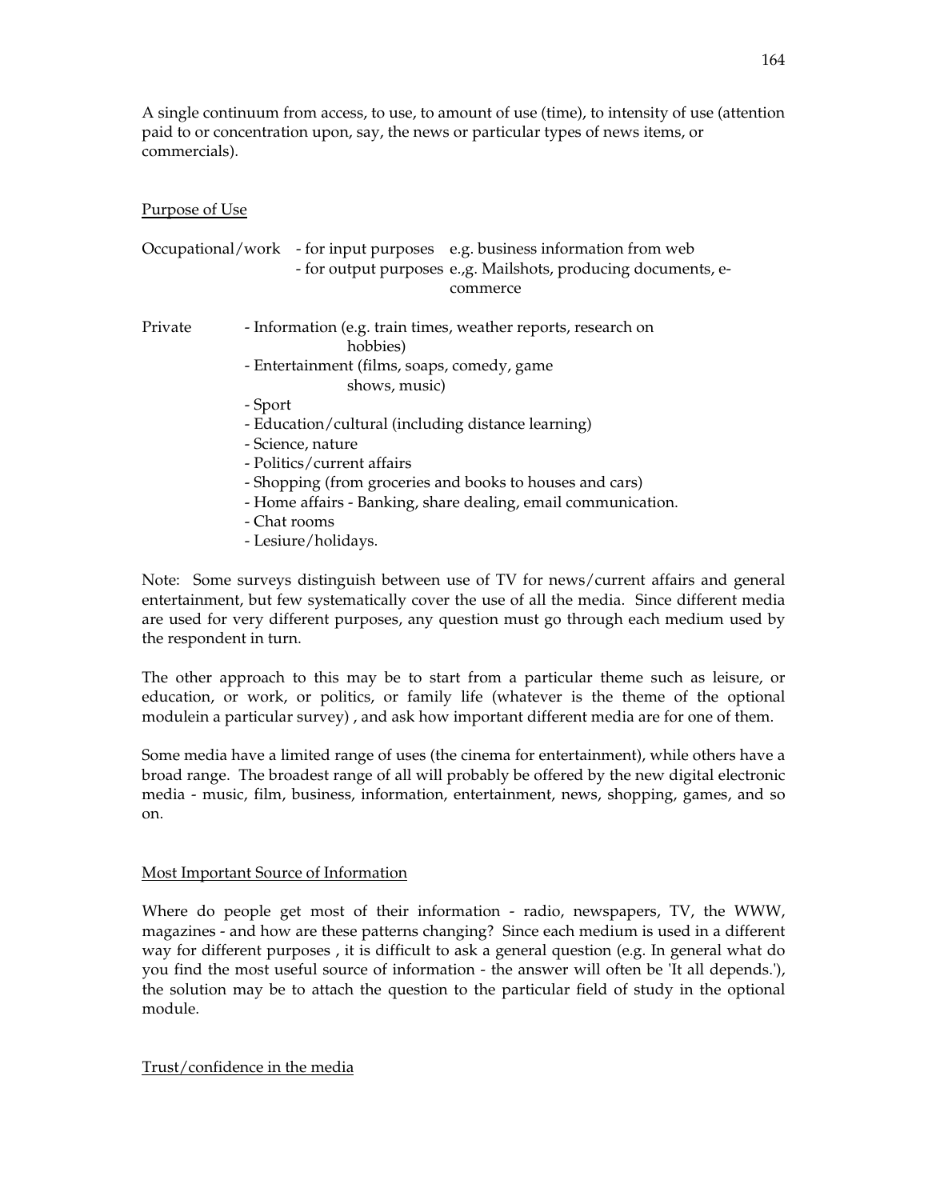A single continuum from access, to use, to amount of use (time), to intensity of use (attention paid to or concentration upon, say, the news or particular types of news items, or commercials).

<u>Purpose of Use</u>

Occupational/work
- for input purposes e.g. business information from web
- for output purposes e.,g. Mailshots, producing documents, e-commerce

Private
- Information (e.g. train times, weather reports, research on hobbies)
- Entertainment (films, soaps, comedy, game shows, music)
- Sport
- Education/cultural (including distance learning)
- Science, nature
- Politics/current affairs
- Shopping (from groceries and books to houses and cars)
- Home affairs - Banking, share dealing, email communication.
- Chat rooms
- Lesiure/holidays.

Note: Some surveys distinguish between use of TV for news/current affairs and general entertainment, but few systematically cover the use of all the media. Since different media are used for very different purposes, any question must go through each medium used by the respondent in turn.

The other approach to this may be to start from a particular theme such as leisure, or education, or work, or politics, or family life (whatever is the theme of the optional modulein a particular survey) , and ask how important different media are for one of them.

Some media have a limited range of uses (the cinema for entertainment), while others have a broad range. The broadest range of all will probably be offered by the new digital electronic media - music, film, business, information, entertainment, news, shopping, games, and so on.

<u>Most Important Source of Information</u>

Where do people get most of their information - radio, newspapers, TV, the WWW, magazines - and how are these patterns changing? Since each medium is used in a different way for different purposes , it is difficult to ask a general question (e.g. In general what do you find the most useful source of information - the answer will often be 'It all depends.'), the solution may be to attach the question to the particular field of study in the optional module.

<u>Trust/confidence in the media</u>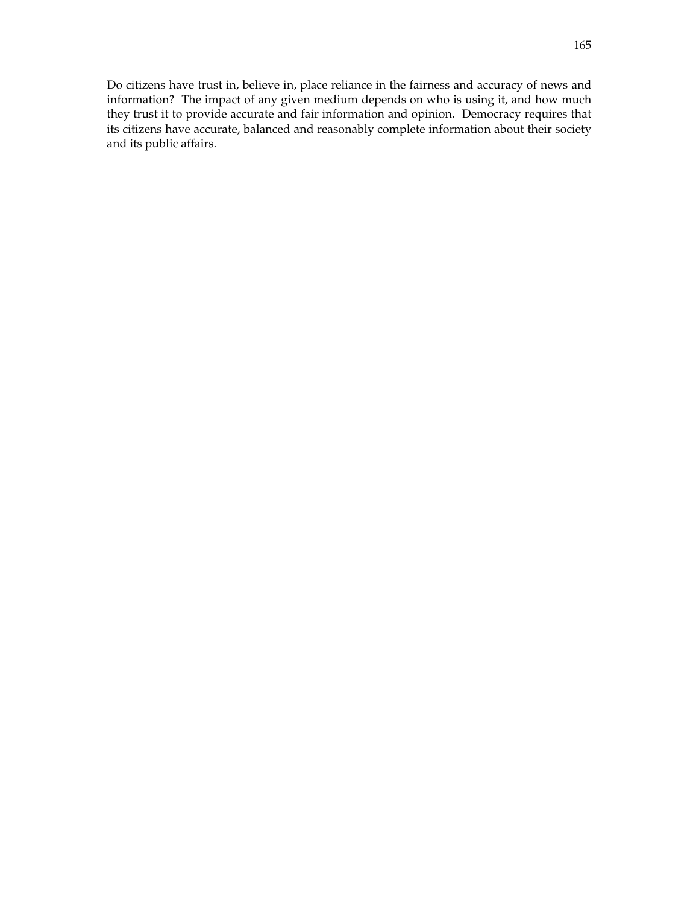Do citizens have trust in, believe in, place reliance in the fairness and accuracy of news and information? The impact of any given medium depends on who is using it, and how much they trust it to provide accurate and fair information and opinion. Democracy requires that its citizens have accurate, balanced and reasonably complete information about their society and its public affairs.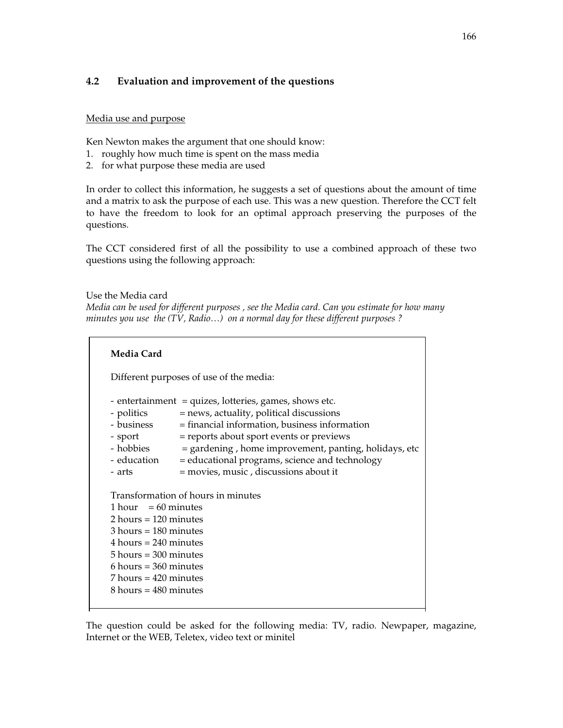## 4.2 Evaluation and improvement of the questions

Media use and purpose

Ken Newton makes the argument that one should know:

1. roughly how much time is spent on the mass media
2. for what purpose these media are used

In order to collect this information, he suggests a set of questions about the amount of time and a matrix to ask the purpose of each use. This was a new question. Therefore the CCT felt to have the freedom to look for an optimal approach preserving the purposes of the questions.

The CCT considered first of all the possibility to use a combined approach of these two questions using the following approach:

Use the Media card

*Media can be used for different purposes , see the Media card. Can you estimate for how many minutes you use the (TV, Radio…) on a normal day for these different purposes ?*

**Media Card**

Different purposes of use of the media:

- entertainment = quizes, lotteries, games, shows etc.
- politics = news, actuality, political discussions
- business = financial information, business information
- sport = reports about sport events or previews
- hobbies = gardening , home improvement, panting, holidays, etc
- education = educational programs, science and technology
- arts = movies, music , discussions about it

Transformation of hours in minutes

1 hour = 60 minutes
2 hours = 120 minutes
3 hours = 180 minutes
4 hours = 240 minutes
5 hours = 300 minutes
6 hours = 360 minutes
7 hours = 420 minutes
8 hours = 480 minutes

The question could be asked for the following media: TV, radio. Newpaper, magazine, Internet or the WEB, Teletex, video text or minitel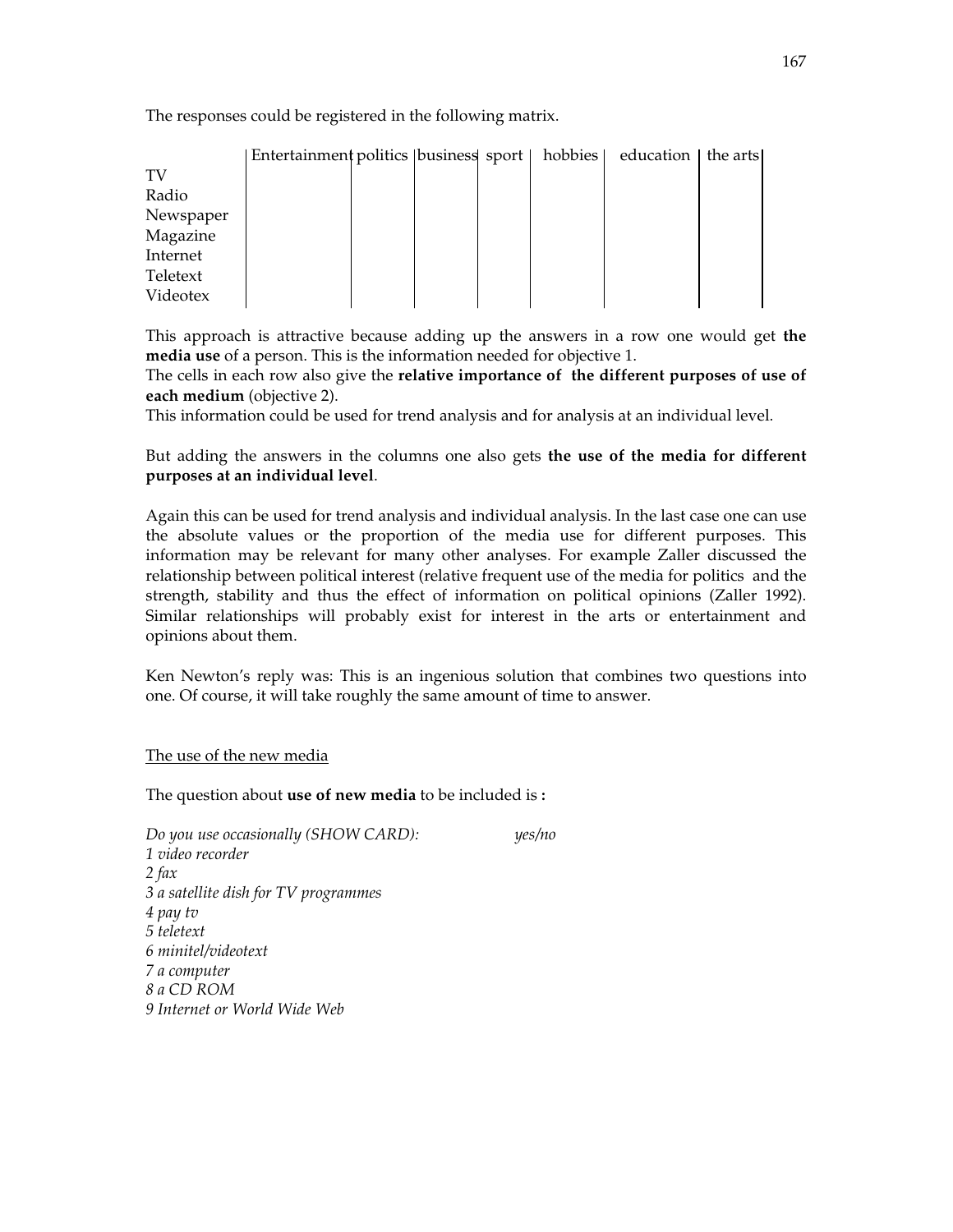The responses could be registered in the following matrix.

| | Entertainment | politics | business | sport | hobbies | education | the arts |
|---|---|---|---|---|---|---|---|
| TV | | | | | | | |
| Radio | | | | | | | |
| Newspaper | | | | | | | |
| Magazine | | | | | | | |
| Internet | | | | | | | |
| Teletext | | | | | | | |
| Videotex | | | | | | | |

This approach is attractive because adding up the answers in a row one would get **the media use** of a person. This is the information needed for objective 1.
The cells in each row also give the **relative importance of the different purposes of use of each medium** (objective 2).
This information could be used for trend analysis and for analysis at an individual level.

But adding the answers in the columns one also gets **the use of the media for different purposes at an individual level**.

Again this can be used for trend analysis and individual analysis. In the last case one can use the absolute values or the proportion of the media use for different purposes. This information may be relevant for many other analyses. For example Zaller discussed the relationship between political interest (relative frequent use of the media for politics and the strength, stability and thus the effect of information on political opinions (Zaller 1992). Similar relationships will probably exist for interest in the arts or entertainment and opinions about them.

Ken Newton's reply was: This is an ingenious solution that combines two questions into one. Of course, it will take roughly the same amount of time to answer.

<u>The use of the new media</u>

The question about **use of new media** to be included is **:**

*Do you use occasionally (SHOW CARD):* *yes/no*
*1 video recorder*
*2 fax*
*3 a satellite dish for TV programmes*
*4 pay tv*
*5 teletext*
*6 minitel/videotext*
*7 a computer*
*8 a CD ROM*
*9 Internet or World Wide Web*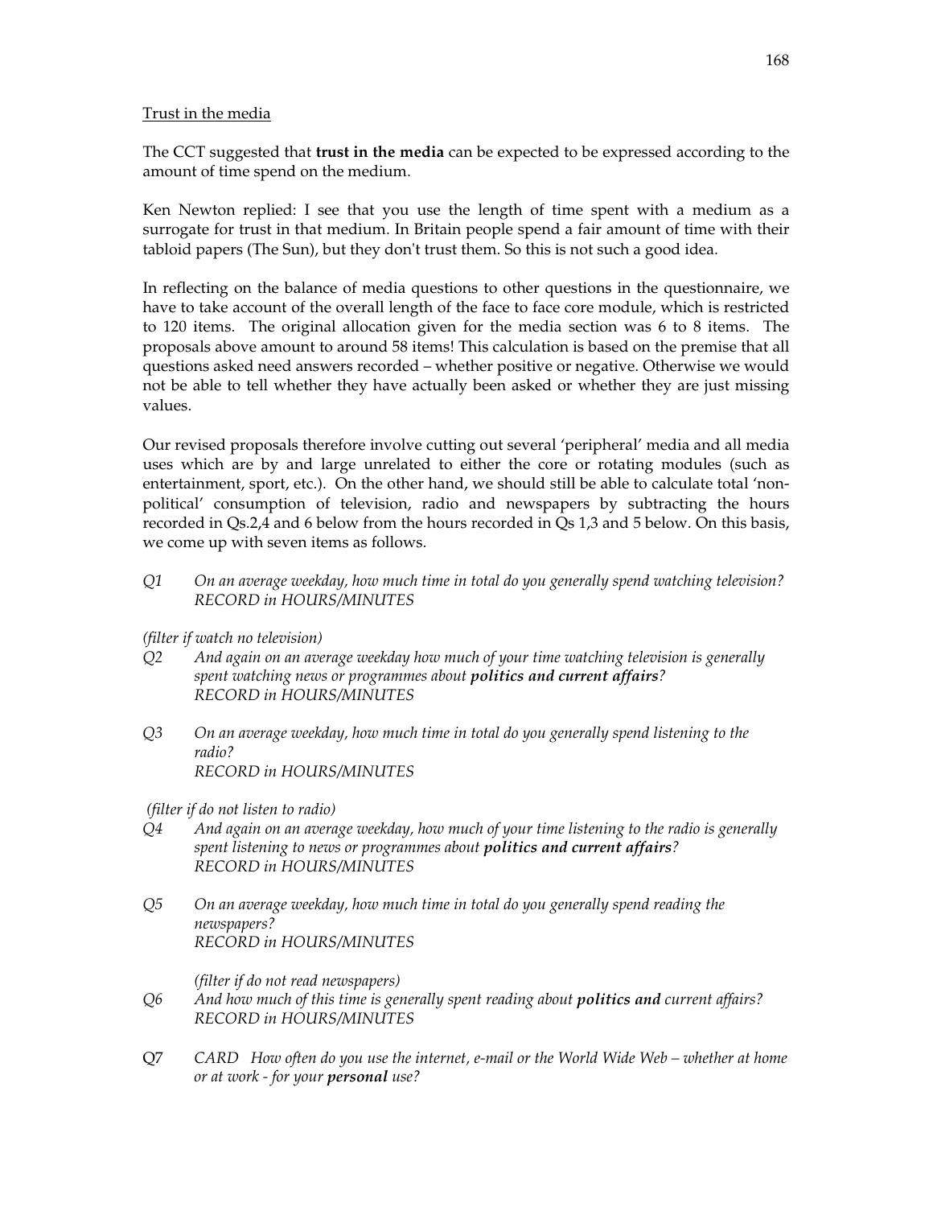Trust in the media

The CCT suggested that **trust in the media** can be expected to be expressed according to the amount of time spend on the medium.

Ken Newton replied: I see that you use the length of time spent with a medium as a surrogate for trust in that medium. In Britain people spend a fair amount of time with their tabloid papers (The Sun), but they don't trust them. So this is not such a good idea.

In reflecting on the balance of media questions to other questions in the questionnaire, we have to take account of the overall length of the face to face core module, which is restricted to 120 items. The original allocation given for the media section was 6 to 8 items. The proposals above amount to around 58 items! This calculation is based on the premise that all questions asked need answers recorded – whether positive or negative. Otherwise we would not be able to tell whether they have actually been asked or whether they are just missing values.

Our revised proposals therefore involve cutting out several 'peripheral' media and all media uses which are by and large unrelated to either the core or rotating modules (such as entertainment, sport, etc.). On the other hand, we should still be able to calculate total 'non-political' consumption of television, radio and newspapers by subtracting the hours recorded in Qs.2,4 and 6 below from the hours recorded in Qs 1,3 and 5 below. On this basis, we come up with seven items as follows.

*Q1 On an average weekday, how much time in total do you generally spend watching television? RECORD in HOURS/MINUTES*

*(filter if watch no television)*

*Q2 And again on an average weekday how much of your time watching television is generally spent watching news or programmes about **politics and current affairs**? RECORD in HOURS/MINUTES*

*Q3 On an average weekday, how much time in total do you generally spend listening to the radio? RECORD in HOURS/MINUTES*

*(filter if do not listen to radio)*

*Q4 And again on an average weekday, how much of your time listening to the radio is generally spent listening to news or programmes about **politics and current affairs**? RECORD in HOURS/MINUTES*

*Q5 On an average weekday, how much time in total do you generally spend reading the newspapers? RECORD in HOURS/MINUTES*

*(filter if do not read newspapers)*

*Q6 And how much of this time is generally spent reading about **politics and** current affairs? RECORD in HOURS/MINUTES*

*Q7 CARD How often do you use the internet, e-mail or the World Wide Web – whether at home or at work - for your **personal** use?*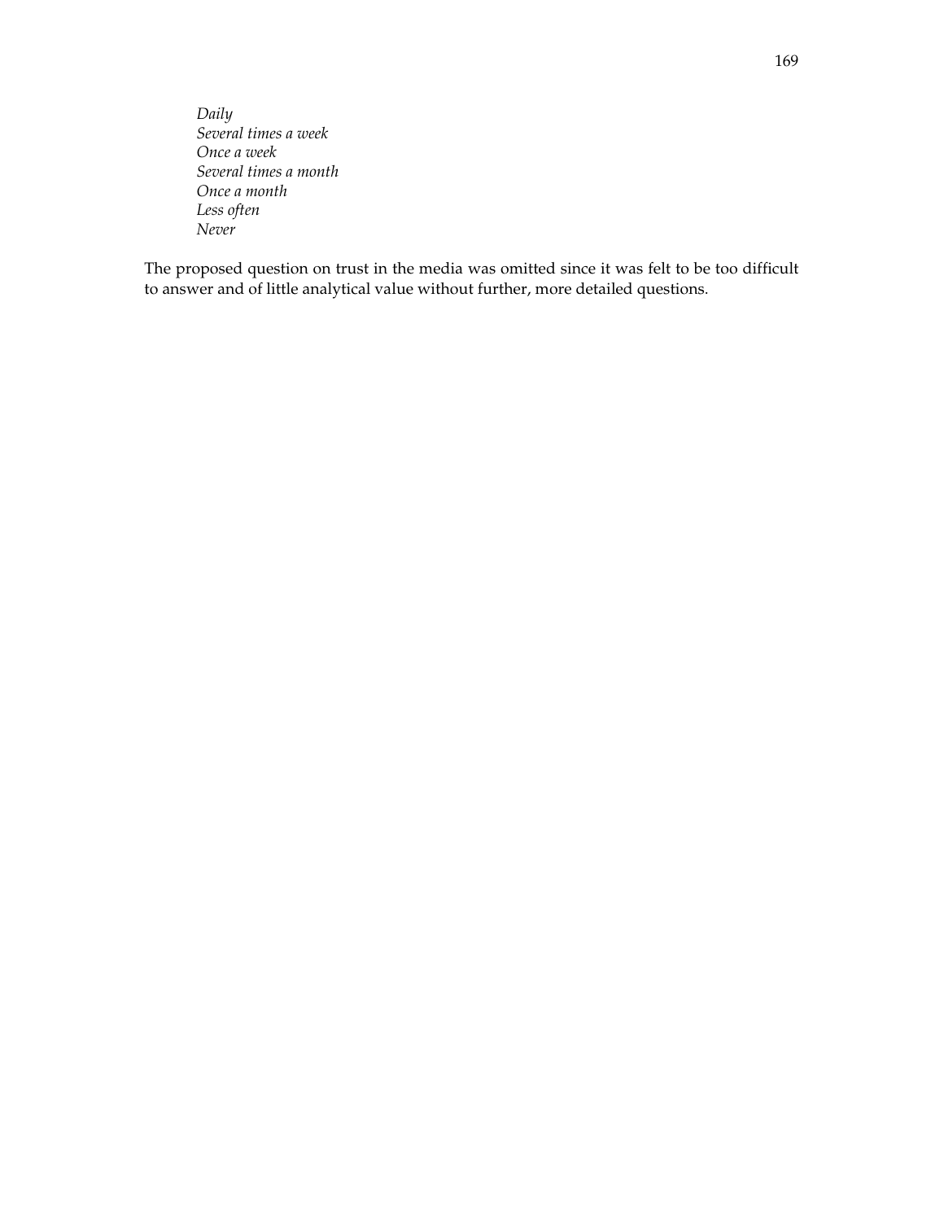*Daily*
*Several times a week*
*Once a week*
*Several times a month*
*Once a month*
*Less often*
*Never*

The proposed question on trust in the media was omitted since it was felt to be too difficult to answer and of little analytical value without further, more detailed questions.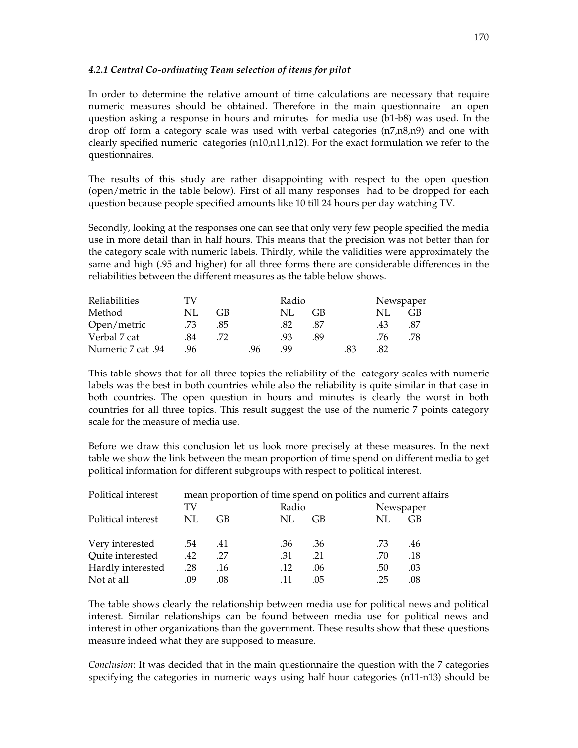#### 4.2.1 Central Co-ordinating Team selection of items for pilot

In order to determine the relative amount of time calculations are necessary that require numeric measures should be obtained. Therefore in the main questionnaire an open question asking a response in hours and minutes for media use (b1-b8) was used. In the drop off form a category scale was used with verbal categories (n7,n8,n9) and one with clearly specified numeric categories (n10,n11,n12). For the exact formulation we refer to the questionnaires.

The results of this study are rather disappointing with respect to the open question (open/metric in the table below). First of all many responses had to be dropped for each question because people specified amounts like 10 till 24 hours per day watching TV.

Secondly, looking at the responses one can see that only very few people specified the media use in more detail than in half hours. This means that the precision was not better than for the category scale with numeric labels. Thirdly, while the validities were approximately the same and high (.95 and higher) for all three forms there are considerable differences in the reliabilities between the different measures as the table below shows.

| Reliabilities | TV | | Radio | | Newspaper | |
|---|---|---|---|---|---|---|
| Method | NL | GB | NL | GB | NL | GB |
| Open/metric | .73 | .85 | .82 | .87 | .43 | .87 |
| Verbal 7 cat | .84 | .72 | .93 | .89 | .76 | .78 |
| Numeric 7 cat | .94 | .96 | .96 | .99 | .83 | .82 |

This table shows that for all three topics the reliability of the category scales with numeric labels was the best in both countries while also the reliability is quite similar in that case in both countries. The open question in hours and minutes is clearly the worst in both countries for all three topics. This result suggest the use of the numeric 7 points category scale for the measure of media use.

Before we draw this conclusion let us look more precisely at these measures. In the next table we show the link between the mean proportion of time spend on different media to get political information for different subgroups with respect to political interest.

| Political interest | mean proportion of time spend on politics and current affairs | | | | | |
|---|---|---|---|---|---|---|
| | TV | | Radio | | Newspaper | |
| Political interest | NL | GB | NL | GB | NL | GB |
| Very interested | .54 | .41 | .36 | .36 | .73 | .46 |
| Quite interested | .42 | .27 | .31 | .21 | .70 | .18 |
| Hardly interested | .28 | .16 | .12 | .06 | .50 | .03 |
| Not at all | .09 | .08 | .11 | .05 | .25 | .08 |

The table shows clearly the relationship between media use for political news and political interest. Similar relationships can be found between media use for political news and interest in other organizations than the government. These results show that these questions measure indeed what they are supposed to measure.

*Conclusion*: It was decided that in the main questionnaire the question with the 7 categories specifying the categories in numeric ways using half hour categories (n11-n13) should be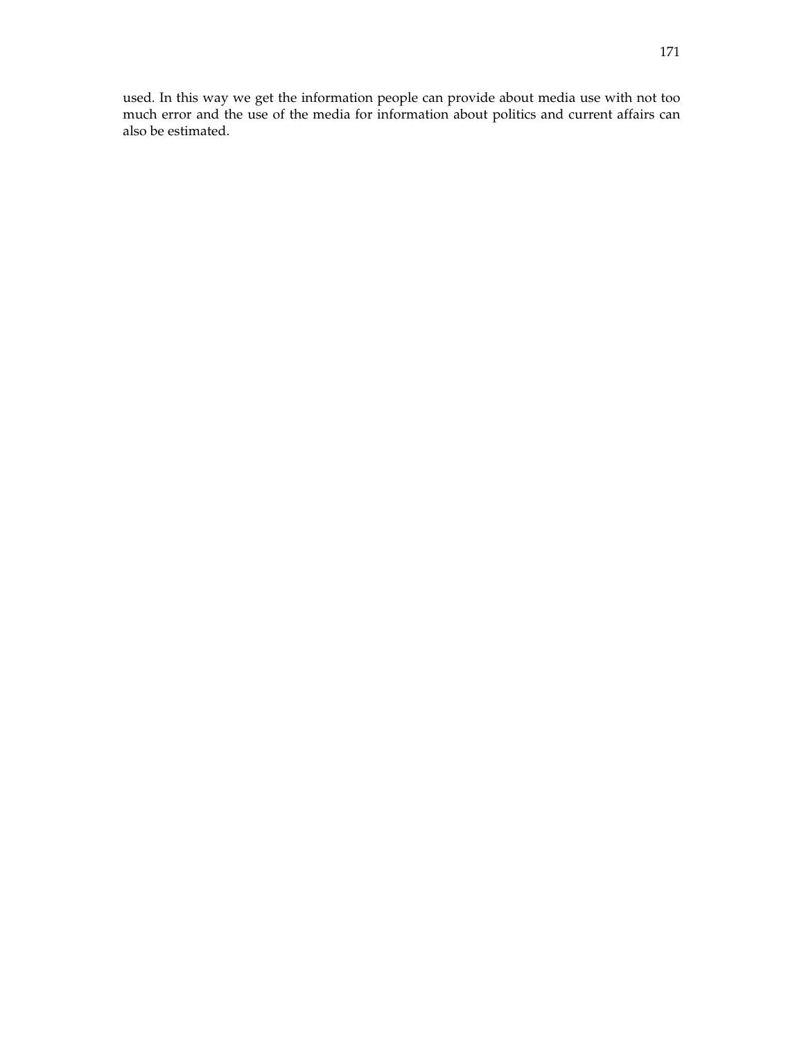used. In this way we get the information people can provide about media use with not too much error and the use of the media for information about politics and current affairs can also be estimated.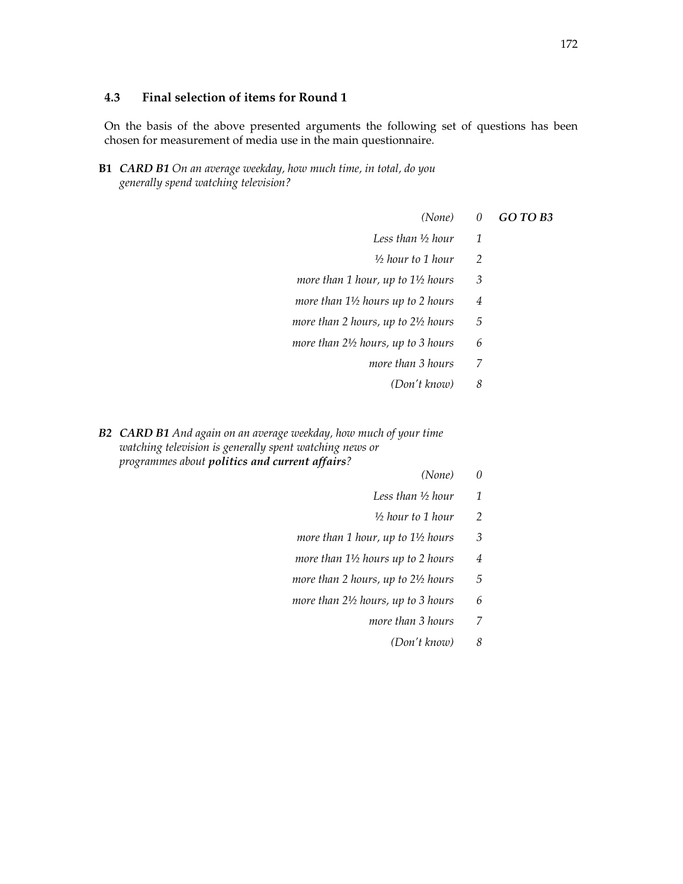### 4.3 Final selection of items for Round 1

On the basis of the above presented arguments the following set of questions has been chosen for measurement of media use in the main questionnaire.

**B1** ***CARD B1*** *On an average weekday, how much time, in total, do you generally spend watching television?*

| | | |
|---|---|---|
| *(None)* | *0* | ***GO TO B3*** |
| *Less than ½ hour* | *1* | |
| *½ hour to 1 hour* | *2* | |
| *more than 1 hour, up to 1½ hours* | *3* | |
| *more than 1½ hours up to 2 hours* | *4* | |
| *more than 2 hours, up to 2½ hours* | *5* | |
| *more than 2½ hours, up to 3 hours* | *6* | |
| *more than 3 hours* | *7* | |
| *(Don't know)* | *8* | |

***B2*** ***CARD B1*** *And again on an average weekday, how much of your time watching television is generally spent watching news or programmes about* ***politics and current affairs****?*

| | |
|---|---|
| *(None)* | *0* |
| *Less than ½ hour* | *1* |
| *½ hour to 1 hour* | *2* |
| *more than 1 hour, up to 1½ hours* | *3* |
| *more than 1½ hours up to 2 hours* | *4* |
| *more than 2 hours, up to 2½ hours* | *5* |
| *more than 2½ hours, up to 3 hours* | *6* |
| *more than 3 hours* | *7* |
| *(Don't know)* | *8* |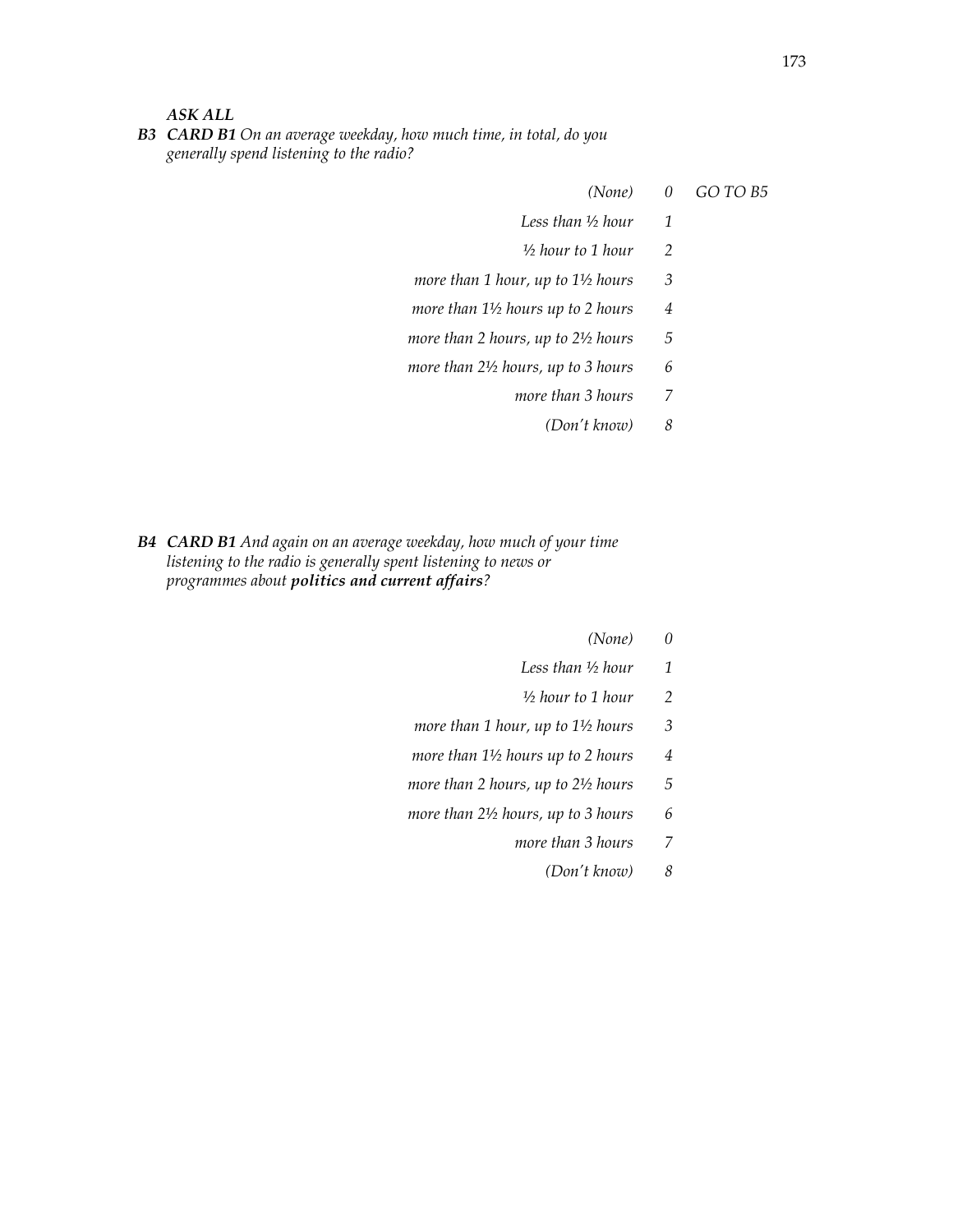*ASK ALL*

***B3*** ***CARD B1*** *On an average weekday, how much time, in total, do you generally spend listening to the radio?*

| | | |
|---|---|---|
| *(None)* | *0* | *GO TO B5* |
| *Less than ½ hour* | *1* | |
| *½ hour to 1 hour* | *2* | |
| *more than 1 hour, up to 1½ hours* | *3* | |
| *more than 1½ hours up to 2 hours* | *4* | |
| *more than 2 hours, up to 2½ hours* | *5* | |
| *more than 2½ hours, up to 3 hours* | *6* | |
| *more than 3 hours* | *7* | |
| *(Don't know)* | *8* | |

***B4*** ***CARD B1*** *And again on an average weekday, how much of your time listening to the radio is generally spent listening to news or programmes about* ***politics and current affairs****?*

| | |
|---|---|
| *(None)* | *0* |
| *Less than ½ hour* | *1* |
| *½ hour to 1 hour* | *2* |
| *more than 1 hour, up to 1½ hours* | *3* |
| *more than 1½ hours up to 2 hours* | *4* |
| *more than 2 hours, up to 2½ hours* | *5* |
| *more than 2½ hours, up to 3 hours* | *6* |
| *more than 3 hours* | *7* |
| *(Don't know)* | *8* |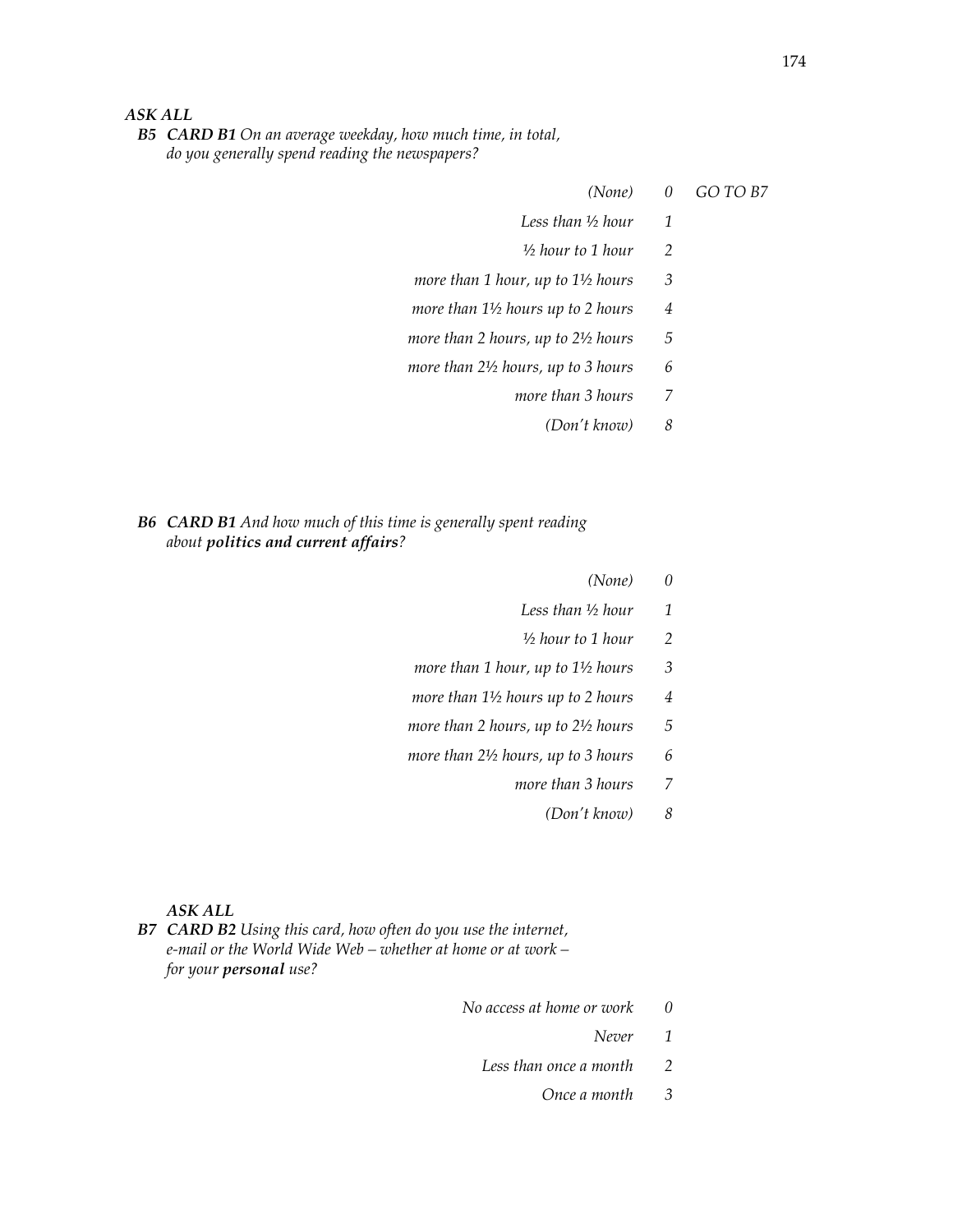***ASK ALL***

***B5*** ***CARD B1*** *On an average weekday, how much time, in total, do you generally spend reading the newspapers?*

| | | |
|---|---|---|
| *(None)* | *0* | *GO TO B7* |
| *Less than ½ hour* | *1* | |
| *½ hour to 1 hour* | *2* | |
| *more than 1 hour, up to 1½ hours* | *3* | |
| *more than 1½ hours up to 2 hours* | *4* | |
| *more than 2 hours, up to 2½ hours* | *5* | |
| *more than 2½ hours, up to 3 hours* | *6* | |
| *more than 3 hours* | *7* | |
| *(Don't know)* | *8* | |

***B6*** ***CARD B1*** *And how much of this time is generally spent reading about **politics and current affairs**?*

| | |
|---|---|
| *(None)* | *0* |
| *Less than ½ hour* | *1* |
| *½ hour to 1 hour* | *2* |
| *more than 1 hour, up to 1½ hours* | *3* |
| *more than 1½ hours up to 2 hours* | *4* |
| *more than 2 hours, up to 2½ hours* | *5* |
| *more than 2½ hours, up to 3 hours* | *6* |
| *more than 3 hours* | *7* |
| *(Don't know)* | *8* |

***ASK ALL***

***B7*** ***CARD B2*** *Using this card, how often do you use the internet, e-mail or the World Wide Web – whether at home or at work – for your **personal** use?*

| | |
|---|---|
| *No access at home or work* | *0* |
| *Never* | *1* |
| *Less than once a month* | *2* |
| *Once a month* | *3* |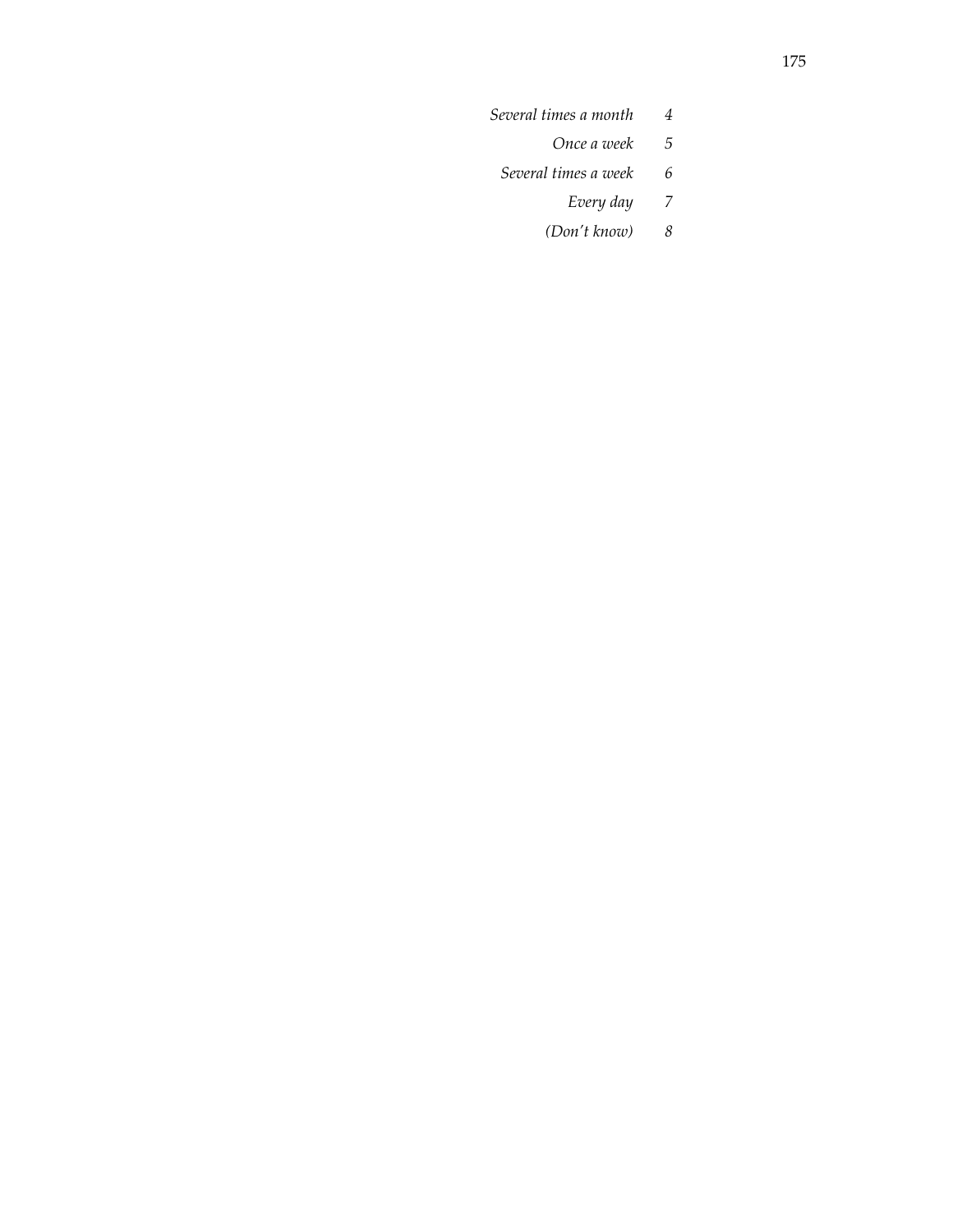| | |
|---|---|
| *Several times a month* | *4* |
| *Once a week* | *5* |
| *Several times a week* | *6* |
| *Every day* | *7* |
| *(Don't know)* | *8* |